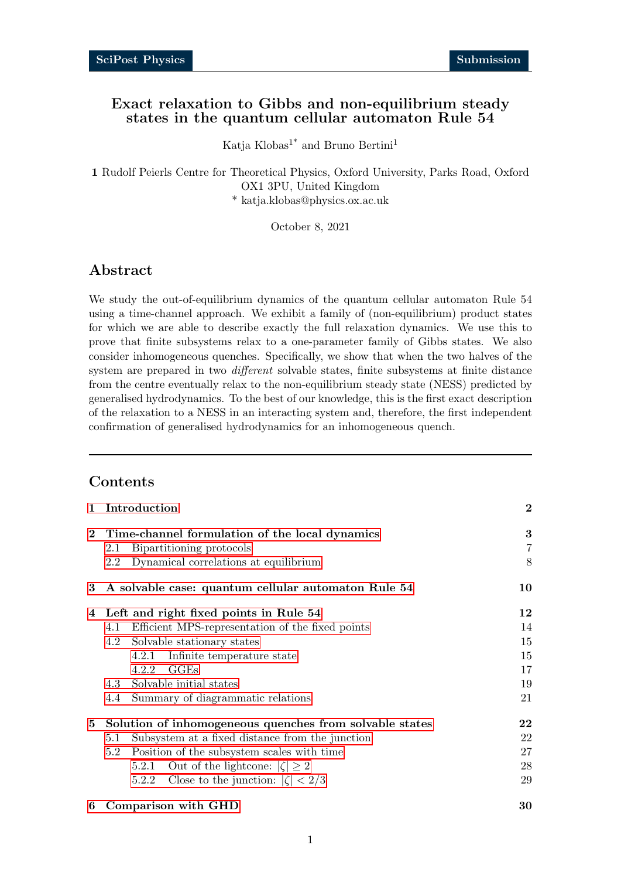# Exact relaxation to Gibbs and non-equilibrium steady states in the quantum cellular automaton Rule 54

Katja Klobas[1*] and Bruno Bertini[1]

**1** Rudolf Peierls Centre for Theoretical Physics, Oxford University, Parks Road, Oxford OX1 3PU, United Kingdom
\* katja.klobas@physics.ox.ac.uk

October 8, 2021

## Abstract

We study the out-of-equilibrium dynamics of the quantum cellular automaton Rule 54 using a time-channel approach. We exhibit a family of (non-equilibrium) product states for which we are able to describe exactly the full relaxation dynamics. We use this to prove that finite subsystems relax to a one-parameter family of Gibbs states. We also consider inhomogeneous quenches. Specifically, we show that when the two halves of the system are prepared in two *different* solvable states, finite subsystems at finite distance from the centre eventually relax to the non-equilibrium steady state (NESS) predicted by generalised hydrodynamics. To the best of our knowledge, this is the first exact description of the relaxation to a NESS in an interacting system and, therefore, the first independent confirmation of generalised hydrodynamics for an inhomogeneous quench.

---

## Contents

| | |
|---|---|
| **1 Introduction** | **2** |
| **2 Time-channel formulation of the local dynamics** | **3** |
| 2.1 Bipartitioning protocols | 7 |
| 2.2 Dynamical correlations at equilibrium | 8 |
| **3 A solvable case: quantum cellular automaton Rule 54** | **10** |
| **4 Left and right fixed points in Rule 54** | **12** |
| 4.1 Efficient MPS-representation of the fixed points | 14 |
| 4.2 Solvable stationary states | 15 |
| 4.2.1 Infinite temperature state | 15 |
| 4.2.2 GGEs | 17 |
| 4.3 Solvable initial states | 19 |
| 4.4 Summary of diagrammatic relations | 21 |
| **5 Solution of inhomogeneous quenches from solvable states** | **22** |
| 5.1 Subsystem at a fixed distance from the junction | 22 |
| 5.2 Position of the subsystem scales with time | 27 |
| 5.2.1 Out of the lightcone: $\lvert\zeta\rvert \geq 2$ | 28 |
| 5.2.2 Close to the junction: $\lvert\zeta\rvert < 2/3$ | 29 |
| **6 Comparison with GHD** | **30** |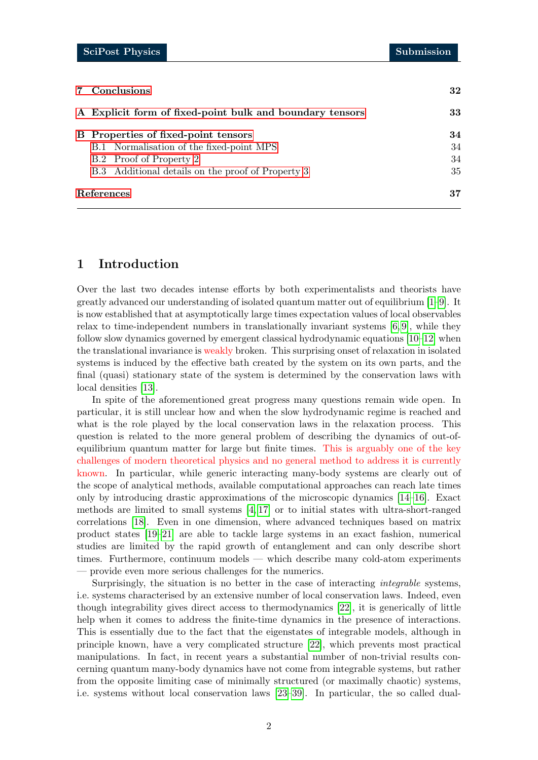| | |
|---|---|
| 7 Conclusions | 32 |
| A Explicit form of fixed-point bulk and boundary tensors | 33 |
| B Properties of fixed-point tensors | 34 |
| B.1 Normalisation of the fixed-point MPS | 34 |
| B.2 Proof of Property 2 | 34 |
| B.3 Additional details on the proof of Property 3 | 35 |
| References | 37 |

## 1 Introduction

Over the last two decades intense efforts by both experimentalists and theorists have greatly advanced our understanding of isolated quantum matter out of equilibrium [1–9]. It is now established that at asymptotically large times expectation values of local observables relax to time-independent numbers in translationally invariant systems [6,9], while they follow slow dynamics governed by emergent classical hydrodynamic equations [10–12] when the translational invariance is weakly broken. This surprising onset of relaxation in isolated systems is induced by the effective bath created by the system on its own parts, and the final (quasi) stationary state of the system is determined by the conservation laws with local densities [13].

In spite of the aforementioned great progress many questions remain wide open. In particular, it is still unclear how and when the slow hydrodynamic regime is reached and what is the role played by the local conservation laws in the relaxation process. This question is related to the more general problem of describing the dynamics of out-of-equilibrium quantum matter for large but finite times. This is arguably one of the key challenges of modern theoretical physics and no general method to address it is currently known. In particular, while generic interacting many-body systems are clearly out of the scope of analytical methods, available computational approaches can reach late times only by introducing drastic approximations of the microscopic dynamics [14–16]. Exact methods are limited to small systems [4,17] or to initial states with ultra-short-ranged correlations [18]. Even in one dimension, where advanced techniques based on matrix product states [19–21] are able to tackle large systems in an exact fashion, numerical studies are limited by the rapid growth of entanglement and can only describe short times. Furthermore, continuum models — which describe many cold-atom experiments — provide even more serious challenges for the numerics.

Surprisingly, the situation is no better in the case of interacting *integrable* systems, i.e. systems characterised by an extensive number of local conservation laws. Indeed, even though integrability gives direct access to thermodynamics [22], it is generically of little help when it comes to address the finite-time dynamics in the presence of interactions. This is essentially due to the fact that the eigenstates of integrable models, although in principle known, have a very complicated structure [22], which prevents most practical manipulations. In fact, in recent years a substantial number of non-trivial results concerning quantum many-body dynamics have not come from integrable systems, but rather from the opposite limiting case of minimally structured (or maximally chaotic) systems, i.e. systems without local conservation laws [23–39]. In particular, the so called dual-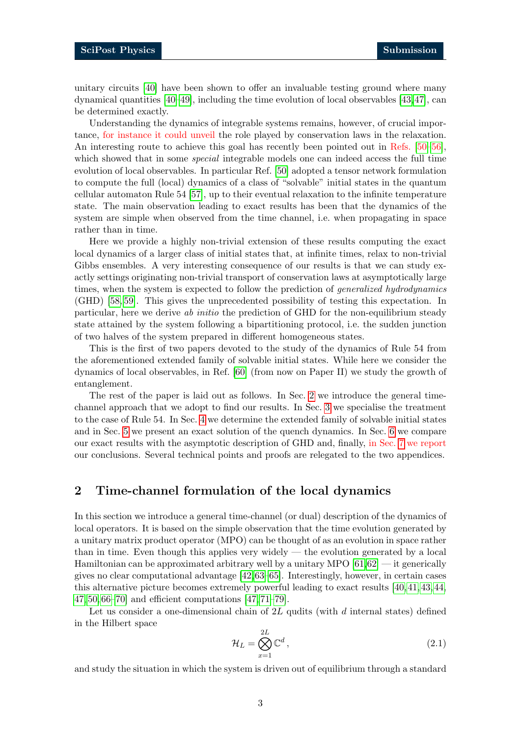unitary circuits [40] have been shown to offer an invaluable testing ground where many dynamical quantities [40–49], including the time evolution of local observables [43,47], can be determined exactly.

Understanding the dynamics of integrable systems remains, however, of crucial importance, for instance it could unveil the role played by conservation laws in the relaxation. An interesting route to achieve this goal has recently been pointed out in Refs. [50–56], which showed that in some *special* integrable models one can indeed access the full time evolution of local observables. In particular Ref. [50] adopted a tensor network formulation to compute the full (local) dynamics of a class of "solvable" initial states in the quantum cellular automaton Rule 54 [57], up to their eventual relaxation to the infinite temperature state. The main observation leading to exact results has been that the dynamics of the system are simple when observed from the time channel, i.e. when propagating in space rather than in time.

Here we provide a highly non-trivial extension of these results computing the exact local dynamics of a larger class of initial states that, at infinite times, relax to non-trivial Gibbs ensembles. A very interesting consequence of our results is that we can study exactly settings originating non-trivial transport of conservation laws at asymptotically large times, when the system is expected to follow the prediction of *generalized hydrodynamics* (GHD) [58,59]. This gives the unprecedented possibility of testing this expectation. In particular, here we derive *ab initio* the prediction of GHD for the non-equilibrium steady state attained by the system following a bipartitioning protocol, i.e. the sudden junction of two halves of the system prepared in different homogeneous states.

This is the first of two papers devoted to the study of the dynamics of Rule 54 from the aforementioned extended family of solvable initial states. While here we consider the dynamics of local observables, in Ref. [60] (from now on Paper II) we study the growth of entanglement.

The rest of the paper is laid out as follows. In Sec. 2 we introduce the general time-channel approach that we adopt to find our results. In Sec. 3 we specialise the treatment to the case of Rule 54. In Sec. 4 we determine the extended family of solvable initial states and in Sec. 5 we present an exact solution of the quench dynamics. In Sec. 6 we compare our exact results with the asymptotic description of GHD and, finally, in Sec. 7 we report our conclusions. Several technical points and proofs are relegated to the two appendices.

## 2 Time-channel formulation of the local dynamics

In this section we introduce a general time-channel (or dual) description of the dynamics of local operators. It is based on the simple observation that the time evolution generated by a unitary matrix product operator (MPO) can be thought of as an evolution in space rather than in time. Even though this applies very widely — the evolution generated by a local Hamiltonian can be approximated arbitrary well by a unitary MPO [61,62] — it generically gives no clear computational advantage [42,63–65]. Interestingly, however, in certain cases this alternative picture becomes extremely powerful leading to exact results [40,41,43,44,47,50,66–70] and efficient computations [47,71–79].

Let us consider a one-dimensional chain of $2L$ qudits (with $d$ internal states) defined in the Hilbert space

$$\mathcal{H}_L = \bigotimes_{x=1}^{2L} \mathbb{C}^d \,, \tag{2.1}$$

and study the situation in which the system is driven out of equilibrium through a standard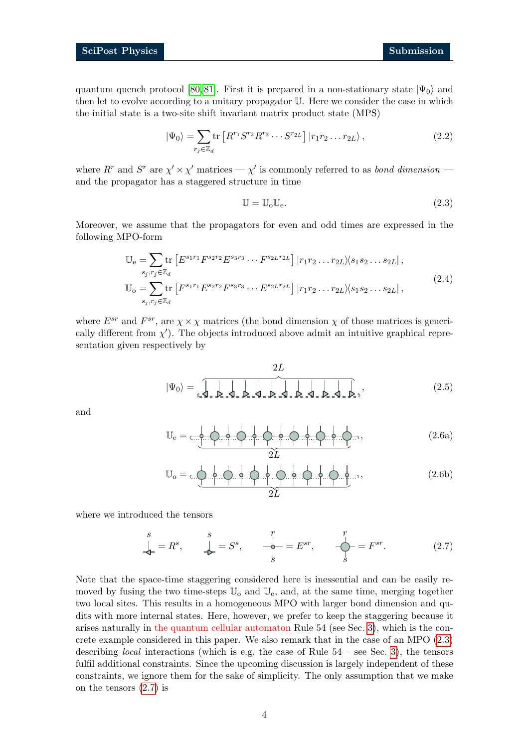quantum quench protocol [80, 81]. First it is prepared in a non-stationary state $|\Psi_0\rangle$ and then let to evolve according to a unitary propagator $\mathbb{U}$. Here we consider the case in which the initial state is a two-site shift invariant matrix product state (MPS)

$$|\Psi_0\rangle = \sum_{r_j \in \mathbb{Z}_d} \mathrm{tr}\left[R^{r_1} S^{r_2} R^{r_3} \cdots S^{r_{2L}}\right] |r_1 r_2 \ldots r_{2L}\rangle , \tag{2.2}$$

where $R^r$ and $S^r$ are $\chi' \times \chi'$ matrices — $\chi'$ is commonly referred to as *bond dimension* — and the propagator has a staggered structure in time

$$\mathbb{U} = \mathbb{U}_{\rm o} \mathbb{U}_{\rm e}. \tag{2.3}$$

Moreover, we assume that the propagators for even and odd times are expressed in the following MPO-form

$$\begin{aligned}
\mathbb{U}_{\rm e} &= \sum_{s_j, r_j \in \mathbb{Z}_d} \mathrm{tr}\left[E^{s_1 r_1} F^{s_2 r_2} E^{s_3 r_3} \cdots F^{s_{2L} r_{2L}}\right] |r_1 r_2 \ldots r_{2L}\rangle\langle s_1 s_2 \ldots s_{2L}| , \\
\mathbb{U}_{\rm o} &= \sum_{s_j, r_j \in \mathbb{Z}_d} \mathrm{tr}\left[F^{s_1 r_1} E^{s_2 r_2} F^{s_3 r_3} \cdots E^{s_{2L} r_{2L}}\right] |r_1 r_2 \ldots r_{2L}\rangle\langle s_1 s_2 \ldots s_{2L}| ,
\end{aligned} \tag{2.4}$$

where $E^{sr}$ and $F^{sr}$, are $\chi \times \chi$ matrices (the bond dimension $\chi$ of those matrices is generically different from $\chi'$). The objects introduced above admit an intuitive graphical representation given respectively by

$$|\Psi_0\rangle = \overbrace{\cdots}^{2L}, \tag{2.5}$$

and

$$\mathbb{U}_{\rm e} = \underbrace{\cdots}_{2L}, \tag{2.6a}$$

$$\mathbb{U}_{\rm o} = \underbrace{\cdots}_{2L}, \tag{2.6b}$$

where we introduced the tensors

$$= R^s, \qquad = S^s, \qquad = E^{sr}, \qquad = F^{sr}. \tag{2.7}$$

Note that the space-time staggering considered here is inessential and can be easily removed by fusing the two time-steps $\mathbb{U}_{\rm o}$ and $\mathbb{U}_{\rm e}$, and, at the same time, merging together two local sites. This results in a homogeneous MPO with larger bond dimension and qudits with more internal states. Here, however, we prefer to keep the staggering because it arises naturally in the quantum cellular automaton Rule 54 (see Sec. 3), which is the concrete example considered in this paper. We also remark that in the case of an MPO (2.3) describing *local* interactions (which is e.g. the case of Rule 54 – see Sec. 3), the tensors fulfil additional constraints. Since the upcoming discussion is largely independent of these constraints, we ignore them for the sake of simplicity. The only assumption that we make on the tensors (2.7) is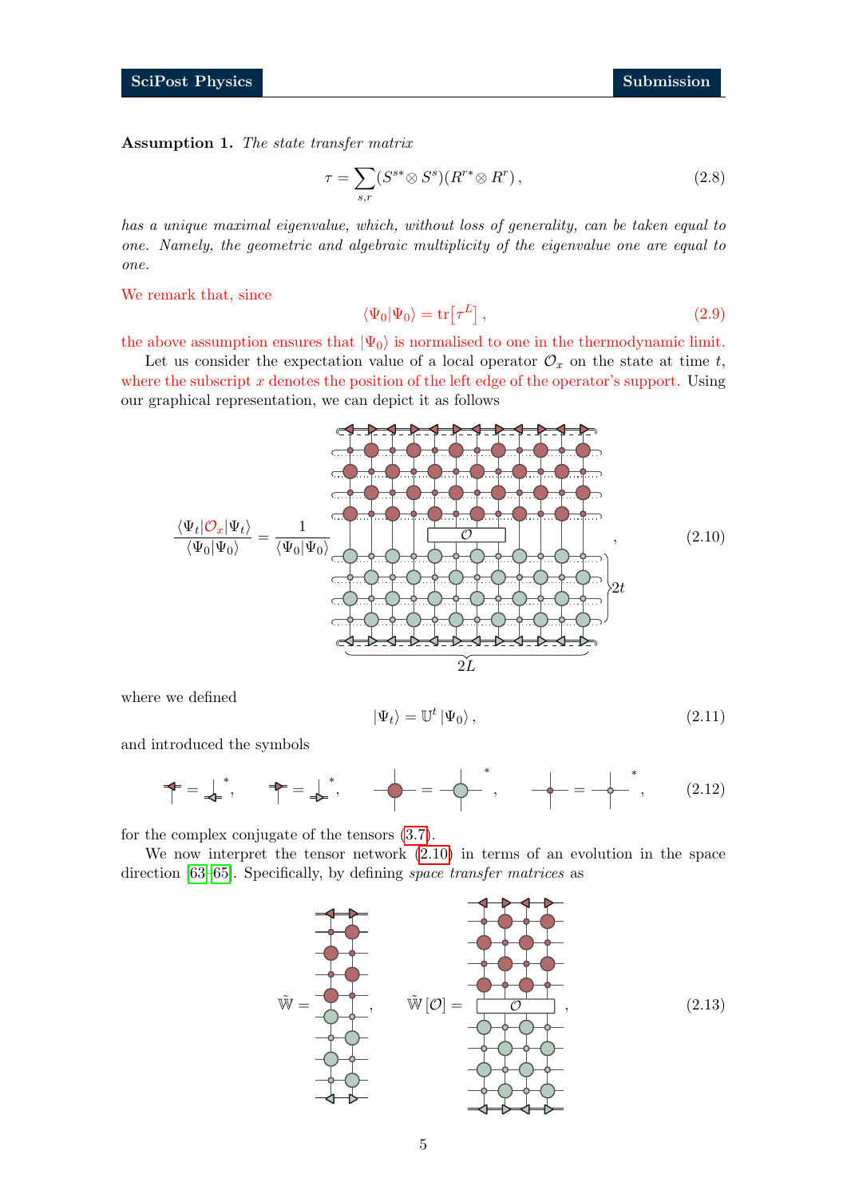**Assumption 1.** *The state transfer matrix*

$$\tau = \sum_{s,r} (S^{s*} \otimes S^{s})(R^{r*} \otimes R^{r}), \tag{2.8}$$

*has a unique maximal eigenvalue, which, without loss of generality, can be taken equal to one. Namely, the geometric and algebraic multiplicity of the eigenvalue one are equal to one.*

We remark that, since

$$\langle \Psi_0 | \Psi_0 \rangle = \mathrm{tr}\big[\tau^L\big], \tag{2.9}$$

the above assumption ensures that $|\Psi_0\rangle$ is normalised to one in the thermodynamic limit.

Let us consider the expectation value of a local operator $\mathcal{O}_x$ on the state at time $t$, where the subscript $x$ denotes the position of the left edge of the operator's support. Using our graphical representation, we can depict it as follows

$$\frac{\langle \Psi_t | \mathcal{O}_x | \Psi_t \rangle}{\langle \Psi_0 | \Psi_0 \rangle} = \frac{1}{\langle \Psi_0 | \Psi_0 \rangle} \quad [\text{tensor network diagram with } \mathcal{O}, \; 2t, \; 2L], \tag{2.10}$$

where we defined

$$|\Psi_t\rangle = \mathbb{U}^t |\Psi_0\rangle, \tag{2.11}$$

and introduced the symbols

$$[\text{diagrams}], \tag{2.12}$$

for the complex conjugate of the tensors (3.7).

We now interpret the tensor network (2.10) in terms of an evolution in the space direction [63–65]. Specifically, by defining *space transfer matrices* as

$$\tilde{\mathbb{W}} = [\text{diagram}], \qquad \tilde{\mathbb{W}}[\mathcal{O}] = [\text{diagram}], \tag{2.13}$$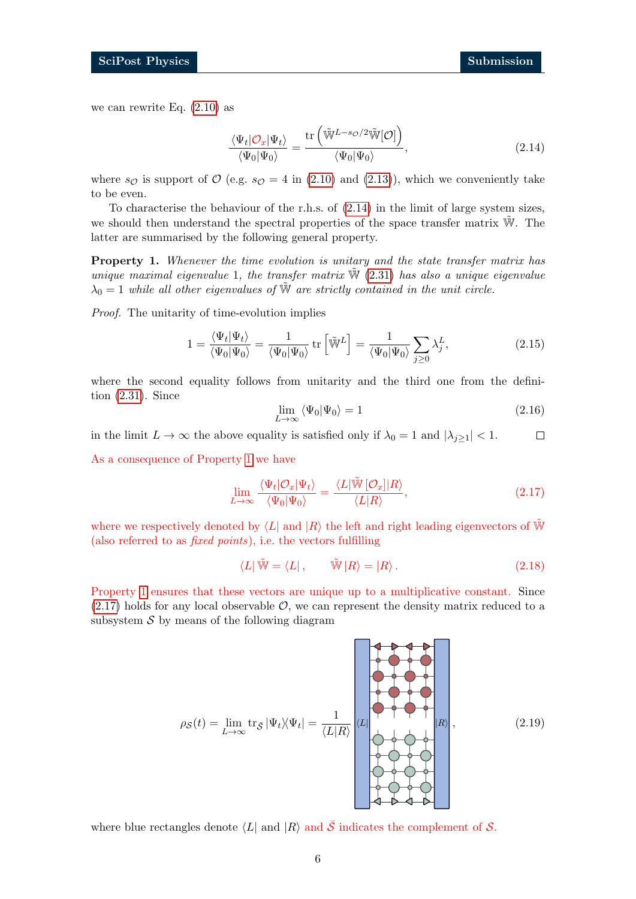we can rewrite Eq. (2.10) as

$$\frac{\langle \Psi_t | \mathcal{O}_x | \Psi_t \rangle}{\langle \Psi_0 | \Psi_0 \rangle} = \frac{\mathrm{tr}\left(\tilde{\mathbb{W}}^{L-s_{\mathcal{O}}/2} \tilde{\mathbb{W}}[\mathcal{O}]\right)}{\langle \Psi_0 | \Psi_0 \rangle}, \tag{2.14}$$

where $s_{\mathcal{O}}$ is support of $\mathcal{O}$ (e.g. $s_{\mathcal{O}} = 4$ in (2.10) and (2.13)), which we conveniently take to be even.

To characterise the behaviour of the r.h.s. of (2.14) in the limit of large system sizes, we should then understand the spectral properties of the space transfer matrix $\tilde{\mathbb{W}}$. The latter are summarised by the following general property.

**Property 1.** *Whenever the time evolution is unitary and the state transfer matrix has unique maximal eigenvalue 1, the transfer matrix $\tilde{\mathbb{W}}$ (2.31) has also a unique eigenvalue $\lambda_0 = 1$ while all other eigenvalues of $\tilde{\mathbb{W}}$ are strictly contained in the unit circle.*

*Proof.* The unitarity of time-evolution implies

$$1 = \frac{\langle \Psi_t | \Psi_t \rangle}{\langle \Psi_0 | \Psi_0 \rangle} = \frac{1}{\langle \Psi_0 | \Psi_0 \rangle} \mathrm{tr}\left[\tilde{\mathbb{W}}^L\right] = \frac{1}{\langle \Psi_0 | \Psi_0 \rangle} \sum_{j \geq 0} \lambda_j^L, \tag{2.15}$$

where the second equality follows from unitarity and the third one from the definition (2.31). Since

$$\lim_{L \to \infty} \langle \Psi_0 | \Psi_0 \rangle = 1 \tag{2.16}$$

in the limit $L \to \infty$ the above equality is satisfied only if $\lambda_0 = 1$ and $|\lambda_{j \geq 1}| < 1$. □

As a consequence of Property 1 we have

$$\lim_{L \to \infty} \frac{\langle \Psi_t | \mathcal{O}_x | \Psi_t \rangle}{\langle \Psi_0 | \Psi_0 \rangle} = \frac{\langle L | \tilde{\mathbb{W}}\left[\mathcal{O}_x\right] | R \rangle}{\langle L | R \rangle}, \tag{2.17}$$

where we respectively denoted by $\langle L|$ and $|R\rangle$ the left and right leading eigenvectors of $\tilde{\mathbb{W}}$ (also referred to as *fixed points*), i.e. the vectors fulfilling

$$\langle L | \tilde{\mathbb{W}} = \langle L | , \qquad \tilde{\mathbb{W}} | R \rangle = | R \rangle . \tag{2.18}$$

Property 1 ensures that these vectors are unique up to a multiplicative constant. Since (2.17) holds for any local observable $\mathcal{O}$, we can represent the density matrix reduced to a subsystem $\mathcal{S}$ by means of the following diagram

$$\rho_{\mathcal{S}}(t) = \lim_{L \to \infty} \mathrm{tr}_{\bar{\mathcal{S}}} |\Psi_t\rangle\langle\Psi_t| = \frac{1}{\langle L | R \rangle} \langle L| \cdots |R\rangle, \tag{2.19}$$

where blue rectangles denote $\langle L|$ and $|R\rangle$ and $\bar{\mathcal{S}}$ indicates the complement of $\mathcal{S}$.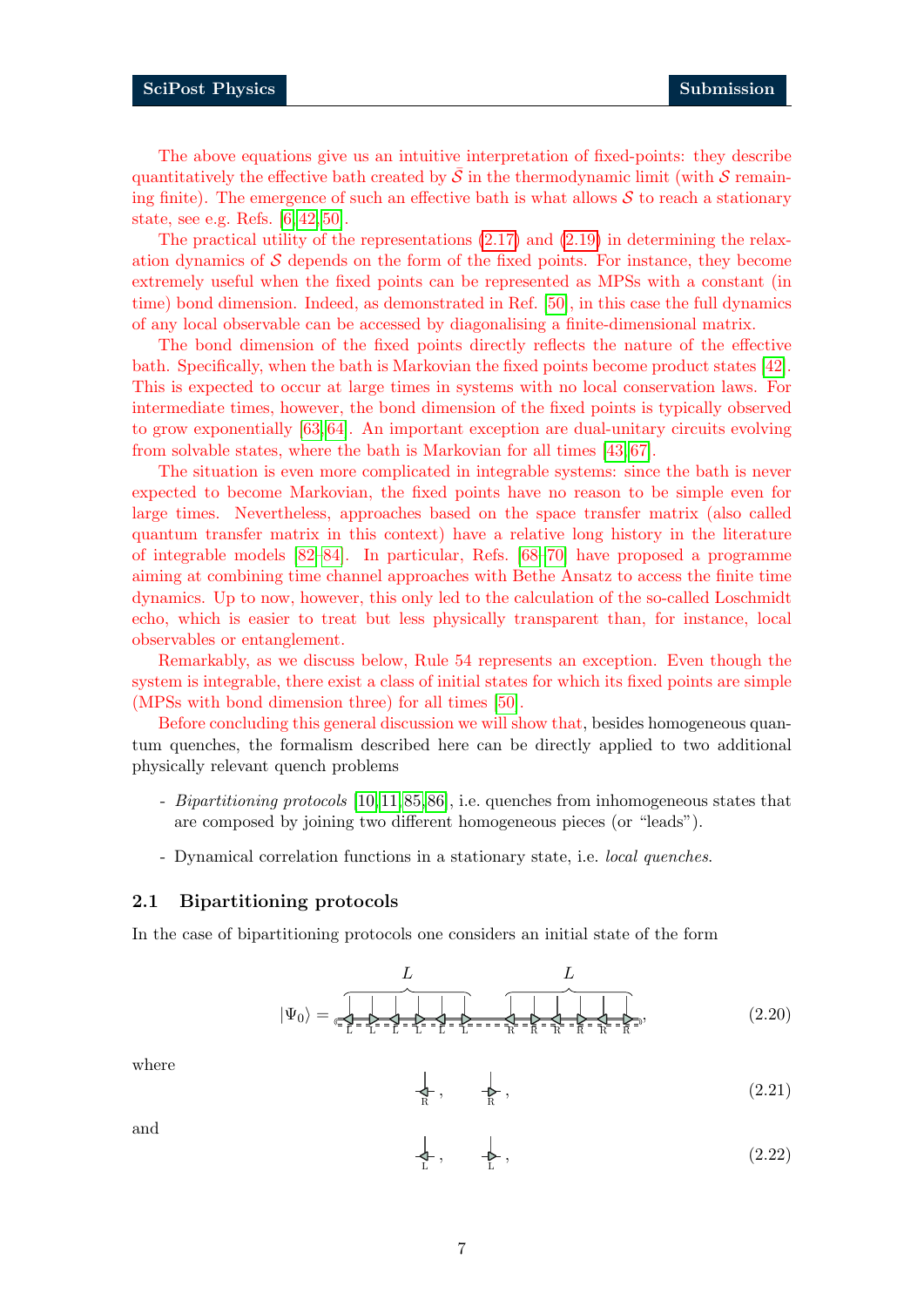The above equations give us an intuitive interpretation of fixed-points: they describe quantitatively the effective bath created by $\bar{\mathcal{S}}$ in the thermodynamic limit (with $\mathcal{S}$ remaining finite). The emergence of such an effective bath is what allows $\mathcal{S}$ to reach a stationary state, see e.g. Refs. [6,42,50].

The practical utility of the representations (2.17) and (2.19) in determining the relaxation dynamics of $\mathcal{S}$ depends on the form of the fixed points. For instance, they become extremely useful when the fixed points can be represented as MPSs with a constant (in time) bond dimension. Indeed, as demonstrated in Ref. [50], in this case the full dynamics of any local observable can be accessed by diagonalising a finite-dimensional matrix.

The bond dimension of the fixed points directly reflects the nature of the effective bath. Specifically, when the bath is Markovian the fixed points become product states [42]. This is expected to occur at large times in systems with no local conservation laws. For intermediate times, however, the bond dimension of the fixed points is typically observed to grow exponentially [63,64]. An important exception are dual-unitary circuits evolving from solvable states, where the bath is Markovian for all times [43,67].

The situation is even more complicated in integrable systems: since the bath is never expected to become Markovian, the fixed points have no reason to be simple even for large times. Nevertheless, approaches based on the space transfer matrix (also called quantum transfer matrix in this context) have a relative long history in the literature of integrable models [82–84]. In particular, Refs. [68–70] have proposed a programme aiming at combining time channel approaches with Bethe Ansatz to access the finite time dynamics. Up to now, however, this only led to the calculation of the so-called Loschmidt echo, which is easier to treat but less physically transparent than, for instance, local observables or entanglement.

Remarkably, as we discuss below, Rule 54 represents an exception. Even though the system is integrable, there exist a class of initial states for which its fixed points are simple (MPSs with bond dimension three) for all times [50].

Before concluding this general discussion we will show that, besides homogeneous quantum quenches, the formalism described here can be directly applied to two additional physically relevant quench problems

- *Bipartitioning protocols* [10,11,85,86], i.e. quenches from inhomogeneous states that are composed by joining two different homogeneous pieces (or "leads").

- Dynamical correlation functions in a stationary state, i.e. *local quenches*.

## 2.1 Bipartitioning protocols

In the case of bipartitioning protocols one considers an initial state of the form

$$|\Psi_0\rangle = \overbrace{[\text{L L L L L L}]}^{L}\overbrace{[\text{R R R R R R}]}^{L}, \tag{2.20}$$

where

$$[\text{R}], \qquad [\text{R}], \tag{2.21}$$

and

$$[\text{L}], \qquad [\text{L}], \tag{2.22}$$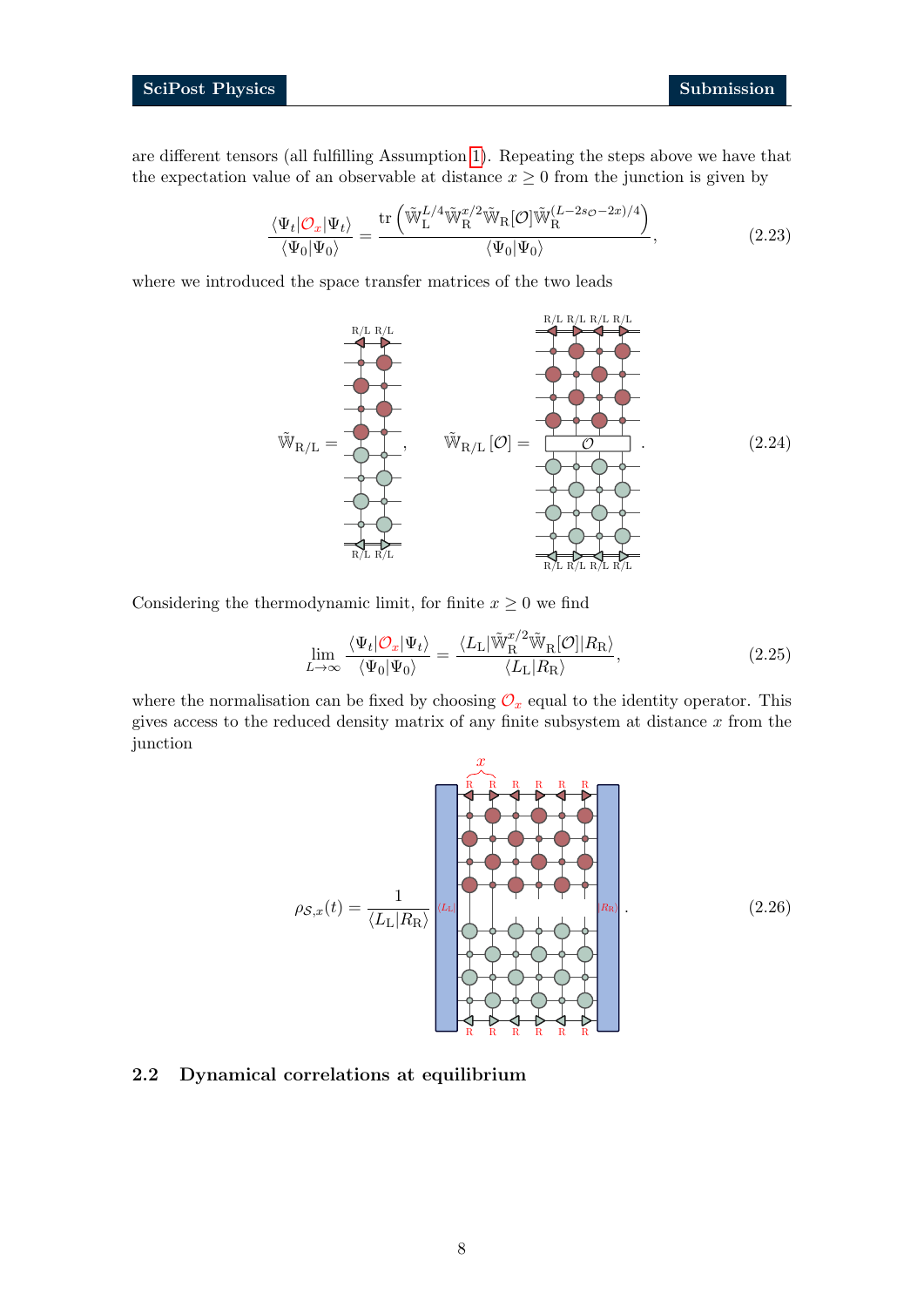are different tensors (all fulfilling Assumption 1). Repeating the steps above we have that the expectation value of an observable at distance $x \geq 0$ from the junction is given by

$$\frac{\langle \Psi_t | \mathcal{O}_x | \Psi_t \rangle}{\langle \Psi_0 | \Psi_0 \rangle} = \frac{\operatorname{tr}\left( \tilde{\mathbb{W}}_{\mathrm{L}}^{L/4} \tilde{\mathbb{W}}_{\mathrm{R}}^{x/2} \tilde{\mathbb{W}}_{\mathrm{R}}[\mathcal{O}] \tilde{\mathbb{W}}_{\mathrm{R}}^{(L-2s_{\mathcal{O}}-2x)/4} \right)}{\langle \Psi_0 | \Psi_0 \rangle}, \tag{2.23}$$

where we introduced the space transfer matrices of the two leads

$$\tilde{\mathbb{W}}_{\mathrm{R/L}} = [\text{diagram}], \qquad \tilde{\mathbb{W}}_{\mathrm{R/L}}[\mathcal{O}] = [\text{diagram}]. \tag{2.24}$$

Considering the thermodynamic limit, for finite $x \geq 0$ we find

$$\lim_{L \to \infty} \frac{\langle \Psi_t | \mathcal{O}_x | \Psi_t \rangle}{\langle \Psi_0 | \Psi_0 \rangle} = \frac{\langle L_{\mathrm{L}} | \tilde{\mathbb{W}}_{\mathrm{R}}^{x/2} \tilde{\mathbb{W}}_{\mathrm{R}}[\mathcal{O}] | R_{\mathrm{R}} \rangle}{\langle L_{\mathrm{L}} | R_{\mathrm{R}} \rangle}, \tag{2.25}$$

where the normalisation can be fixed by choosing $\mathcal{O}_x$ equal to the identity operator. This gives access to the reduced density matrix of any finite subsystem at distance $x$ from the junction

$$\rho_{\mathcal{S},x}(t) = \frac{1}{\langle L_{\mathrm{L}} | R_{\mathrm{R}} \rangle} [\text{diagram}]. \tag{2.26}$$

## 2.2 Dynamical correlations at equilibrium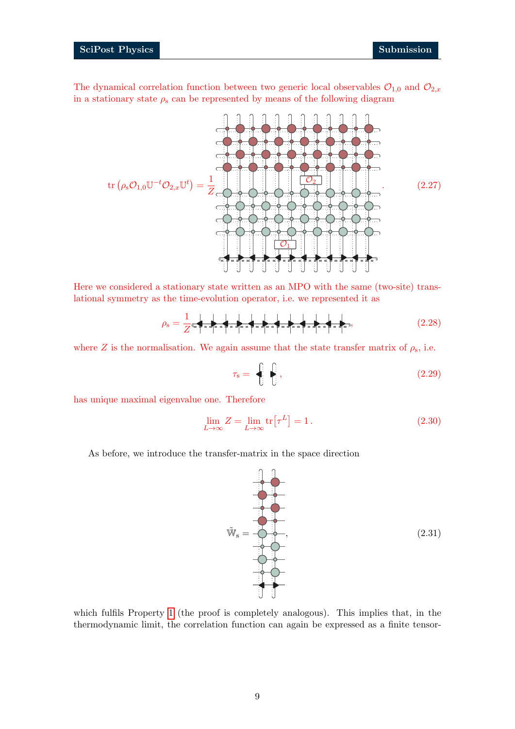The dynamical correlation function between two generic local observables $\mathcal{O}_{1,0}$ and $\mathcal{O}_{2,x}$ in a stationary state $\rho_{\rm s}$ can be represented by means of the following diagram

$$\operatorname{tr}\left(\rho_{\rm s}\mathcal{O}_{1,0}\mathbb{U}^{-t}\mathcal{O}_{2,x}\mathbb{U}^{t}\right) = \frac{1}{Z} \quad [\text{diagram}] \quad . \tag{2.27}$$

Here we considered a stationary state written as an MPO with the same (two-site) translational symmetry as the time-evolution operator, i.e. we represented it as

$$\rho_{\rm s} = \frac{1}{Z} \quad [\text{diagram}] , \tag{2.28}$$

where $Z$ is the normalisation. We again assume that the state transfer matrix of $\rho_{\rm s}$, i.e.

$$\tau_{\rm s} = \quad [\text{diagram}] , \tag{2.29}$$

has unique maximal eigenvalue one. Therefore

$$\lim_{L\to\infty} Z = \lim_{L\to\infty} \operatorname{tr}\left[\tau^{L}\right] = 1 . \tag{2.30}$$

As before, we introduce the transfer-matrix in the space direction

$$\tilde{\mathbb{W}}_{\rm s} = \quad [\text{diagram}] , \tag{2.31}$$

which fulfils Property 1 (the proof is completely analogous). This implies that, in the thermodynamic limit, the correlation function can again be expressed as a finite tensor-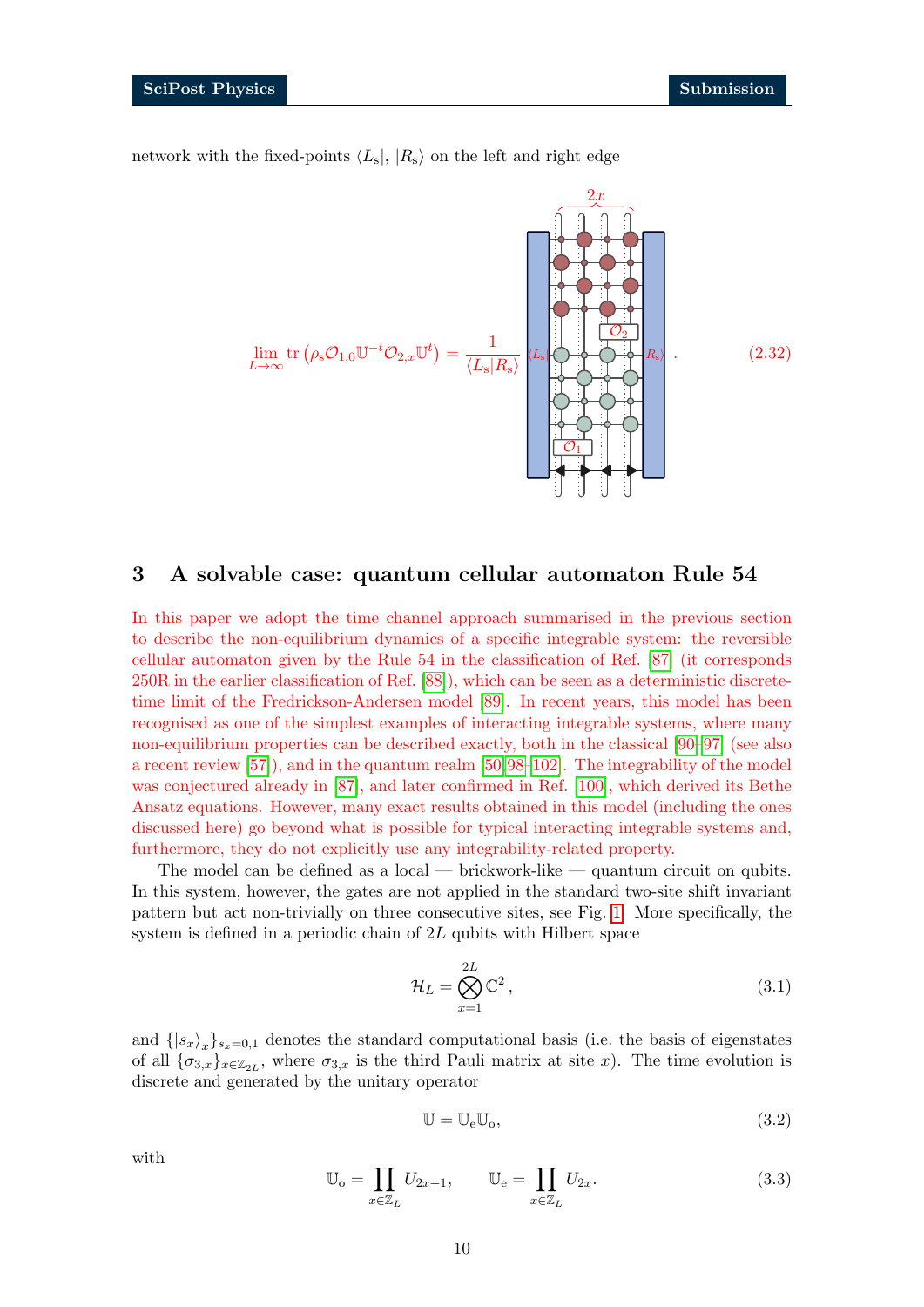network with the fixed-points $\langle L_\mathrm{s}|$, $|R_\mathrm{s}\rangle$ on the left and right edge

$$\lim_{L\to\infty} \mathrm{tr}\left(\rho_\mathrm{s}\mathcal{O}_{1,0}\mathbb{U}^{-t}\mathcal{O}_{2,x}\mathbb{U}^{t}\right) = \frac{1}{\langle L_\mathrm{s}|R_\mathrm{s}\rangle} \cdots \tag{2.32}$$

## 3 A solvable case: quantum cellular automaton Rule 54

In this paper we adopt the time channel approach summarised in the previous section to describe the non-equilibrium dynamics of a specific integrable system: the reversible cellular automaton given by the Rule 54 in the classification of Ref. [87] (it corresponds 250R in the earlier classification of Ref. [88]), which can be seen as a deterministic discrete-time limit of the Fredrickson-Andersen model [89]. In recent years, this model has been recognised as one of the simplest examples of interacting integrable systems, where many non-equilibrium properties can be described exactly, both in the classical [90–97] (see also a recent review [57]), and in the quantum realm [50, 98–102]. The integrability of the model was conjectured already in [87], and later confirmed in Ref. [100], which derived its Bethe Ansatz equations. However, many exact results obtained in this model (including the ones discussed here) go beyond what is possible for typical interacting integrable systems and, furthermore, they do not explicitly use any integrability-related property.

The model can be defined as a local — brickwork-like — quantum circuit on qubits. In this system, however, the gates are not applied in the standard two-site shift invariant pattern but act non-trivially on three consecutive sites, see Fig. 1. More specifically, the system is defined in a periodic chain of $2L$ qubits with Hilbert space

$$\mathcal{H}_L = \bigotimes_{x=1}^{2L} \mathbb{C}^2 \,, \tag{3.1}$$

and $\{|s_x\rangle_x\}_{s_x=0,1}$ denotes the standard computational basis (i.e. the basis of eigenstates of all $\{\sigma_{3,x}\}_{x\in\mathbb{Z}_{2L}}$, where $\sigma_{3,x}$ is the third Pauli matrix at site $x$). The time evolution is discrete and generated by the unitary operator

$$\mathbb{U} = \mathbb{U}_\mathrm{e}\mathbb{U}_\mathrm{o}, \tag{3.2}$$

with

$$\mathbb{U}_\mathrm{o} = \prod_{x\in\mathbb{Z}_L} U_{2x+1}, \qquad \mathbb{U}_\mathrm{e} = \prod_{x\in\mathbb{Z}_L} U_{2x}. \tag{3.3}$$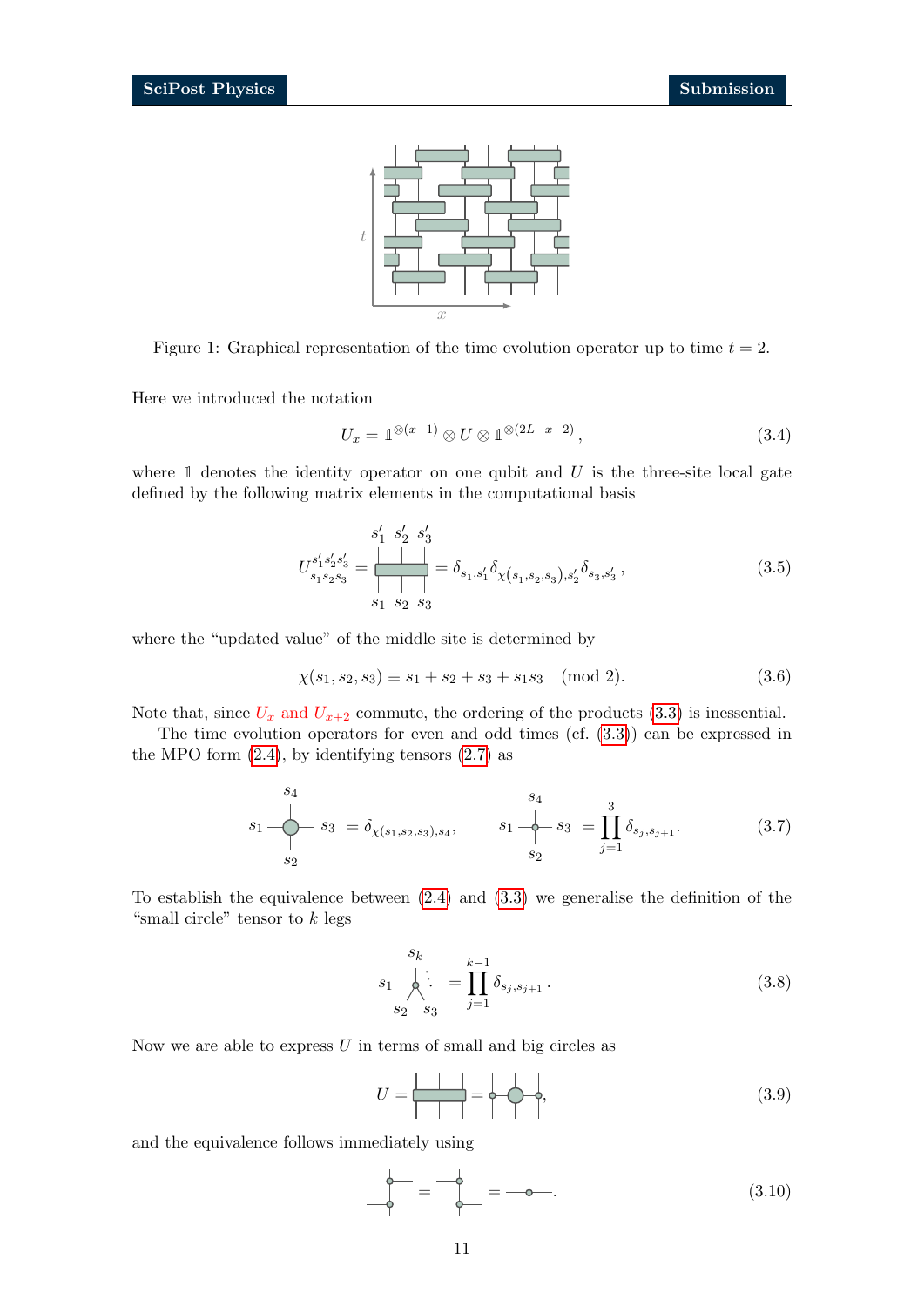Figure 1: Graphical representation of the time evolution operator up to time $t = 2$.

Here we introduced the notation

$$U_x = \mathbb{1}^{\otimes(x-1)} \otimes U \otimes \mathbb{1}^{\otimes(2L-x-2)}, \tag{3.4}$$

where $\mathbb{1}$ denotes the identity operator on one qubit and $U$ is the three-site local gate defined by the following matrix elements in the computational basis

$$U^{s_1' s_2' s_3'}_{s_1 s_2 s_3} = \delta_{s_1,s_1'} \delta_{\chi(s_1,s_2,s_3),s_2'} \delta_{s_3,s_3'}, \tag{3.5}$$

where the "updated value" of the middle site is determined by

$$\chi(s_1, s_2, s_3) \equiv s_1 + s_2 + s_3 + s_1 s_3 \pmod 2. \tag{3.6}$$

Note that, since $U_x$ and $U_{x+2}$ commute, the ordering of the products (3.3) is inessential.

The time evolution operators for even and odd times (cf. (3.3)) can be expressed in the MPO form (2.4), by identifying tensors (2.7) as

$$= \delta_{\chi(s_1,s_2,s_3),s_4}, \qquad = \prod_{j=1}^{3} \delta_{s_j,s_{j+1}}. \tag{3.7}$$

To establish the equivalence between (2.4) and (3.3) we generalise the definition of the "small circle" tensor to $k$ legs

$$= \prod_{j=1}^{k-1} \delta_{s_j,s_{j+1}}. \tag{3.8}$$

Now we are able to express $U$ in terms of small and big circles as

$$U = \tag{3.9}$$

and the equivalence follows immediately using

$$\tag{3.10}$$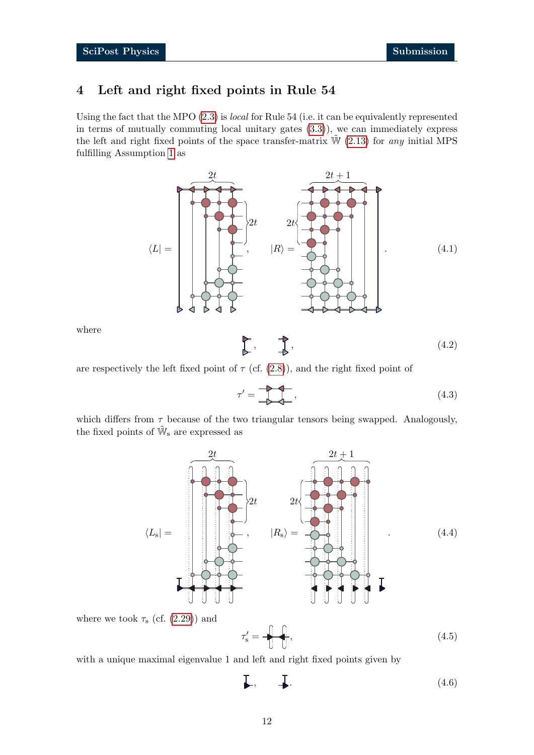## 4 Left and right fixed points in Rule 54

Using the fact that the MPO (2.3) is *local* for Rule 54 (i.e. it can be equivalently represented in terms of mutually commuting local unitary gates (3.3)), we can immediately express the left and right fixed points of the space transfer-matrix $\tilde{\mathbb{W}}$ (2.13) for *any* initial MPS fulfilling Assumption 1 as

$$\langle L| = \quad , \qquad |R\rangle = \quad . \tag{4.1}$$

where

$$, \qquad , \tag{4.2}$$

are respectively the left fixed point of $\tau$ (cf. (2.8)), and the right fixed point of

$$\tau' = \quad , \tag{4.3}$$

which differs from $\tau$ because of the two triangular tensors being swapped. Analogously, the fixed points of $\tilde{\mathbb{W}}_{\rm s}$ are expressed as

$$\langle L_{\rm s}| = \quad , \qquad |R_{\rm s}\rangle = \quad . \tag{4.4}$$

where we took $\tau_{\rm s}$ (cf. (2.29)) and

$$\tau_{\rm s}' = \quad , \tag{4.5}$$

with a unique maximal eigenvalue 1 and left and right fixed points given by

$$, \qquad . \tag{4.6}$$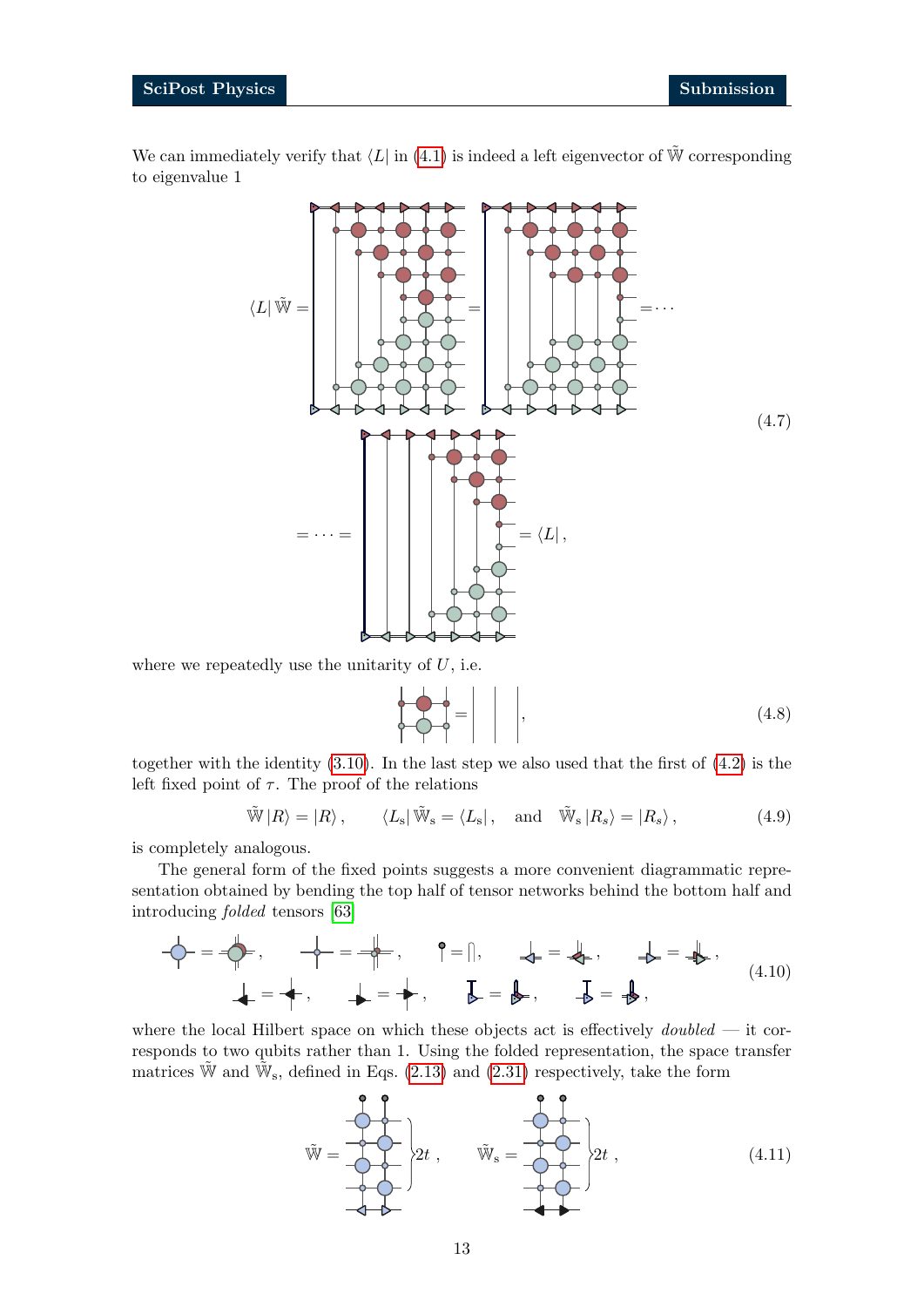We can immediately verify that $\langle L|$ in (4.1) is indeed a left eigenvector of $\tilde{\mathbb{W}}$ corresponding to eigenvalue 1

$$\langle L| \tilde{\mathbb{W}} = \cdots = \cdots = \cdots = \langle L| , \tag{4.7}$$

where we repeatedly use the unitarity of $U$, i.e.

$$\tag{4.8}$$

together with the identity (3.10). In the last step we also used that the first of (4.2) is the left fixed point of $\tau$. The proof of the relations

$$\tilde{\mathbb{W}} |R\rangle = |R\rangle , \qquad \langle L_{\rm s}| \tilde{\mathbb{W}}_{\rm s} = \langle L_{\rm s}| , \quad \text{and} \quad \tilde{\mathbb{W}}_{\rm s} |R_s\rangle = |R_s\rangle , \tag{4.9}$$

is completely analogous.

The general form of the fixed points suggests a more convenient diagrammatic representation obtained by bending the top half of tensor networks behind the bottom half and introducing *folded* tensors [63]

$$\tag{4.10}$$

where the local Hilbert space on which these objects act is effectively *doubled* — it corresponds to two qubits rather than 1. Using the folded representation, the space transfer matrices $\tilde{\mathbb{W}}$ and $\tilde{\mathbb{W}}_{\rm s}$, defined in Eqs. (2.13) and (2.31) respectively, take the form

$$\tilde{\mathbb{W}} = \Big\}2t , \qquad \tilde{\mathbb{W}}_{\rm s} = \Big\}2t , \tag{4.11}$$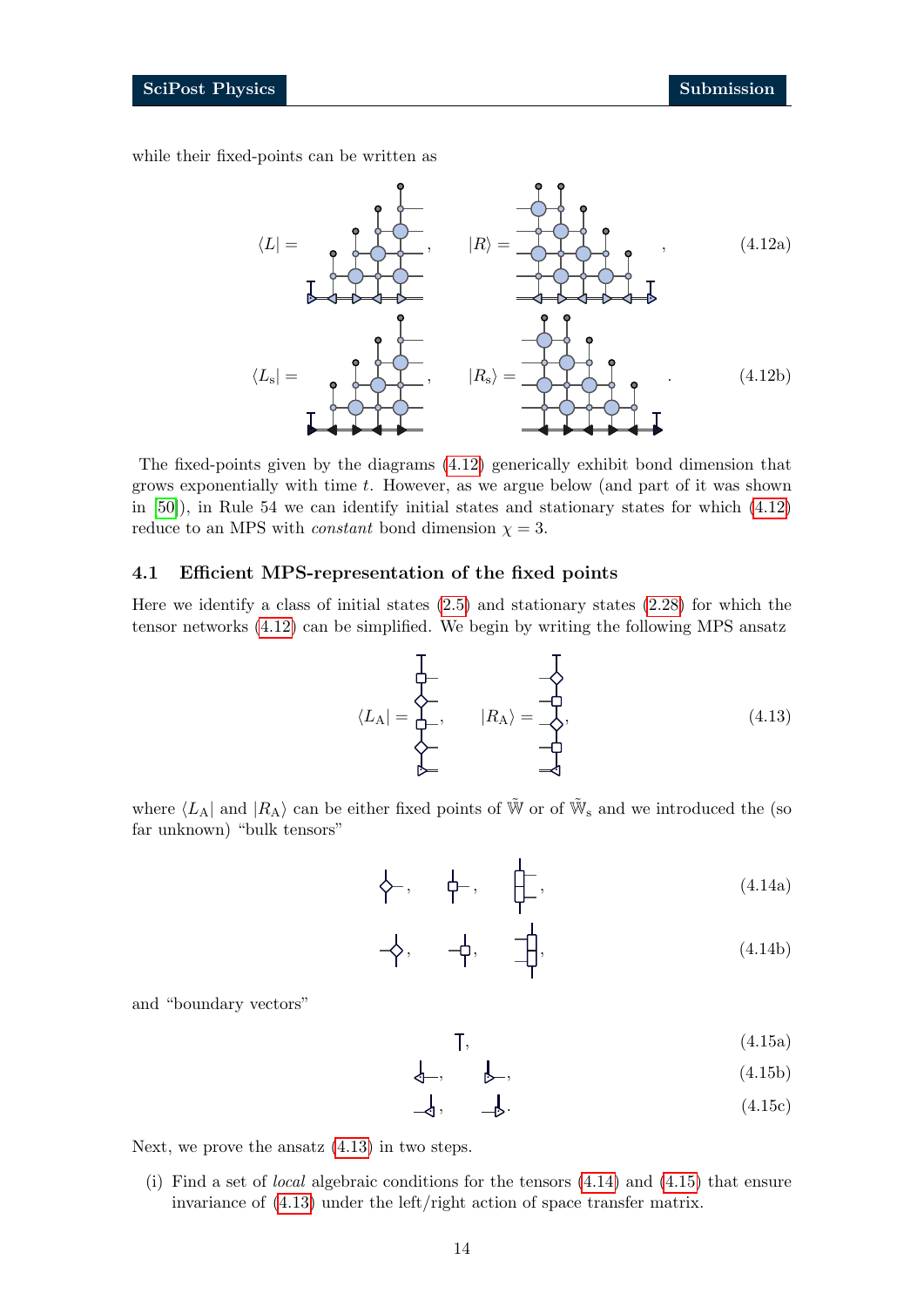while their fixed-points can be written as

$$\langle L| = \quad , \qquad |R\rangle = \quad , \tag{4.12a}$$

$$\langle L_{\rm s}| = \quad , \qquad |R_{\rm s}\rangle = \quad . \tag{4.12b}$$

The fixed-points given by the diagrams (4.12) generically exhibit bond dimension that grows exponentially with time $t$. However, as we argue below (and part of it was shown in [50]), in Rule 54 we can identify initial states and stationary states for which (4.12) reduce to an MPS with *constant* bond dimension $\chi = 3$.

### 4.1 Efficient MPS-representation of the fixed points

Here we identify a class of initial states (2.5) and stationary states (2.28) for which the tensor networks (4.12) can be simplified. We begin by writing the following MPS ansatz

$$\langle L_{\rm A}| = \quad , \qquad |R_{\rm A}\rangle = \quad , \tag{4.13}$$

where $\langle L_{\rm A}|$ and $|R_{\rm A}\rangle$ can be either fixed points of $\tilde{\mathbb{W}}$ or of $\tilde{\mathbb{W}}_{\rm s}$ and we introduced the (so far unknown) "bulk tensors"

$$\quad , \qquad \quad , \qquad \quad , \tag{4.14a}$$

$$\quad , \qquad \quad , \qquad \quad , \tag{4.14b}$$

and "boundary vectors"

$$\quad , \tag{4.15a}$$

$$\quad , \qquad \quad , \tag{4.15b}$$

$$\quad , \qquad \quad . \tag{4.15c}$$

Next, we prove the ansatz (4.13) in two steps.

(i) Find a set of *local* algebraic conditions for the tensors (4.14) and (4.15) that ensure invariance of (4.13) under the left/right action of space transfer matrix.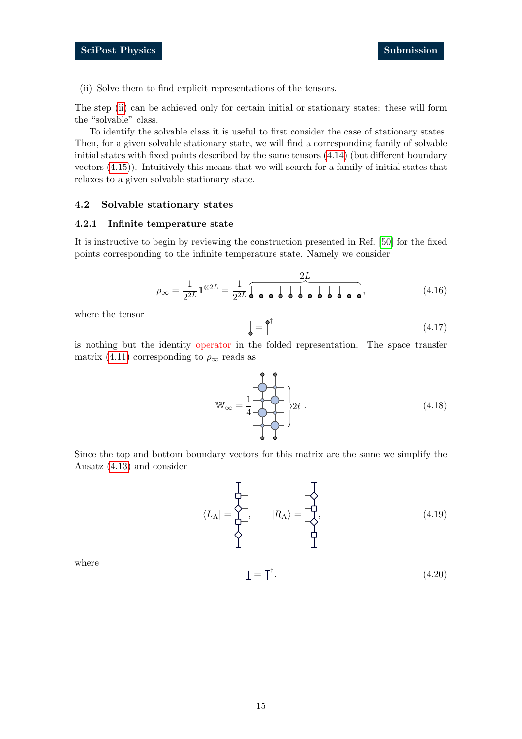(ii) Solve them to find explicit representations of the tensors.

The step (ii) can be achieved only for certain initial or stationary states: these will form the "solvable" class.

To identify the solvable class it is useful to first consider the case of stationary states. Then, for a given solvable stationary state, we will find a corresponding family of solvable initial states with fixed points described by the same tensors (4.14) (but different boundary vectors (4.15)). Intuitively this means that we will search for a family of initial states that relaxes to a given solvable stationary state.

## 4.2 Solvable stationary states

### 4.2.1 Infinite temperature state

It is instructive to begin by reviewing the construction presented in Ref. [50] for the fixed points corresponding to the infinite temperature state. Namely we consider

$$\rho_\infty = \frac{1}{2^{2L}} \mathbb{1}^{\otimes 2L} = \frac{1}{2^{2L}} \overbrace{\text{[diagram: } 2L \text{ folded identity tensors]}}^{2L}, \tag{4.16}$$

where the tensor

$$\text{[diagram]} = \text{[diagram]}^\dagger \tag{4.17}$$

is nothing but the identity operator in the folded representation. The space transfer matrix (4.11) corresponding to $\rho_\infty$ reads as

$$\mathbb{W}_\infty = \frac{1}{4} \text{[diagram]} \Big\} 2t\ . \tag{4.18}$$

Since the top and bottom boundary vectors for this matrix are the same we simplify the Ansatz (4.13) and consider

$$\langle L_\text{A}| = \text{[diagram]}, \qquad |R_\text{A}\rangle = \text{[diagram]}, \tag{4.19}$$

where

$$\text{[diagram]} = \text{[diagram]}^\dagger. \tag{4.20}$$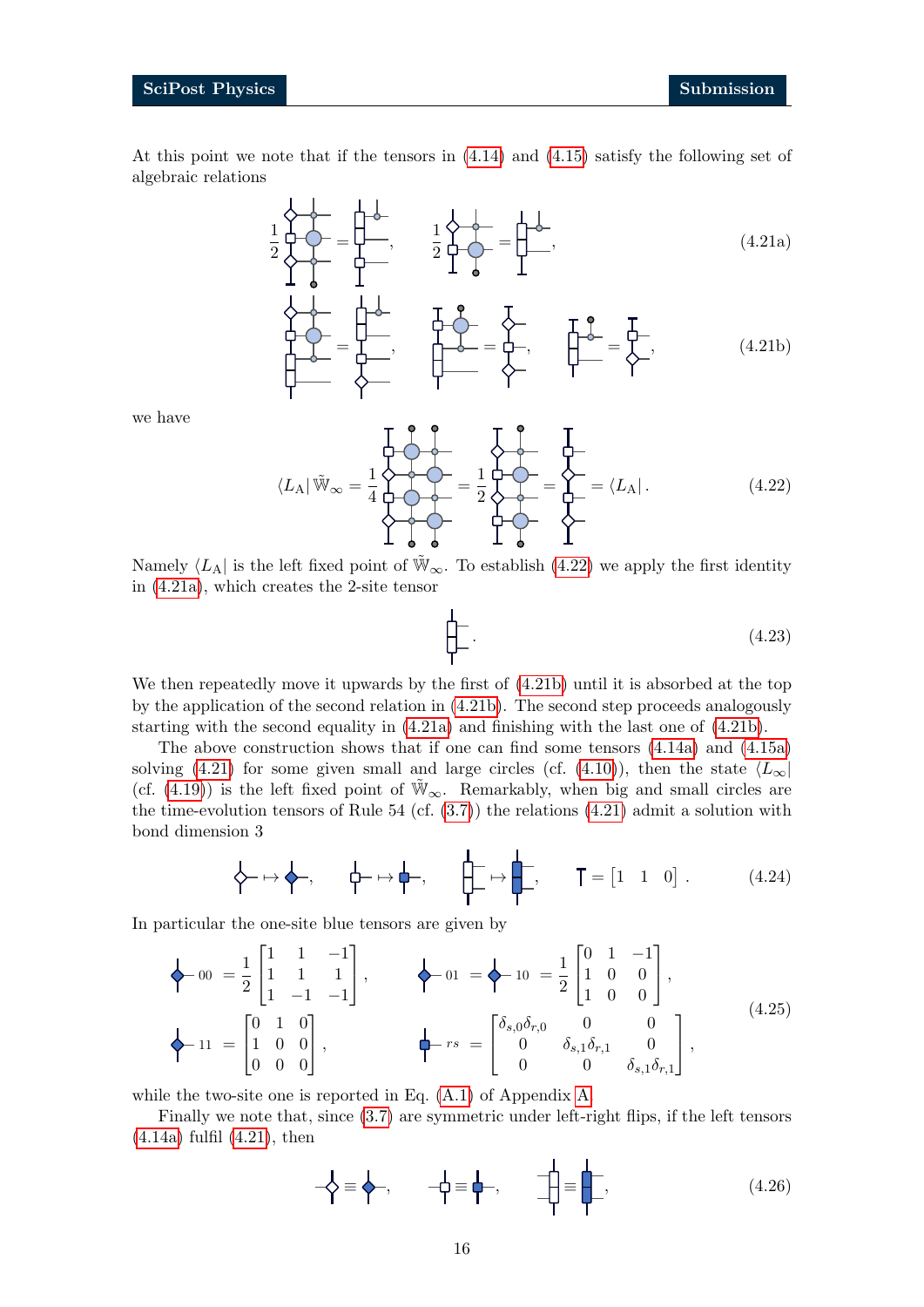At this point we note that if the tensors in (4.14) and (4.15) satisfy the following set of algebraic relations

$$\frac{1}{2}\ [\text{diagram}] = [\text{diagram}], \qquad \frac{1}{2}\ [\text{diagram}] = [\text{diagram}], \tag{4.21a}$$

$$[\text{diagram}] = [\text{diagram}], \qquad [\text{diagram}] = [\text{diagram}], \qquad [\text{diagram}] = [\text{diagram}], \tag{4.21b}$$

we have

$$\langle L_{\rm A}|\, \tilde{\mathbb{W}}_\infty = \frac{1}{4}\ [\text{diagram}] = \frac{1}{2}\ [\text{diagram}] = [\text{diagram}] = \langle L_{\rm A}|\,. \tag{4.22}$$

Namely $\langle L_{\rm A}|$ is the left fixed point of $\tilde{\mathbb{W}}_\infty$. To establish (4.22) we apply the first identity in (4.21a), which creates the 2-site tensor

$$[\text{diagram}]\,. \tag{4.23}$$

We then repeatedly move it upwards by the first of (4.21b) until it is absorbed at the top by the application of the second relation in (4.21b). The second step proceeds analogously starting with the second equality in (4.21a) and finishing with the last one of (4.21b).

The above construction shows that if one can find some tensors (4.14a) and (4.15a) solving (4.21) for some given small and large circles (cf. (4.10)), then the state $\langle L_\infty|$ (cf. (4.19)) is the left fixed point of $\tilde{\mathbb{W}}_\infty$. Remarkably, when big and small circles are the time-evolution tensors of Rule 54 (cf. (3.7)) the relations (4.21) admit a solution with bond dimension 3

$$[\text{diagram}] \mapsto [\text{diagram}], \qquad [\text{diagram}] \mapsto [\text{diagram}], \qquad [\text{diagram}] \mapsto [\text{diagram}], \qquad [\text{diagram}] = \begin{bmatrix} 1 & 1 & 0 \end{bmatrix}. \tag{4.24}$$

In particular the one-site blue tensors are given by

$$\begin{gathered}
[\text{diagram}]_{00} = \frac{1}{2}\begin{bmatrix} 1 & 1 & -1 \\ 1 & 1 & 1 \\ 1 & -1 & -1 \end{bmatrix}, \qquad [\text{diagram}]_{01} = [\text{diagram}]_{10} = \frac{1}{2}\begin{bmatrix} 0 & 1 & -1 \\ 1 & 0 & 0 \\ 1 & 0 & 0 \end{bmatrix}, \\
[\text{diagram}]_{11} = \begin{bmatrix} 0 & 1 & 0 \\ 1 & 0 & 0 \\ 0 & 0 & 0 \end{bmatrix}, \qquad [\text{diagram}]_{rs} = \begin{bmatrix} \delta_{s,0}\delta_{r,0} & 0 & 0 \\ 0 & \delta_{s,1}\delta_{r,1} & 0 \\ 0 & 0 & \delta_{s,1}\delta_{r,1} \end{bmatrix},
\end{gathered} \tag{4.25}$$

while the two-site one is reported in Eq. (A.1) of Appendix A.

Finally we note that, since (3.7) are symmetric under left-right flips, if the left tensors (4.14a) fulfil (4.21), then

$$[\text{diagram}] \equiv [\text{diagram}], \qquad [\text{diagram}] \equiv [\text{diagram}], \qquad [\text{diagram}] \equiv [\text{diagram}], \tag{4.26}$$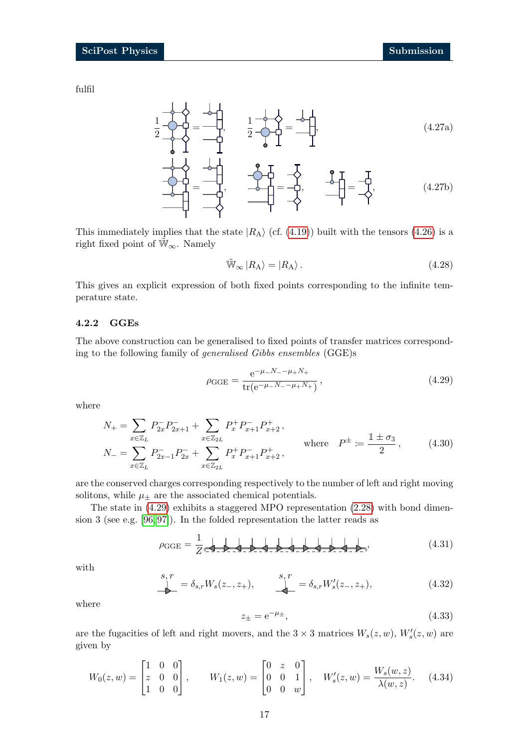fulfil

$$\text{(tensor network diagrams)} \tag{4.27a}$$

$$\text{(tensor network diagrams)} \tag{4.27b}$$

This immediately implies that the state $|R_\mathrm{A}\rangle$ (cf. (4.19)) built with the tensors (4.26) is a right fixed point of $\tilde{\mathbb{W}}_\infty$. Namely

$$\tilde{\mathbb{W}}_\infty \left|R_\mathrm{A}\right\rangle = \left|R_\mathrm{A}\right\rangle . \tag{4.28}$$

This gives an explicit expression of both fixed points corresponding to the infinite temperature state.

### 4.2.2 GGEs

The above construction can be generalised to fixed points of transfer matrices corresponding to the following family of *generalised Gibbs ensembles* (GGE)s

$$\rho_\mathrm{GGE} = \frac{\mathrm{e}^{-\mu_- N_- - \mu_+ N_+}}{\mathrm{tr}(\mathrm{e}^{-\mu_- N_- - \mu_+ N_+})}, \tag{4.29}$$

where

$$\begin{aligned} N_+ &= \sum_{x\in\mathbb{Z}_L} P^-_{2x} P^-_{2x+1} + \sum_{x\in\mathbb{Z}_{2L}} P^+_x P^-_{x+1} P^+_{x+2}, \\ N_- &= \sum_{x\in\mathbb{Z}_L} P^-_{2x-1} P^-_{2x} + \sum_{x\in\mathbb{Z}_{2L}} P^+_x P^-_{x+1} P^+_{x+2}, \end{aligned} \qquad \text{where} \quad P^\pm := \frac{\mathbb{1}\pm\sigma_3}{2}, \tag{4.30}$$

are the conserved charges corresponding respectively to the number of left and right moving solitons, while $\mu_\pm$ are the associated chemical potentials.

The state in (4.29) exhibits a staggered MPO representation (2.28) with bond dimension 3 (see e.g. [96, 97]). In the folded representation the latter reads as

$$\rho_\mathrm{GGE} = \frac{1}{Z}\,\text{(diagram)}, \tag{4.31}$$

with

$$\text{(diagram)}^{s,r} = \delta_{s,r} W_s(z_-, z_+), \qquad \text{(diagram)}^{s,r} = \delta_{s,r} W'_s(z_-, z_+), \tag{4.32}$$

where

$$z_\pm = \mathrm{e}^{-\mu_\pm}, \tag{4.33}$$

are the fugacities of left and right movers, and the $3\times 3$ matrices $W_s(z,w)$, $W'_s(z,w)$ are given by

$$W_0(z,w) = \begin{bmatrix} 1 & 0 & 0 \\ z & 0 & 0 \\ 1 & 0 & 0 \end{bmatrix}, \qquad W_1(z,w) = \begin{bmatrix} 0 & z & 0 \\ 0 & 0 & 1 \\ 0 & 0 & w \end{bmatrix}, \quad W'_s(z,w) = \frac{W_s(w,z)}{\lambda(w,z)}. \tag{4.34}$$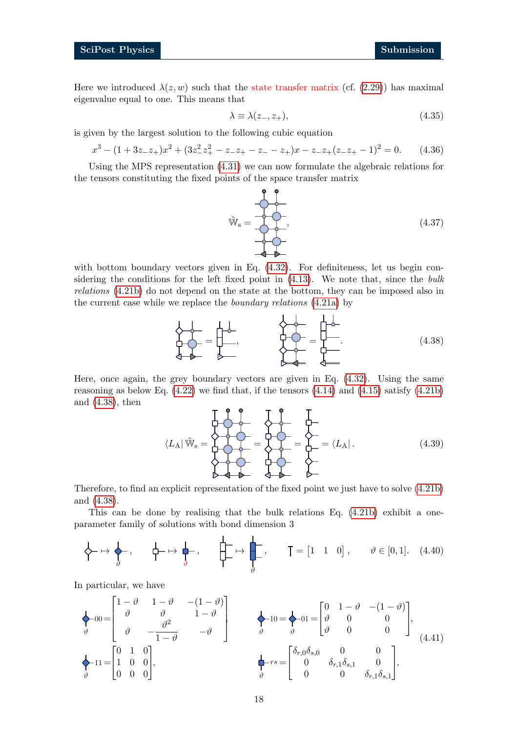Here we introduced $\lambda(z,w)$ such that the state transfer matrix (cf. (2.29)) has maximal eigenvalue equal to one. This means that

$$\lambda \equiv \lambda(z_-, z_+), \tag{4.35}$$

is given by the largest solution to the following cubic equation

$$x^3 - (1+3z_-z_+)x^2 + (3z_-^2z_+^2 - z_-z_+ - z_- - z_+)x - z_-z_+(z_-z_+ - 1)^2 = 0. \tag{4.36}$$

Using the MPS representation (4.31) we can now formulate the algebraic relations for the tensors constituting the fixed points of the space transfer matrix

$$\tilde{\mathbb{W}}_{\mathrm{s}} = \quad , \tag{4.37}$$

with bottom boundary vectors given in Eq. (4.32). For definiteness, let us begin considering the conditions for the left fixed point in (4.13). We note that, since the *bulk relations* (4.21b) do not depend on the state at the bottom, they can be imposed also in the current case while we replace the *boundary relations* (4.21a) by

$$= \quad , \qquad = \quad . \tag{4.38}$$

Here, once again, the grey boundary vectors are given in Eq. (4.32). Using the same reasoning as below Eq. (4.22) we find that, if the tensors (4.14) and (4.15) satisfy (4.21b) and (4.38), then

$$\langle L_{\mathrm{A}}|\,\tilde{\mathbb{W}}_{\mathrm{s}} = \quad = \quad = \quad = \langle L_{\mathrm{A}}|\,. \tag{4.39}$$

Therefore, to find an explicit representation of the fixed point we just have to solve (4.21b) and (4.38).

This can be done by realising that the bulk relations Eq. (4.21b) exhibit a one-parameter family of solutions with bond dimension 3

$$\mapsto \;\; {}_{\vartheta}\,, \qquad \mapsto \;\; {}_{\vartheta}\,, \qquad \mapsto \;\; {}_{\vartheta}\,, \qquad = \begin{bmatrix} 1 & 1 & 0 \end{bmatrix}, \qquad \vartheta \in [0,1]. \tag{4.40}$$

In particular, we have

$$-00 = \begin{bmatrix} 1-\vartheta & 1-\vartheta & -(1-\vartheta) \\ \vartheta & \vartheta & 1-\vartheta \\ \vartheta & -\dfrac{\vartheta^2}{1-\vartheta} & -\vartheta \end{bmatrix}, \qquad -10 = -01 = \begin{bmatrix} 0 & 1-\vartheta & -(1-\vartheta) \\ \vartheta & 0 & 0 \\ \vartheta & 0 & 0 \end{bmatrix},$$

$$-11 = \begin{bmatrix} 0 & 1 & 0 \\ 1 & 0 & 0 \\ 0 & 0 & 0 \end{bmatrix}, \qquad -rs = \begin{bmatrix} \delta_{r,0}\delta_{s,0} & 0 & 0 \\ 0 & \delta_{r,1}\delta_{s,1} & 0 \\ 0 & 0 & \delta_{r,1}\delta_{s,1} \end{bmatrix}, \tag{4.41}$$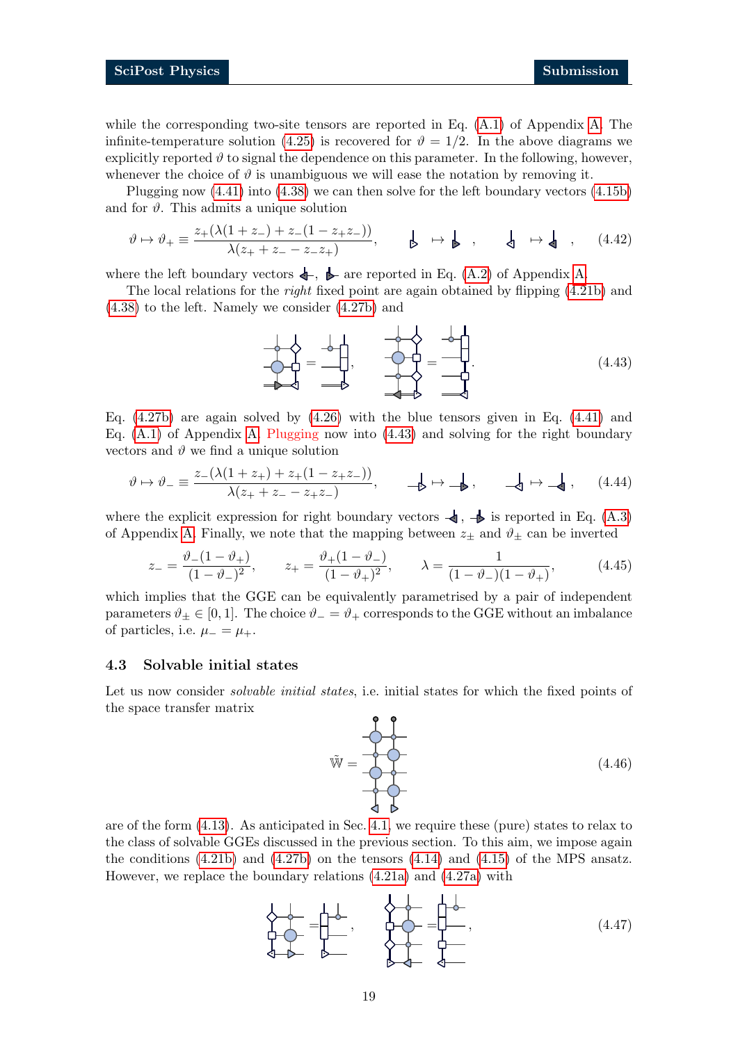while the corresponding two-site tensors are reported in Eq. (A.1) of Appendix A. The infinite-temperature solution (4.25) is recovered for $\vartheta = 1/2$. In the above diagrams we explicitly reported $\vartheta$ to signal the dependence on this parameter. In the following, however, whenever the choice of $\vartheta$ is unambiguous we will ease the notation by removing it.

Plugging now (4.41) into (4.38) we can then solve for the left boundary vectors (4.15b) and for $\vartheta$. This admits a unique solution

$$\vartheta \mapsto \vartheta_+ \equiv \frac{z_+(\lambda(1+z_-) + z_-(1-z_+z_-))}{\lambda(z_+ + z_- - z_-z_+)}, \qquad \text{[diagram]} \mapsto \text{[diagram]}, \qquad \text{[diagram]} \mapsto \text{[diagram]}, \tag{4.42}$$

where the left boundary vectors [diagram], [diagram] are reported in Eq. (A.2) of Appendix A.

The local relations for the *right* fixed point are again obtained by flipping (4.21b) and (4.38) to the left. Namely we consider (4.27b) and

$$\text{[diagram]} = \text{[diagram]}, \qquad \text{[diagram]} = \text{[diagram]}. \tag{4.43}$$

Eq. (4.27b) are again solved by (4.26) with the blue tensors given in Eq. (4.41) and Eq. (A.1) of Appendix A. Plugging now into (4.43) and solving for the right boundary vectors and $\vartheta$ we find a unique solution

$$\vartheta \mapsto \vartheta_- \equiv \frac{z_-(\lambda(1+z_+) + z_+(1-z_+z_-))}{\lambda(z_+ + z_- - z_+z_-)}, \qquad \text{[diagram]} \mapsto \text{[diagram]}, \qquad \text{[diagram]} \mapsto \text{[diagram]}, \tag{4.44}$$

where the explicit expression for right boundary vectors [diagram], [diagram] is reported in Eq. (A.3) of Appendix A. Finally, we note that the mapping between $z_\pm$ and $\vartheta_\pm$ can be inverted

$$z_- = \frac{\vartheta_-(1-\vartheta_+)}{(1-\vartheta_-)^2}, \qquad z_+ = \frac{\vartheta_+(1-\vartheta_-)}{(1-\vartheta_+)^2}, \qquad \lambda = \frac{1}{(1-\vartheta_-)(1-\vartheta_+)}, \tag{4.45}$$

which implies that the GGE can be equivalently parametrised by a pair of independent parameters $\vartheta_\pm \in [0,1]$. The choice $\vartheta_- = \vartheta_+$ corresponds to the GGE without an imbalance of particles, i.e. $\mu_- = \mu_+$.

### 4.3 Solvable initial states

Let us now consider *solvable initial states*, i.e. initial states for which the fixed points of the space transfer matrix

$$\tilde{\mathbb{W}} = \text{[diagram]} \tag{4.46}$$

are of the form (4.13). As anticipated in Sec. 4.1, we require these (pure) states to relax to the class of solvable GGEs discussed in the previous section. To this aim, we impose again the conditions (4.21b) and (4.27b) on the tensors (4.14) and (4.15) of the MPS ansatz. However, we replace the boundary relations (4.21a) and (4.27a) with

$$\text{[diagram]} = \text{[diagram]}, \qquad \text{[diagram]} = \text{[diagram]}, \tag{4.47}$$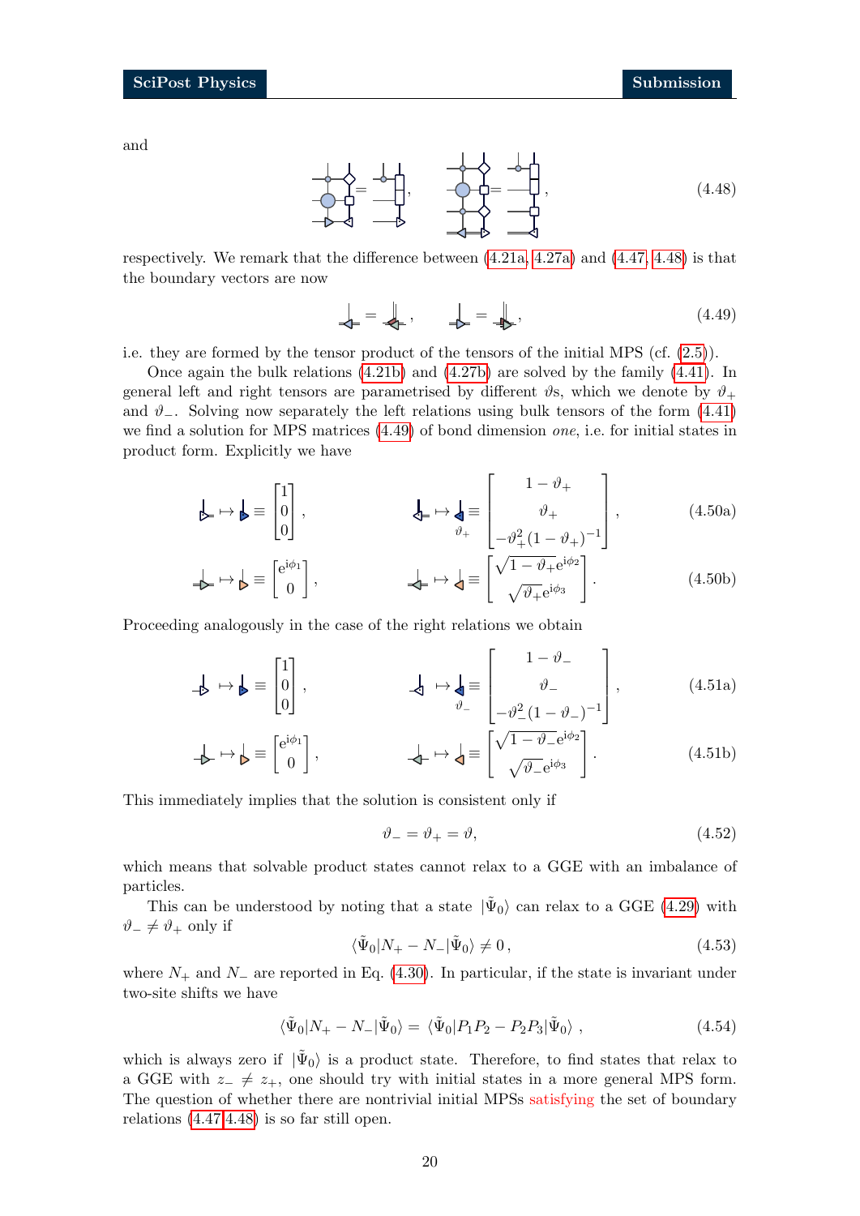and

$$\text{[diagram]} = \text{[diagram]}, \qquad \text{[diagram]} = \text{[diagram]}, \tag{4.48}$$

respectively. We remark that the difference between (4.21a, 4.27a) and (4.47, 4.48) is that the boundary vectors are now

$$\text{[diagram]} = \text{[diagram]}, \qquad \text{[diagram]} = \text{[diagram]}, \tag{4.49}$$

i.e. they are formed by the tensor product of the tensors of the initial MPS (cf. (2.5)).

Once again the bulk relations (4.21b) and (4.27b) are solved by the family (4.41). In general left and right tensors are parametrised by different $\vartheta$s, which we denote by $\vartheta_+$ and $\vartheta_-$. Solving now separately the left relations using bulk tensors of the form (4.41) we find a solution for MPS matrices (4.49) of bond dimension *one*, i.e. for initial states in product form. Explicitly we have

$$\text{[diagram]} \mapsto \text{[diagram]} \equiv \begin{bmatrix} 1 \\ 0 \\ 0 \end{bmatrix}, \qquad \text{[diagram]} \mapsto \underset{\vartheta_+}{\text{[diagram]}} \equiv \begin{bmatrix} 1-\vartheta_+ \\ \vartheta_+ \\ -\vartheta_+^2(1-\vartheta_+)^{-1} \end{bmatrix}, \tag{4.50a}$$

$$\text{[diagram]} \mapsto \text{[diagram]} \equiv \begin{bmatrix} e^{i\phi_1} \\ 0 \end{bmatrix}, \qquad \text{[diagram]} \mapsto \text{[diagram]} \equiv \begin{bmatrix} \sqrt{1-\vartheta_+}e^{i\phi_2} \\ \sqrt{\vartheta_+}e^{i\phi_3} \end{bmatrix}. \tag{4.50b}$$

Proceeding analogously in the case of the right relations we obtain

$$\text{[diagram]} \mapsto \text{[diagram]} \equiv \begin{bmatrix} 1 \\ 0 \\ 0 \end{bmatrix}, \qquad \text{[diagram]} \mapsto \underset{\vartheta_-}{\text{[diagram]}} \equiv \begin{bmatrix} 1-\vartheta_- \\ \vartheta_- \\ -\vartheta_-^2(1-\vartheta_-)^{-1} \end{bmatrix}, \tag{4.51a}$$

$$\text{[diagram]} \mapsto \text{[diagram]} \equiv \begin{bmatrix} e^{i\phi_1} \\ 0 \end{bmatrix}, \qquad \text{[diagram]} \mapsto \text{[diagram]} \equiv \begin{bmatrix} \sqrt{1-\vartheta_-}e^{i\phi_2} \\ \sqrt{\vartheta_-}e^{i\phi_3} \end{bmatrix}. \tag{4.51b}$$

This immediately implies that the solution is consistent only if

$$\vartheta_- = \vartheta_+ = \vartheta, \tag{4.52}$$

which means that solvable product states cannot relax to a GGE with an imbalance of particles.

This can be understood by noting that a state $|\tilde{\Psi}_0\rangle$ can relax to a GGE (4.29) with $\vartheta_- \neq \vartheta_+$ only if

$$\langle \tilde{\Psi}_0 | N_+ - N_- | \tilde{\Psi}_0 \rangle \neq 0\,, \tag{4.53}$$

where $N_+$ and $N_-$ are reported in Eq. (4.30). In particular, if the state is invariant under two-site shifts we have

$$\langle \tilde{\Psi}_0 | N_+ - N_- | \tilde{\Psi}_0 \rangle = \langle \tilde{\Psi}_0 | P_1 P_2 - P_2 P_3 | \tilde{\Psi}_0 \rangle\,, \tag{4.54}$$

which is always zero if $|\tilde{\Psi}_0\rangle$ is a product state. Therefore, to find states that relax to a GGE with $z_- \neq z_+$, one should try with initial states in a more general MPS form. The question of whether there are nontrivial initial MPSs satisfying the set of boundary relations (4.47-4.48) is so far still open.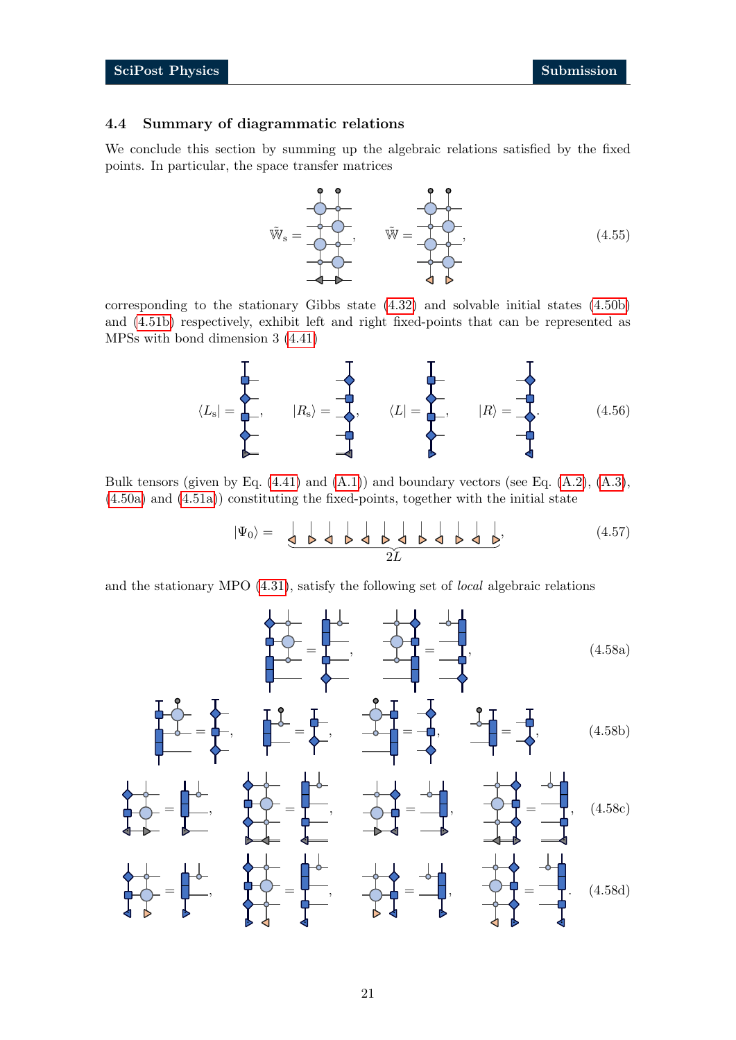### 4.4 Summary of diagrammatic relations

We conclude this section by summing up the algebraic relations satisfied by the fixed points. In particular, the space transfer matrices

$$\tilde{\mathbb{W}}_{\mathrm{s}} = \quad , \qquad \tilde{\mathbb{W}} = \quad , \tag{4.55}$$

corresponding to the stationary Gibbs state (4.32) and solvable initial states (4.50b) and (4.51b) respectively, exhibit left and right fixed-points that can be represented as MPSs with bond dimension 3 (4.41)

$$\langle L_{\mathrm{s}}| = \quad , \qquad |R_{\mathrm{s}}\rangle = \quad , \qquad \langle L| = \quad , \qquad |R\rangle = \quad . \tag{4.56}$$

Bulk tensors (given by Eq. (4.41) and (A.1)) and boundary vectors (see Eq. (A.2), (A.3), (4.50a) and (4.51a)) constituting the fixed-points, together with the initial state

$$|\Psi_0\rangle = \underbrace{\qquad\qquad\qquad\qquad}_{2L}, \tag{4.57}$$

and the stationary MPO (4.31), satisfy the following set of *local* algebraic relations

$$\tag{4.58a}$$

$$\tag{4.58b}$$

$$\tag{4.58c}$$

$$\tag{4.58d}$$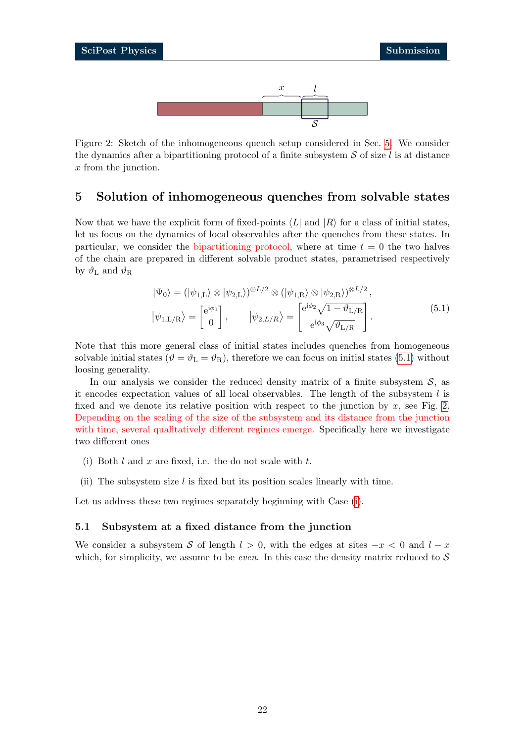Figure 2: Sketch of the inhomogeneous quench setup considered in Sec. 5. We consider the dynamics after a bipartitioning protocol of a finite subsystem $\mathcal{S}$ of size $l$ is at distance $x$ from the junction.

## 5 Solution of inhomogeneous quenches from solvable states

Now that we have the explicit form of fixed-points $\langle L|$ and $|R\rangle$ for a class of initial states, let us focus on the dynamics of local observables after the quenches from these states. In particular, we consider the bipartitioning protocol, where at time $t = 0$ the two halves of the chain are prepared in different solvable product states, parametrised respectively by $\vartheta_{\rm L}$ and $\vartheta_{\rm R}$

$$
\begin{aligned}
&|\Psi_0\rangle = (|\psi_{1,\rm L}\rangle \otimes |\psi_{2,\rm L}\rangle)^{\otimes L/2} \otimes (|\psi_{1,\rm R}\rangle \otimes |\psi_{2,\rm R}\rangle)^{\otimes L/2}, \\
&|\psi_{1,\rm L/R}\rangle = \begin{bmatrix} e^{i\phi_1} \\ 0 \end{bmatrix}, \qquad |\psi_{2,L/R}\rangle = \begin{bmatrix} e^{i\phi_2}\sqrt{1-\vartheta_{\rm L/R}} \\ e^{i\phi_3}\sqrt{\vartheta_{\rm L/R}} \end{bmatrix}.
\end{aligned}
\tag{5.1}
$$

Note that this more general class of initial states includes quenches from homogeneous solvable initial states ($\vartheta = \vartheta_{\rm L} = \vartheta_{\rm R}$), therefore we can focus on initial states (5.1) without loosing generality.

In our analysis we consider the reduced density matrix of a finite subsystem $\mathcal{S}$, as it encodes expectation values of all local observables. The length of the subsystem $l$ is fixed and we denote its relative position with respect to the junction by $x$, see Fig. 2. Depending on the scaling of the size of the subsystem and its distance from the junction with time, several qualitatively different regimes emerge. Specifically here we investigate two different ones

(i) Both $l$ and $x$ are fixed, i.e. the do not scale with $t$.

(ii) The subsystem size $l$ is fixed but its position scales linearly with time.

Let us address these two regimes separately beginning with Case (i).

### 5.1 Subsystem at a fixed distance from the junction

We consider a subsystem $\mathcal{S}$ of length $l > 0$, with the edges at sites $-x < 0$ and $l - x$ which, for simplicity, we assume to be *even*. In this case the density matrix reduced to $\mathcal{S}$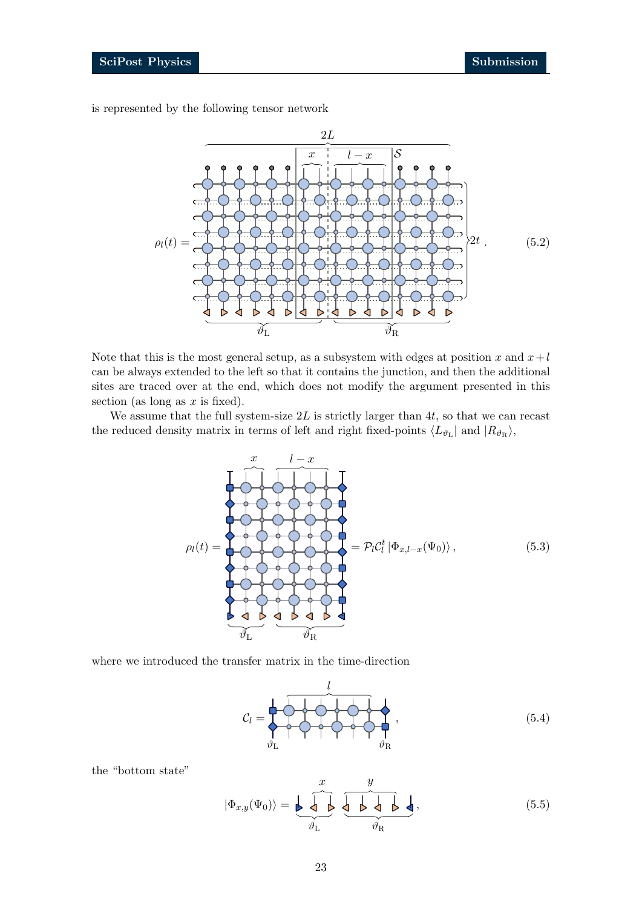is represented by the following tensor network

$$\rho_l(t) = \quad [\text{tensor network diagram}] \quad . \tag{5.2}$$

Note that this is the most general setup, as a subsystem with edges at position $x$ and $x+l$ can be always extended to the left so that it contains the junction, and then the additional sites are traced over at the end, which does not modify the argument presented in this section (as long as $x$ is fixed).

We assume that the full system-size $2L$ is strictly larger than $4t$, so that we can recast the reduced density matrix in terms of left and right fixed-points $\langle L_{\vartheta_{\rm L}}|$ and $|R_{\vartheta_{\rm R}}\rangle$,

$$\rho_l(t) = \quad [\text{tensor network diagram}] \quad = \mathcal{P}_l \mathcal{C}_l^t \, |\Phi_{x,l-x}(\Psi_0)\rangle\,, \tag{5.3}$$

where we introduced the transfer matrix in the time-direction

$$\mathcal{C}_l = \quad [\text{tensor network diagram}] \quad , \tag{5.4}$$

the "bottom state"

$$|\Phi_{x,y}(\Psi_0)\rangle = \quad [\text{tensor network diagram}] \quad , \tag{5.5}$$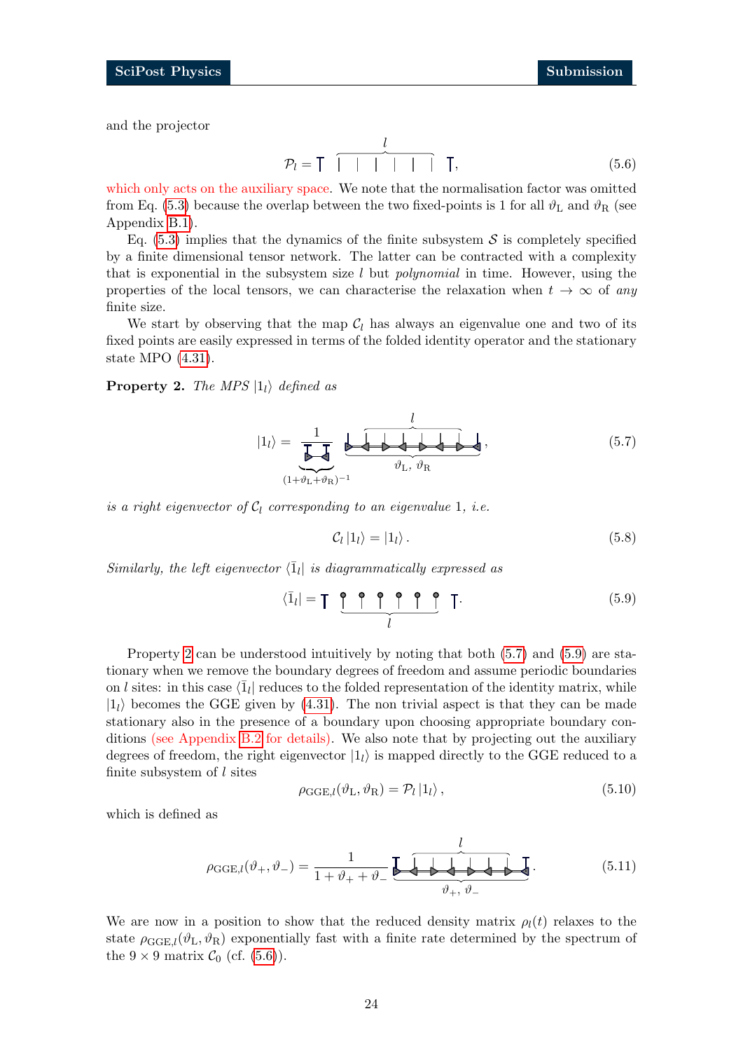and the projector

$$\mathcal{P}_l = \top \; \overbrace{| \; | \; | \; | \; | \; |}^{l} \; \top, \tag{5.6}$$

which only acts on the auxiliary space. We note that the normalisation factor was omitted from Eq. (5.3) because the overlap between the two fixed-points is 1 for all $\vartheta_{\mathrm{L}}$ and $\vartheta_{\mathrm{R}}$ (see Appendix B.1).

Eq. (5.3) implies that the dynamics of the finite subsystem $\mathcal{S}$ is completely specified by a finite dimensional tensor network. The latter can be contracted with a complexity that is exponential in the subsystem size $l$ but *polynomial* in time. However, using the properties of the local tensors, we can characterise the relaxation when $t \to \infty$ of *any* finite size.

We start by observing that the map $\mathcal{C}_l$ has always an eigenvalue one and two of its fixed points are easily expressed in terms of the folded identity operator and the stationary state MPO (4.31).

**Property 2.** *The MPS $|1_l\rangle$ defined as*

$$|1_l\rangle = \frac{1}{\underbrace{\text{(diagram)}}_{(1+\vartheta_{\mathrm{L}}+\vartheta_{\mathrm{R}})^{-1}}} \; \underbrace{\overbrace{\text{(diagram)}}^{l}}_{\vartheta_{\mathrm{L}},\, \vartheta_{\mathrm{R}}}, \tag{5.7}$$

*is a right eigenvector of $\mathcal{C}_l$ corresponding to an eigenvalue 1, i.e.*

$$\mathcal{C}_l \, |1_l\rangle = |1_l\rangle \, . \tag{5.8}$$

*Similarly, the left eigenvector $\langle \bar{1}_l |$ is diagrammatically expressed as*

$$\langle \bar{1}_l | = \top \; \underbrace{\text{(diagram)}}_{l} \; \top. \tag{5.9}$$

Property 2 can be understood intuitively by noting that both (5.7) and (5.9) are stationary when we remove the boundary degrees of freedom and assume periodic boundaries on $l$ sites: in this case $\langle \bar{1}_l |$ reduces to the folded representation of the identity matrix, while $|1_l\rangle$ becomes the GGE given by (4.31). The non trivial aspect is that they can be made stationary also in the presence of a boundary upon choosing appropriate boundary conditions (see Appendix B.2 for details). We also note that by projecting out the auxiliary degrees of freedom, the right eigenvector $|1_l\rangle$ is mapped directly to the GGE reduced to a finite subsystem of $l$ sites

$$\rho_{\mathrm{GGE},l}(\vartheta_{\mathrm{L}}, \vartheta_{\mathrm{R}}) = \mathcal{P}_l \, |1_l\rangle \, , \tag{5.10}$$

which is defined as

$$\rho_{\mathrm{GGE},l}(\vartheta_{+}, \vartheta_{-}) = \frac{1}{1+\vartheta_{+}+\vartheta_{-}} \; \underbrace{\overbrace{\text{(diagram)}}^{l}}_{\vartheta_{+},\, \vartheta_{-}}. \tag{5.11}$$

We are now in a position to show that the reduced density matrix $\rho_l(t)$ relaxes to the state $\rho_{\mathrm{GGE},l}(\vartheta_{\mathrm{L}}, \vartheta_{\mathrm{R}})$ exponentially fast with a finite rate determined by the spectrum of the $9 \times 9$ matrix $\mathcal{C}_0$ (cf. (5.6)).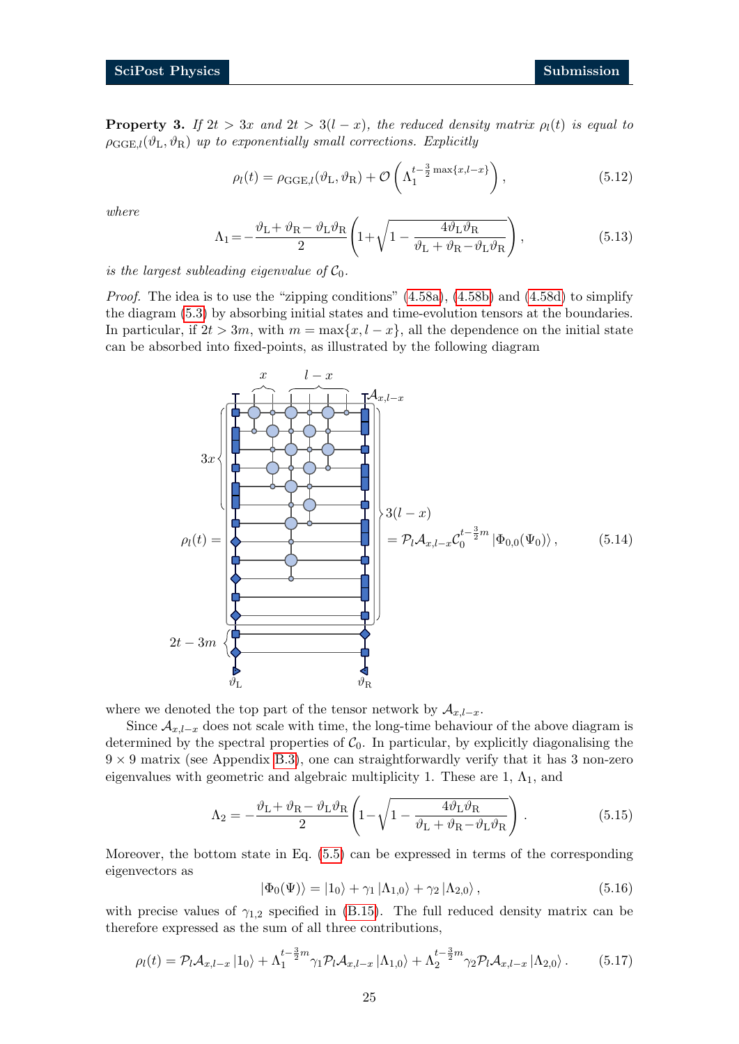**Property 3.** *If $2t > 3x$ and $2t > 3(l-x)$, the reduced density matrix $\rho_l(t)$ is equal to $\rho_{\mathrm{GGE},l}(\vartheta_\mathrm{L}, \vartheta_\mathrm{R})$ up to exponentially small corrections. Explicitly*

$$\rho_l(t) = \rho_{\mathrm{GGE},l}(\vartheta_\mathrm{L}, \vartheta_\mathrm{R}) + \mathcal{O}\left(\Lambda_1^{t-\frac{3}{2}\max\{x,l-x\}}\right), \tag{5.12}$$

*where*

$$\Lambda_1 = -\frac{\vartheta_\mathrm{L} + \vartheta_\mathrm{R} - \vartheta_\mathrm{L}\vartheta_\mathrm{R}}{2}\left(1+\sqrt{1-\frac{4\vartheta_\mathrm{L}\vartheta_\mathrm{R}}{\vartheta_\mathrm{L}+\vartheta_\mathrm{R}-\vartheta_\mathrm{L}\vartheta_\mathrm{R}}}\right), \tag{5.13}$$

*is the largest subleading eigenvalue of $\mathcal{C}_0$.*

*Proof.* The idea is to use the "zipping conditions" (4.58a), (4.58b) and (4.58d) to simplify the diagram (5.3) by absorbing initial states and time-evolution tensors at the boundaries. In particular, if $2t > 3m$, with $m = \max\{x, l-x\}$, all the dependence on the initial state can be absorbed into fixed-points, as illustrated by the following diagram

$$\rho_l(t) = \quad [\text{diagram}] \quad = \mathcal{P}_l \mathcal{A}_{x,l-x} \mathcal{C}_0^{t-\frac{3}{2}m} \left|\Phi_{0,0}(\Psi_0)\right\rangle, \tag{5.14}$$

where we denoted the top part of the tensor network by $\mathcal{A}_{x,l-x}$.

Since $\mathcal{A}_{x,l-x}$ does not scale with time, the long-time behaviour of the above diagram is determined by the spectral properties of $\mathcal{C}_0$. In particular, by explicitly diagonalising the $9\times 9$ matrix (see Appendix B.3), one can straightforwardly verify that it has 3 non-zero eigenvalues with geometric and algebraic multiplicity 1. These are 1, $\Lambda_1$, and

$$\Lambda_2 = -\frac{\vartheta_\mathrm{L} + \vartheta_\mathrm{R} - \vartheta_\mathrm{L}\vartheta_\mathrm{R}}{2}\left(1-\sqrt{1-\frac{4\vartheta_\mathrm{L}\vartheta_\mathrm{R}}{\vartheta_\mathrm{L}+\vartheta_\mathrm{R}-\vartheta_\mathrm{L}\vartheta_\mathrm{R}}}\right). \tag{5.15}$$

Moreover, the bottom state in Eq. (5.5) can be expressed in terms of the corresponding eigenvectors as

$$\left|\Phi_0(\Psi)\right\rangle = \left|1_0\right\rangle + \gamma_1 \left|\Lambda_{1,0}\right\rangle + \gamma_2 \left|\Lambda_{2,0}\right\rangle, \tag{5.16}$$

with precise values of $\gamma_{1,2}$ specified in (B.15). The full reduced density matrix can be therefore expressed as the sum of all three contributions,

$$\rho_l(t) = \mathcal{P}_l \mathcal{A}_{x,l-x}\left|1_0\right\rangle + \Lambda_1^{t-\frac{3}{2}m}\gamma_1 \mathcal{P}_l \mathcal{A}_{x,l-x}\left|\Lambda_{1,0}\right\rangle + \Lambda_2^{t-\frac{3}{2}m}\gamma_2 \mathcal{P}_l \mathcal{A}_{x,l-x}\left|\Lambda_{2,0}\right\rangle. \tag{5.17}$$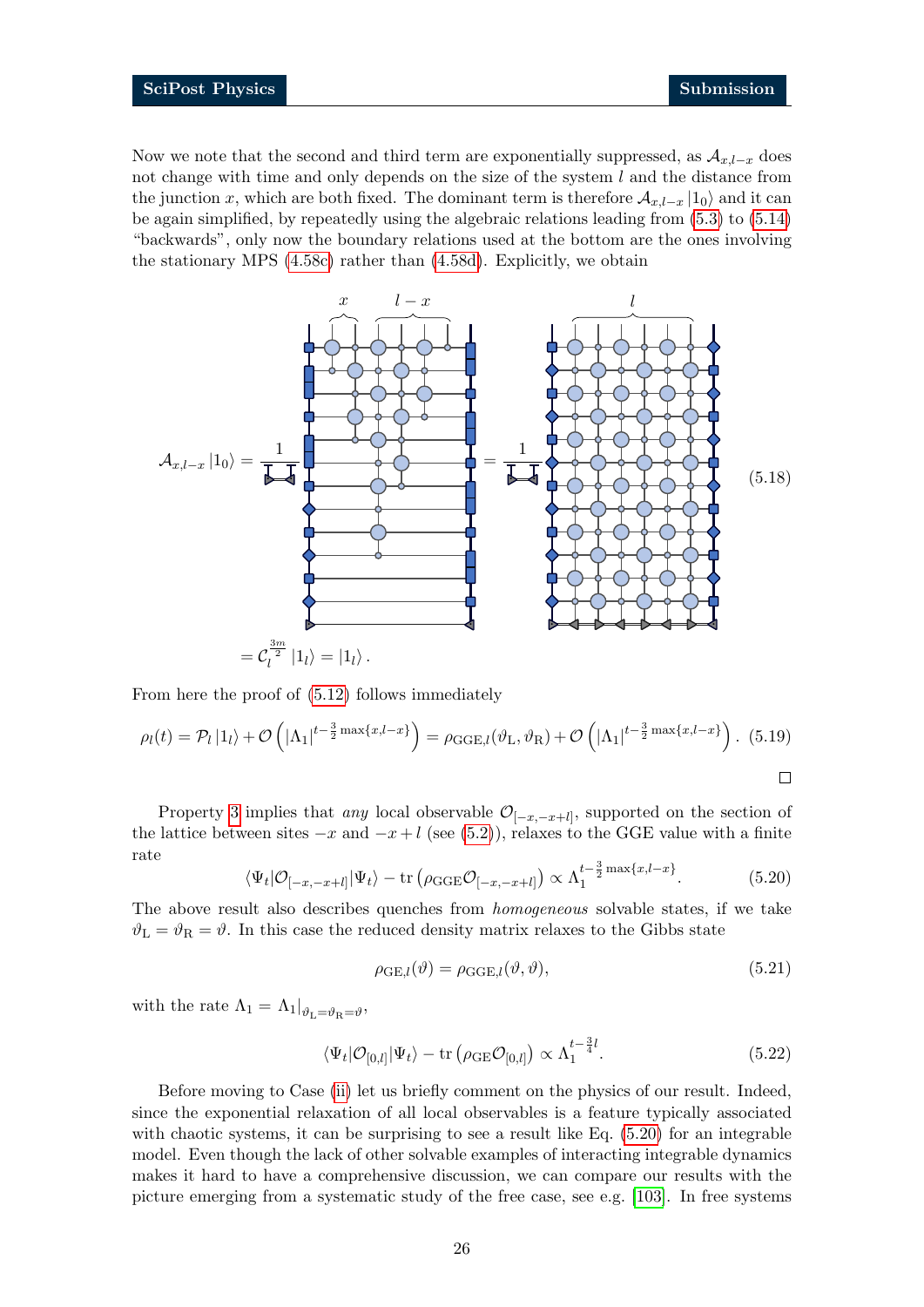Now we note that the second and third term are exponentially suppressed, as $\mathcal{A}_{x,l-x}$ does not change with time and only depends on the size of the system $l$ and the distance from the junction $x$, which are both fixed. The dominant term is therefore $\mathcal{A}_{x,l-x}|1_0\rangle$ and it can be again simplified, by repeatedly using the algebraic relations leading from (5.3) to (5.14) "backwards", only now the boundary relations used at the bottom are the ones involving the stationary MPS (4.58c) rather than (4.58d). Explicitly, we obtain

$$\mathcal{A}_{x,l-x}|1_0\rangle = \frac{1}{\cdots}[\text{diagram}] = \frac{1}{\cdots}[\text{diagram}] \tag{5.18}$$

$$= \mathcal{C}_l^{\frac{3m}{2}}|1_l\rangle = |1_l\rangle\,.$$

From here the proof of (5.12) follows immediately

$$\rho_l(t) = \mathcal{P}_l|1_l\rangle + \mathcal{O}\left(|\Lambda_1|^{t-\frac{3}{2}\max\{x,l-x\}}\right) = \rho_{\mathrm{GGE},l}(\vartheta_{\mathrm{L}},\vartheta_{\mathrm{R}}) + \mathcal{O}\left(|\Lambda_1|^{t-\frac{3}{2}\max\{x,l-x\}}\right). \tag{5.19}$$

□

Property 3 implies that *any* local observable $\mathcal{O}_{[-x,-x+l]}$, supported on the section of the lattice between sites $-x$ and $-x+l$ (see (5.2)), relaxes to the GGE value with a finite rate

$$\langle\Psi_t|\mathcal{O}_{[-x,-x+l]}|\Psi_t\rangle - \operatorname{tr}\left(\rho_{\mathrm{GGE}}\mathcal{O}_{[-x,-x+l]}\right) \propto \Lambda_1^{t-\frac{3}{2}\max\{x,l-x\}}. \tag{5.20}$$

The above result also describes quenches from *homogeneous* solvable states, if we take $\vartheta_{\mathrm{L}} = \vartheta_{\mathrm{R}} = \vartheta$. In this case the reduced density matrix relaxes to the Gibbs state

$$\rho_{\mathrm{GE},l}(\vartheta) = \rho_{\mathrm{GGE},l}(\vartheta,\vartheta), \tag{5.21}$$

with the rate $\Lambda_1 = \Lambda_1|_{\vartheta_{\mathrm{L}}=\vartheta_{\mathrm{R}}=\vartheta}$,

$$\langle\Psi_t|\mathcal{O}_{[0,l]}|\Psi_t\rangle - \operatorname{tr}\left(\rho_{\mathrm{GE}}\mathcal{O}_{[0,l]}\right) \propto \Lambda_1^{t-\frac{3}{4}l}. \tag{5.22}$$

Before moving to Case (ii) let us briefly comment on the physics of our result. Indeed, since the exponential relaxation of all local observables is a feature typically associated with chaotic systems, it can be surprising to see a result like Eq. (5.20) for an integrable model. Even though the lack of other solvable examples of interacting integrable dynamics makes it hard to have a comprehensive discussion, we can compare our results with the picture emerging from a systematic study of the free case, see e.g. [103]. In free systems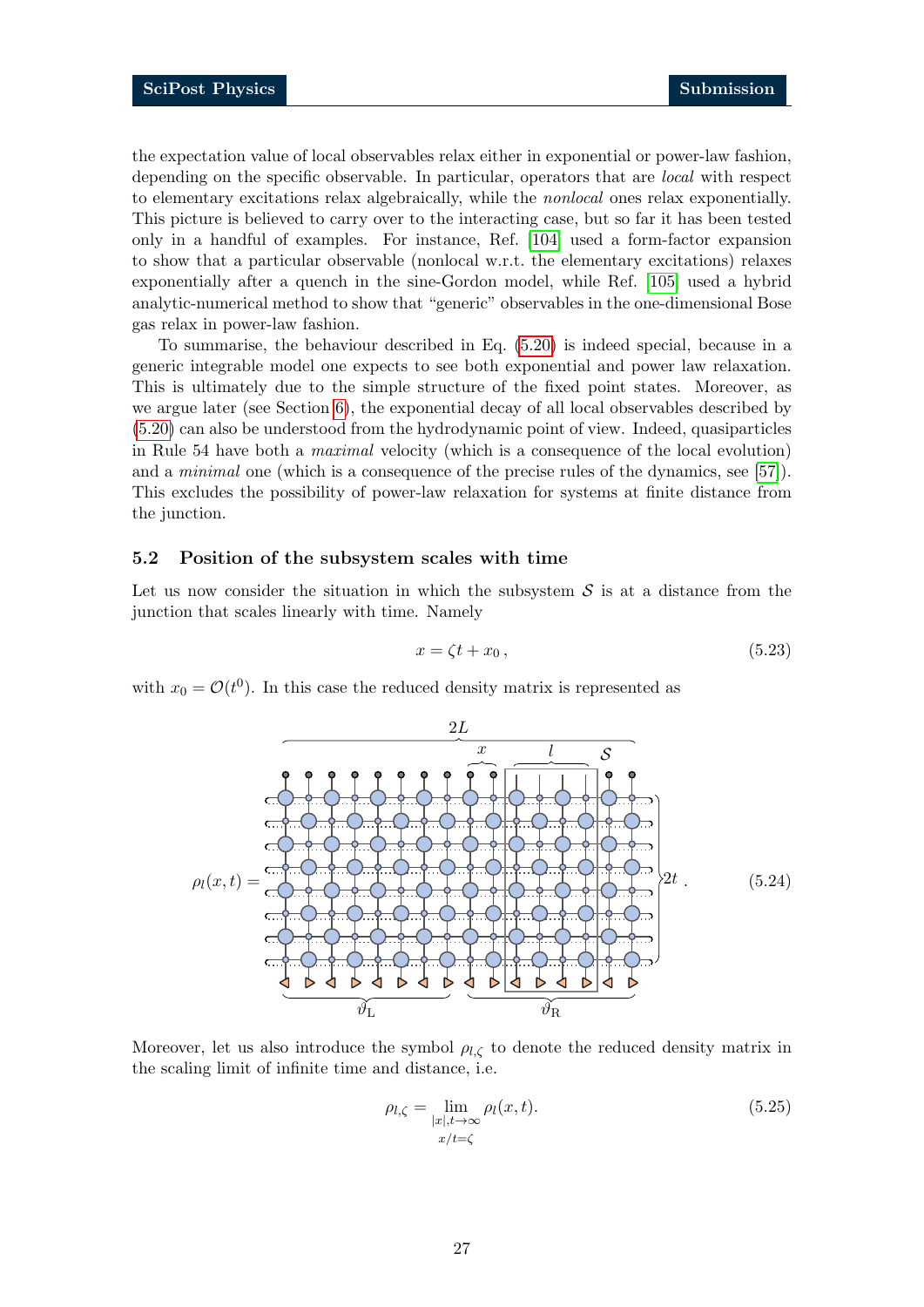the expectation value of local observables relax either in exponential or power-law fashion, depending on the specific observable. In particular, operators that are *local* with respect to elementary excitations relax algebraically, while the *nonlocal* ones relax exponentially. This picture is believed to carry over to the interacting case, but so far it has been tested only in a handful of examples. For instance, Ref. [104] used a form-factor expansion to show that a particular observable (nonlocal w.r.t. the elementary excitations) relaxes exponentially after a quench in the sine-Gordon model, while Ref. [105] used a hybrid analytic-numerical method to show that "generic" observables in the one-dimensional Bose gas relax in power-law fashion.

To summarise, the behaviour described in Eq. (5.20) is indeed special, because in a generic integrable model one expects to see both exponential and power law relaxation. This is ultimately due to the simple structure of the fixed point states. Moreover, as we argue later (see Section 6), the exponential decay of all local observables described by (5.20) can also be understood from the hydrodynamic point of view. Indeed, quasiparticles in Rule 54 have both a *maximal* velocity (which is a consequence of the local evolution) and a *minimal* one (which is a consequence of the precise rules of the dynamics, see [57]). This excludes the possibility of power-law relaxation for systems at finite distance from the junction.

### 5.2 Position of the subsystem scales with time

Let us now consider the situation in which the subsystem $\mathcal{S}$ is at a distance from the junction that scales linearly with time. Namely

$$x = \zeta t + x_0\,, \tag{5.23}$$

with $x_0 = \mathcal{O}(t^0)$. In this case the reduced density matrix is represented as

$$\rho_l(x,t) = \quad [\text{tensor network diagram: width } 2L, \text{ height } 2t, \text{ subsystem } \mathcal{S} \text{ of length } l \text{ at distance } x, \text{ bottom states } \vartheta_{\mathrm{L}}, \vartheta_{\mathrm{R}}]\,. \tag{5.24}$$

Moreover, let us also introduce the symbol $\rho_{l,\zeta}$ to denote the reduced density matrix in the scaling limit of infinite time and distance, i.e.

$$\rho_{l,\zeta} = \lim_{\substack{|x|,t\to\infty \\ x/t=\zeta}} \rho_l(x,t). \tag{5.25}$$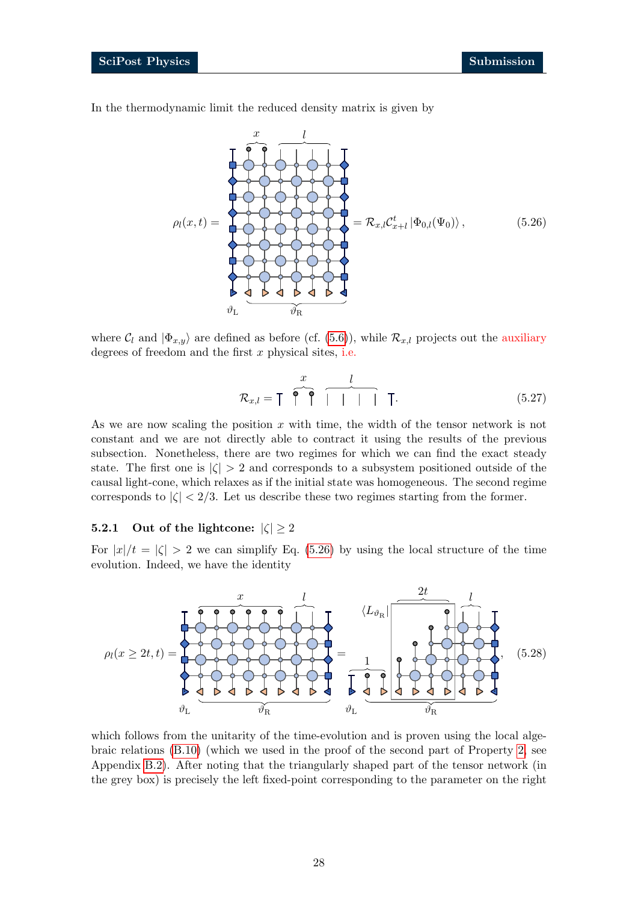In the thermodynamic limit the reduced density matrix is given by

$$\rho_l(x,t) = \quad = \mathcal{R}_{x,l}\mathcal{C}^t_{x+l}\,|\Phi_{0,l}(\Psi_0)\rangle\,, \tag{5.26}$$

where $\mathcal{C}_l$ and $|\Phi_{x,y}\rangle$ are defined as before (cf. (5.6)), while $\mathcal{R}_{x,l}$ projects out the auxiliary degrees of freedom and the first $x$ physical sites, i.e.

$$\mathcal{R}_{x,l} = \,. \tag{5.27}$$

As we are now scaling the position $x$ with time, the width of the tensor network is not constant and we are not directly able to contract it using the results of the previous subsection. Nonetheless, there are two regimes for which we can find the exact steady state. The first one is $|\zeta| > 2$ and corresponds to a subsystem positioned outside of the causal light-cone, which relaxes as if the initial state was homogeneous. The second regime corresponds to $|\zeta| < 2/3$. Let us describe these two regimes starting from the former.

### 5.2.1 Out of the lightcone: $|\zeta| \geq 2$

For $|x|/t = |\zeta| > 2$ we can simplify Eq. (5.26) by using the local structure of the time evolution. Indeed, we have the identity

$$\rho_l(x \geq 2t, t) = \quad = \quad , \tag{5.28}$$

which follows from the unitarity of the time-evolution and is proven using the local algebraic relations (B.10) (which we used in the proof of the second part of Property 2, see Appendix B.2). After noting that the triangularly shaped part of the tensor network (in the grey box) is precisely the left fixed-point corresponding to the parameter on the right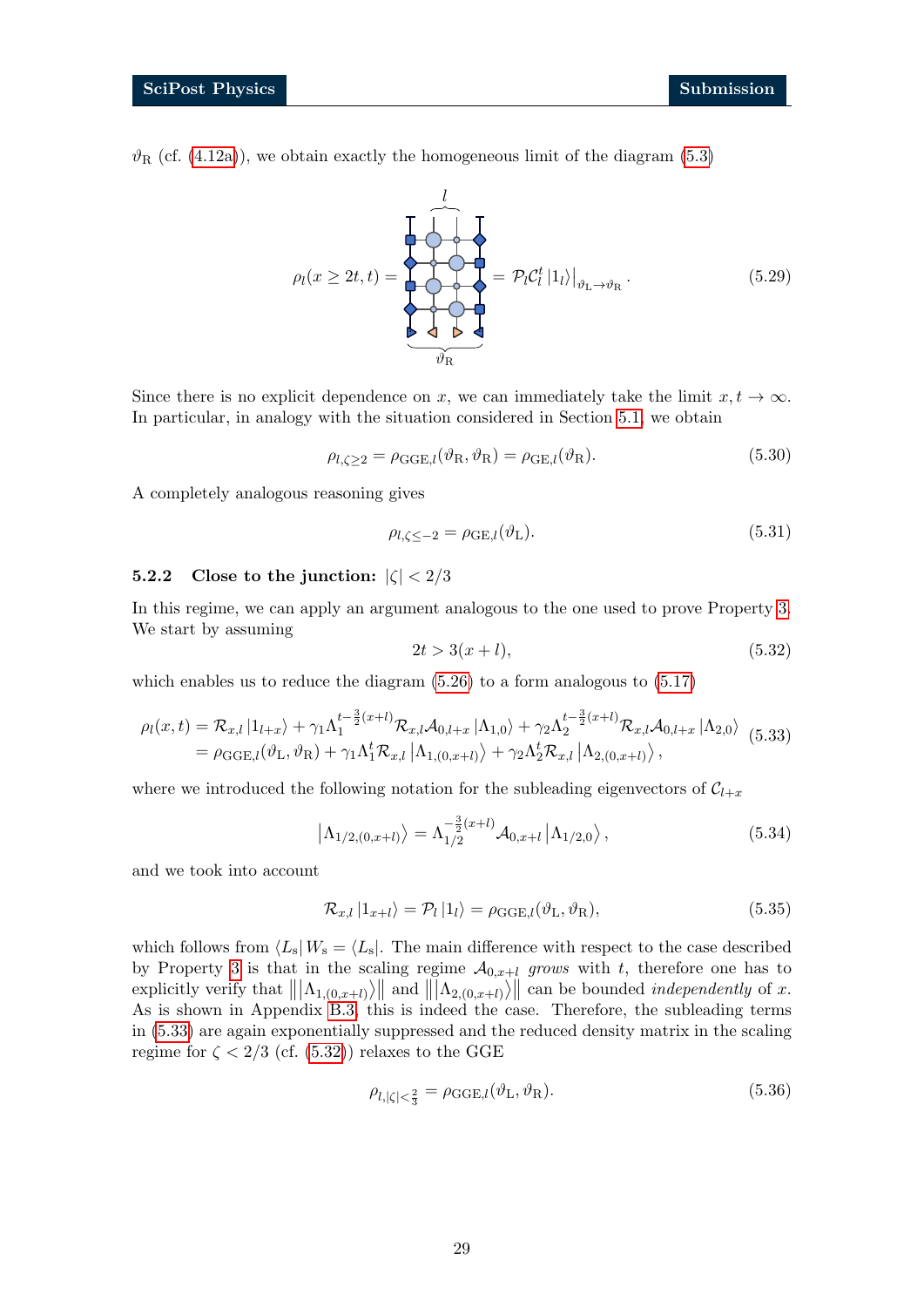$\vartheta_{\mathrm{R}}$ (cf. (4.12a)), we obtain exactly the homogeneous limit of the diagram (5.3)

$$\rho_l(x \geq 2t, t) = [\text{diagram}] = \mathcal{P}_l \mathcal{C}_l^t \left|1_l\right\rangle\big|_{\vartheta_{\mathrm{L}} \to \vartheta_{\mathrm{R}}}. \tag{5.29}$$

Since there is no explicit dependence on $x$, we can immediately take the limit $x, t \to \infty$. In particular, in analogy with the situation considered in Section 5.1, we obtain

$$\rho_{l,\zeta \geq 2} = \rho_{\mathrm{GGE},l}(\vartheta_{\mathrm{R}}, \vartheta_{\mathrm{R}}) = \rho_{\mathrm{GE},l}(\vartheta_{\mathrm{R}}). \tag{5.30}$$

A completely analogous reasoning gives

$$\rho_{l,\zeta \leq -2} = \rho_{\mathrm{GE},l}(\vartheta_{\mathrm{L}}). \tag{5.31}$$

### 5.2.2 Close to the junction: $|\zeta| < 2/3$

In this regime, we can apply an argument analogous to the one used to prove Property 3. We start by assuming

$$2t > 3(x+l), \tag{5.32}$$

which enables us to reduce the diagram (5.26) to a form analogous to (5.17)

$$\begin{aligned}
\rho_l(x,t) &= \mathcal{R}_{x,l} \left|1_{l+x}\right\rangle + \gamma_1 \Lambda_1^{t-\frac{3}{2}(x+l)} \mathcal{R}_{x,l} \mathcal{A}_{0,l+x} \left|\Lambda_{1,0}\right\rangle + \gamma_2 \Lambda_2^{t-\frac{3}{2}(x+l)} \mathcal{R}_{x,l} \mathcal{A}_{0,l+x} \left|\Lambda_{2,0}\right\rangle \\
&= \rho_{\mathrm{GGE},l}(\vartheta_{\mathrm{L}}, \vartheta_{\mathrm{R}}) + \gamma_1 \Lambda_1^t \mathcal{R}_{x,l} \left|\Lambda_{1,(0,x+l)}\right\rangle + \gamma_2 \Lambda_2^t \mathcal{R}_{x,l} \left|\Lambda_{2,(0,x+l)}\right\rangle,
\end{aligned} \tag{5.33}$$

where we introduced the following notation for the subleading eigenvectors of $\mathcal{C}_{l+x}$

$$\left|\Lambda_{1/2,(0,x+l)}\right\rangle = \Lambda_{1/2}^{-\frac{3}{2}(x+l)} \mathcal{A}_{0,x+l} \left|\Lambda_{1/2,0}\right\rangle, \tag{5.34}$$

and we took into account

$$\mathcal{R}_{x,l} \left|1_{x+l}\right\rangle = \mathcal{P}_l \left|1_l\right\rangle = \rho_{\mathrm{GGE},l}(\vartheta_{\mathrm{L}}, \vartheta_{\mathrm{R}}), \tag{5.35}$$

which follows from $\langle L_{\mathrm{s}} | W_{\mathrm{s}} = \langle L_{\mathrm{s}}|$. The main difference with respect to the case described by Property 3 is that in the scaling regime $\mathcal{A}_{0,x+l}$ *grows* with $t$, therefore one has to explicitly verify that $\left\|\left|\Lambda_{1,(0,x+l)}\right\rangle\right\|$ and $\left\|\left|\Lambda_{2,(0,x+l)}\right\rangle\right\|$ can be bounded *independently* of $x$. As is shown in Appendix B.3, this is indeed the case. Therefore, the subleading terms in (5.33) are again exponentially suppressed and the reduced density matrix in the scaling regime for $\zeta < 2/3$ (cf. (5.32)) relaxes to the GGE

$$\rho_{l,|\zeta|<\frac{2}{3}} = \rho_{\mathrm{GGE},l}(\vartheta_{\mathrm{L}}, \vartheta_{\mathrm{R}}). \tag{5.36}$$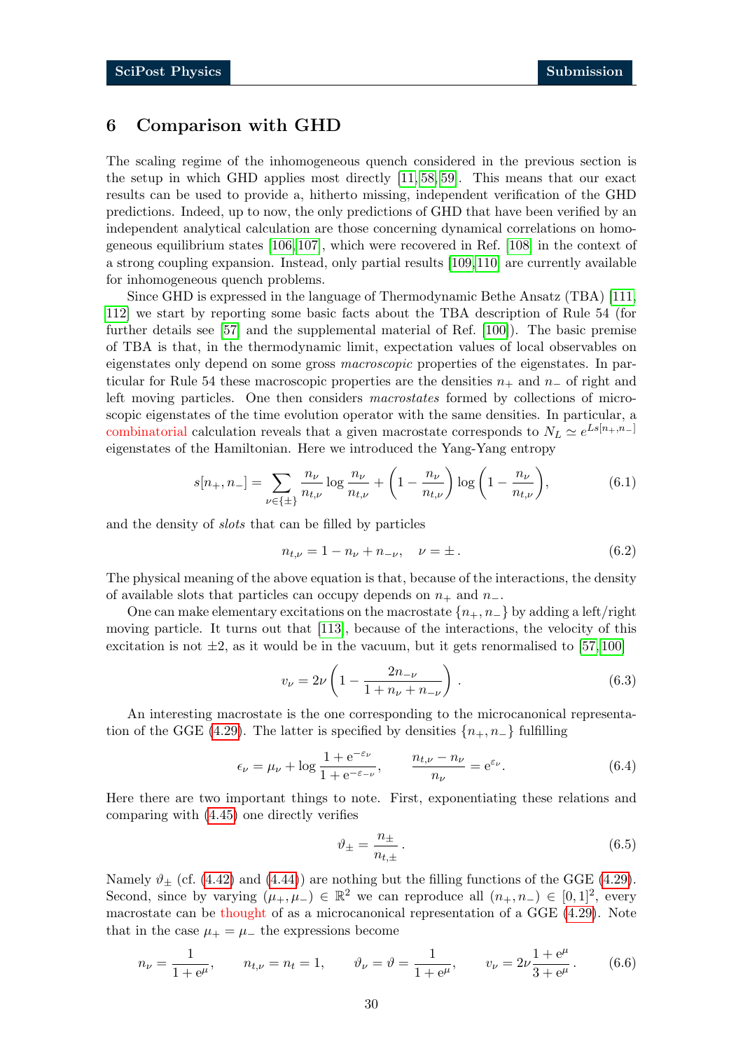## 6 Comparison with GHD

The scaling regime of the inhomogeneous quench considered in the previous section is the setup in which GHD applies most directly [11, 58, 59]. This means that our exact results can be used to provide a, hitherto missing, independent verification of the GHD predictions. Indeed, up to now, the only predictions of GHD that have been verified by an independent analytical calculation are those concerning dynamical correlations on homogeneous equilibrium states [106, 107], which were recovered in Ref. [108] in the context of a strong coupling expansion. Instead, only partial results [109, 110] are currently available for inhomogeneous quench problems.

Since GHD is expressed in the language of Thermodynamic Bethe Ansatz (TBA) [111, 112] we start by reporting some basic facts about the TBA description of Rule 54 (for further details see [57] and the supplemental material of Ref. [100]). The basic premise of TBA is that, in the thermodynamic limit, expectation values of local observables on eigenstates only depend on some gross *macroscopic* properties of the eigenstates. In particular for Rule 54 these macroscopic properties are the densities $n_+$ and $n_-$ of right and left moving particles. One then considers *macrostates* formed by collections of microscopic eigenstates of the time evolution operator with the same densities. In particular, a combinatorial calculation reveals that a given macrostate corresponds to $N_L \simeq e^{Ls[n_+,n_-]}$ eigenstates of the Hamiltonian. Here we introduced the Yang-Yang entropy

$$
s[n_+,n_-] = \sum_{\nu\in\{\pm\}} \frac{n_\nu}{n_{t,\nu}} \log \frac{n_\nu}{n_{t,\nu}} + \left(1 - \frac{n_\nu}{n_{t,\nu}}\right) \log\left(1 - \frac{n_\nu}{n_{t,\nu}}\right), \tag{6.1}
$$

and the density of *slots* that can be filled by particles

$$
n_{t,\nu} = 1 - n_\nu + n_{-\nu}, \quad \nu = \pm\,. \tag{6.2}
$$

The physical meaning of the above equation is that, because of the interactions, the density of available slots that particles can occupy depends on $n_+$ and $n_-$.

One can make elementary excitations on the macrostate $\{n_+, n_-\}$ by adding a left/right moving particle. It turns out that [113], because of the interactions, the velocity of this excitation is not $\pm 2$, as it would be in the vacuum, but it gets renormalised to [57, 100]

$$
v_\nu = 2\nu\left(1 - \frac{2n_{-\nu}}{1 + n_\nu + n_{-\nu}}\right). \tag{6.3}
$$

An interesting macrostate is the one corresponding to the microcanonical representation of the GGE (4.29). The latter is specified by densities $\{n_+, n_-\}$ fulfilling

$$
\epsilon_\nu = \mu_\nu + \log \frac{1 + \mathrm{e}^{-\varepsilon_\nu}}{1 + \mathrm{e}^{-\varepsilon_{-\nu}}}, \qquad \frac{n_{t,\nu} - n_\nu}{n_\nu} = \mathrm{e}^{\varepsilon_\nu}. \tag{6.4}
$$

Here there are two important things to note. First, exponentiating these relations and comparing with (4.45) one directly verifies

$$
\vartheta_\pm = \frac{n_\pm}{n_{t,\pm}}\,. \tag{6.5}
$$

Namely $\vartheta_\pm$ (cf. (4.42) and (4.44)) are nothing but the filling functions of the GGE (4.29). Second, since by varying $(\mu_+, \mu_-) \in \mathbb{R}^2$ we can reproduce all $(n_+, n_-) \in [0,1]^2$, every macrostate can be thought of as a microcanonical representation of a GGE (4.29). Note that in the case $\mu_+ = \mu_-$ the expressions become

$$
n_\nu = \frac{1}{1 + \mathrm{e}^\mu}, \qquad n_{t,\nu} = n_t = 1, \qquad \vartheta_\nu = \vartheta = \frac{1}{1 + \mathrm{e}^\mu}, \qquad v_\nu = 2\nu \frac{1 + \mathrm{e}^\mu}{3 + \mathrm{e}^\mu}. \tag{6.6}
$$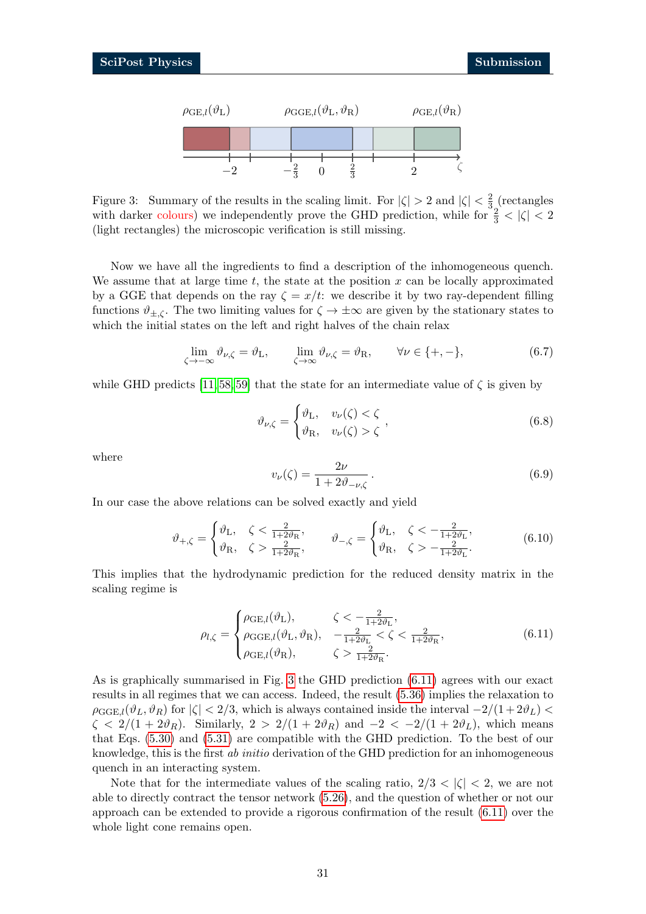Figure 3: Summary of the results in the scaling limit. For $|\zeta| > 2$ and $|\zeta| < \frac{2}{3}$ (rectangles with darker colours) we independently prove the GHD prediction, while for $\frac{2}{3} < |\zeta| < 2$ (light rectangles) the microscopic verification is still missing.

Now we have all the ingredients to find a description of the inhomogeneous quench. We assume that at large time $t$, the state at the position $x$ can be locally approximated by a GGE that depends on the ray $\zeta = x/t$: we describe it by two ray-dependent filling functions $\vartheta_{\pm,\zeta}$. The two limiting values for $\zeta \to \pm\infty$ are given by the stationary states to which the initial states on the left and right halves of the chain relax

$$\lim_{\zeta\to-\infty} \vartheta_{\nu,\zeta} = \vartheta_{\mathrm{L}}, \qquad \lim_{\zeta\to\infty} \vartheta_{\nu,\zeta} = \vartheta_{\mathrm{R}}, \qquad \forall \nu \in \{+,-\}, \tag{6.7}$$

while GHD predicts [11,58,59] that the state for an intermediate value of $\zeta$ is given by

$$\vartheta_{\nu,\zeta} = \begin{cases} \vartheta_{\mathrm{L}}, & v_\nu(\zeta) < \zeta \\ \vartheta_{\mathrm{R}}, & v_\nu(\zeta) > \zeta \end{cases}, \tag{6.8}$$

where

$$v_\nu(\zeta) = \frac{2\nu}{1 + 2\vartheta_{-\nu,\zeta}}. \tag{6.9}$$

In our case the above relations can be solved exactly and yield

$$\vartheta_{+,\zeta} = \begin{cases} \vartheta_{\mathrm{L}}, & \zeta < \frac{2}{1+2\vartheta_{\mathrm{R}}}, \\ \vartheta_{\mathrm{R}}, & \zeta > \frac{2}{1+2\vartheta_{\mathrm{R}}}, \end{cases} \qquad \vartheta_{-,\zeta} = \begin{cases} \vartheta_{\mathrm{L}}, & \zeta < -\frac{2}{1+2\vartheta_{\mathrm{L}}}, \\ \vartheta_{\mathrm{R}}, & \zeta > -\frac{2}{1+2\vartheta_{\mathrm{L}}}. \end{cases} \tag{6.10}$$

This implies that the hydrodynamic prediction for the reduced density matrix in the scaling regime is

$$\rho_{l,\zeta} = \begin{cases} \rho_{\mathrm{GE},l}(\vartheta_{\mathrm{L}}), & \zeta < -\frac{2}{1+2\vartheta_{\mathrm{L}}}, \\ \rho_{\mathrm{GGE},l}(\vartheta_{\mathrm{L}}, \vartheta_{\mathrm{R}}), & -\frac{2}{1+2\vartheta_{\mathrm{L}}} < \zeta < \frac{2}{1+2\vartheta_{\mathrm{R}}}, \\ \rho_{\mathrm{GE},l}(\vartheta_{\mathrm{R}}), & \zeta > \frac{2}{1+2\vartheta_{\mathrm{R}}}. \end{cases} \tag{6.11}$$

As is graphically summarised in Fig. 3 the GHD prediction (6.11) agrees with our exact results in all regimes that we can access. Indeed, the result (5.36) implies the relaxation to $\rho_{\mathrm{GGE},l}(\vartheta_L, \vartheta_R)$ for $|\zeta| < 2/3$, which is always contained inside the interval $-2/(1+2\vartheta_L) < \zeta < 2/(1+2\vartheta_R)$. Similarly, $2 > 2/(1+2\vartheta_R)$ and $-2 < -2/(1+2\vartheta_L)$, which means that Eqs. (5.30) and (5.31) are compatible with the GHD prediction. To the best of our knowledge, this is the first *ab initio* derivation of the GHD prediction for an inhomogeneous quench in an interacting system.

Note that for the intermediate values of the scaling ratio, $2/3 < |\zeta| < 2$, we are not able to directly contract the tensor network (5.26), and the question of whether or not our approach can be extended to provide a rigorous confirmation of the result (6.11) over the whole light cone remains open.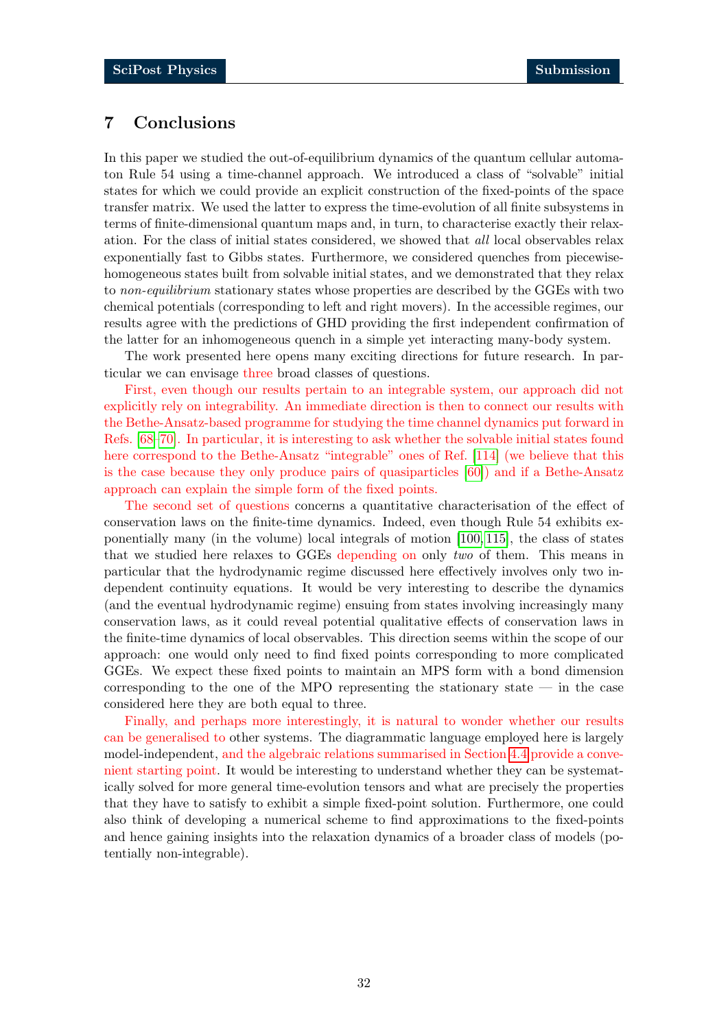# 7 Conclusions

In this paper we studied the out-of-equilibrium dynamics of the quantum cellular automaton Rule 54 using a time-channel approach. We introduced a class of "solvable" initial states for which we could provide an explicit construction of the fixed-points of the space transfer matrix. We used the latter to express the time-evolution of all finite subsystems in terms of finite-dimensional quantum maps and, in turn, to characterise exactly their relaxation. For the class of initial states considered, we showed that *all* local observables relax exponentially fast to Gibbs states. Furthermore, we considered quenches from piecewise-homogeneous states built from solvable initial states, and we demonstrated that they relax to *non-equilibrium* stationary states whose properties are described by the GGEs with two chemical potentials (corresponding to left and right movers). In the accessible regimes, our results agree with the predictions of GHD providing the first independent confirmation of the latter for an inhomogeneous quench in a simple yet interacting many-body system.

The work presented here opens many exciting directions for future research. In particular we can envisage three broad classes of questions.

First, even though our results pertain to an integrable system, our approach did not explicitly rely on integrability. An immediate direction is then to connect our results with the Bethe-Ansatz-based programme for studying the time channel dynamics put forward in Refs. [68–70]. In particular, it is interesting to ask whether the solvable initial states found here correspond to the Bethe-Ansatz "integrable" ones of Ref. [114] (we believe that this is the case because they only produce pairs of quasiparticles [60]) and if a Bethe-Ansatz approach can explain the simple form of the fixed points.

The second set of questions concerns a quantitative characterisation of the effect of conservation laws on the finite-time dynamics. Indeed, even though Rule 54 exhibits exponentially many (in the volume) local integrals of motion [100, 115], the class of states that we studied here relaxes to GGEs depending on only *two* of them. This means in particular that the hydrodynamic regime discussed here effectively involves only two independent continuity equations. It would be very interesting to describe the dynamics (and the eventual hydrodynamic regime) ensuing from states involving increasingly many conservation laws, as it could reveal potential qualitative effects of conservation laws in the finite-time dynamics of local observables. This direction seems within the scope of our approach: one would only need to find fixed points corresponding to more complicated GGEs. We expect these fixed points to maintain an MPS form with a bond dimension corresponding to the one of the MPO representing the stationary state — in the case considered here they are both equal to three.

Finally, and perhaps more interestingly, it is natural to wonder whether our results can be generalised to other systems. The diagrammatic language employed here is largely model-independent, and the algebraic relations summarised in Section 4.4 provide a convenient starting point. It would be interesting to understand whether they can be systematically solved for more general time-evolution tensors and what are precisely the properties that they have to satisfy to exhibit a simple fixed-point solution. Furthermore, one could also think of developing a numerical scheme to find approximations to the fixed-points and hence gaining insights into the relaxation dynamics of a broader class of models (potentially non-integrable).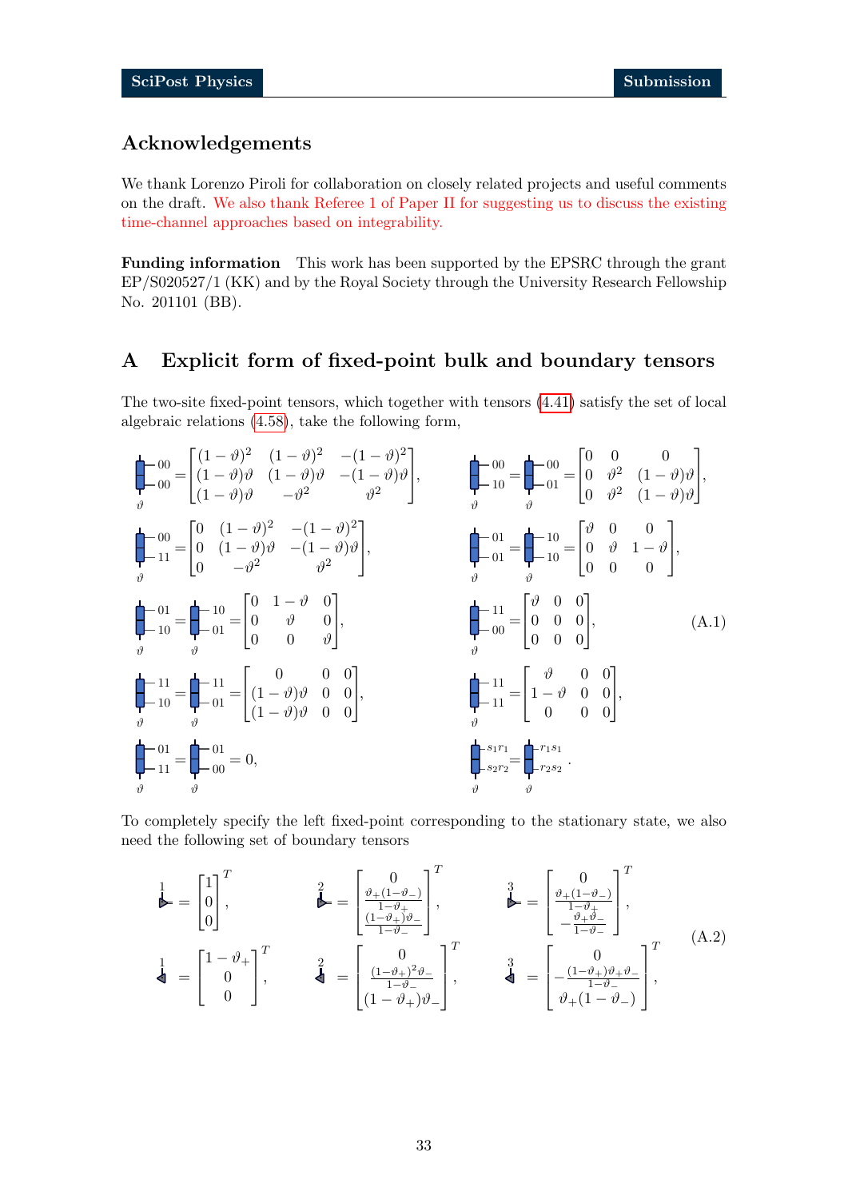## Acknowledgements

We thank Lorenzo Piroli for collaboration on closely related projects and useful comments on the draft. We also thank Referee 1 of Paper II for suggesting us to discuss the existing time-channel approaches based on integrability.

**Funding information** This work has been supported by the EPSRC through the grant EP/S020527/1 (KK) and by the Royal Society through the University Research Fellowship No. 201101 (BB).

## A Explicit form of fixed-point bulk and boundary tensors

The two-site fixed-point tensors, which together with tensors (4.41) satisfy the set of local algebraic relations (4.58), take the following form,

$$
\begin{aligned}
&[\text{tensor}]^{00}_{00,\vartheta} = \begin{bmatrix} (1-\vartheta)^2 & (1-\vartheta)^2 & -(1-\vartheta)^2 \\ (1-\vartheta)\vartheta & (1-\vartheta)\vartheta & -(1-\vartheta)\vartheta \\ (1-\vartheta)\vartheta & -\vartheta^2 & \vartheta^2 \end{bmatrix}, \qquad
[\text{tensor}]^{00}_{10,\vartheta} = [\text{tensor}]^{00}_{01,\vartheta} = \begin{bmatrix} 0 & 0 & 0 \\ 0 & \vartheta^2 & (1-\vartheta)\vartheta \\ 0 & \vartheta^2 & (1-\vartheta)\vartheta \end{bmatrix}, \\
&[\text{tensor}]^{00}_{11,\vartheta} = \begin{bmatrix} 0 & (1-\vartheta)^2 & -(1-\vartheta)^2 \\ 0 & (1-\vartheta)\vartheta & -(1-\vartheta)\vartheta \\ 0 & -\vartheta^2 & \vartheta^2 \end{bmatrix}, \qquad
[\text{tensor}]^{01}_{01,\vartheta} = [\text{tensor}]^{10}_{10,\vartheta} = \begin{bmatrix} \vartheta & 0 & 0 \\ 0 & \vartheta & 1-\vartheta \\ 0 & 0 & 0 \end{bmatrix}, \\
&[\text{tensor}]^{01}_{10,\vartheta} = [\text{tensor}]^{10}_{01,\vartheta} = \begin{bmatrix} 0 & 1-\vartheta & 0 \\ 0 & \vartheta & 0 \\ 0 & 0 & \vartheta \end{bmatrix}, \qquad
[\text{tensor}]^{11}_{00,\vartheta} = \begin{bmatrix} \vartheta & 0 & 0 \\ 0 & 0 & 0 \\ 0 & 0 & 0 \end{bmatrix}, \\
&[\text{tensor}]^{11}_{10,\vartheta} = [\text{tensor}]^{11}_{01,\vartheta} = \begin{bmatrix} 0 & 0 & 0 \\ (1-\vartheta)\vartheta & 0 & 0 \\ (1-\vartheta)\vartheta & 0 & 0 \end{bmatrix}, \qquad
[\text{tensor}]^{11}_{11,\vartheta} = \begin{bmatrix} \vartheta & 0 & 0 \\ 1-\vartheta & 0 & 0 \\ 0 & 0 & 0 \end{bmatrix}, \\
&[\text{tensor}]^{01}_{11,\vartheta} = [\text{tensor}]^{01}_{00,\vartheta} = 0, \qquad
[\text{tensor}]^{s_1 r_1}_{s_2 r_2,\vartheta} = [\text{tensor}]^{r_1 s_1}_{r_2 s_2,\vartheta}.
\end{aligned}
\tag{A.1}
$$

To completely specify the left fixed-point corresponding to the stationary state, we also need the following set of boundary tensors

$$
\begin{aligned}
&\overset{1}{\triangleright} = \begin{bmatrix} 1 \\ 0 \\ 0 \end{bmatrix}^T, \qquad
\overset{2}{\triangleright} = \begin{bmatrix} 0 \\ \frac{\vartheta_+(1-\vartheta_-)}{1-\vartheta_+} \\ \frac{(1-\vartheta_+)\vartheta_-}{1-\vartheta_-} \end{bmatrix}^T, \qquad
\overset{3}{\triangleright} = \begin{bmatrix} 0 \\ \frac{\vartheta_+(1-\vartheta_-)}{1-\vartheta_+} \\ -\frac{\vartheta_+\vartheta_-}{1-\vartheta_-} \end{bmatrix}^T, \\
&\overset{1}{\triangleleft} = \begin{bmatrix} 1-\vartheta_+ \\ 0 \\ 0 \end{bmatrix}^T, \qquad
\overset{2}{\triangleleft} = \begin{bmatrix} 0 \\ \frac{(1-\vartheta_+)^2\vartheta_-}{1-\vartheta_-} \\ (1-\vartheta_+)\vartheta_- \end{bmatrix}^T, \qquad
\overset{3}{\triangleleft} = \begin{bmatrix} 0 \\ -\frac{(1-\vartheta_+)\vartheta_+\vartheta_-}{1-\vartheta_-} \\ \vartheta_+(1-\vartheta_-) \end{bmatrix}^T,
\end{aligned}
\tag{A.2}
$$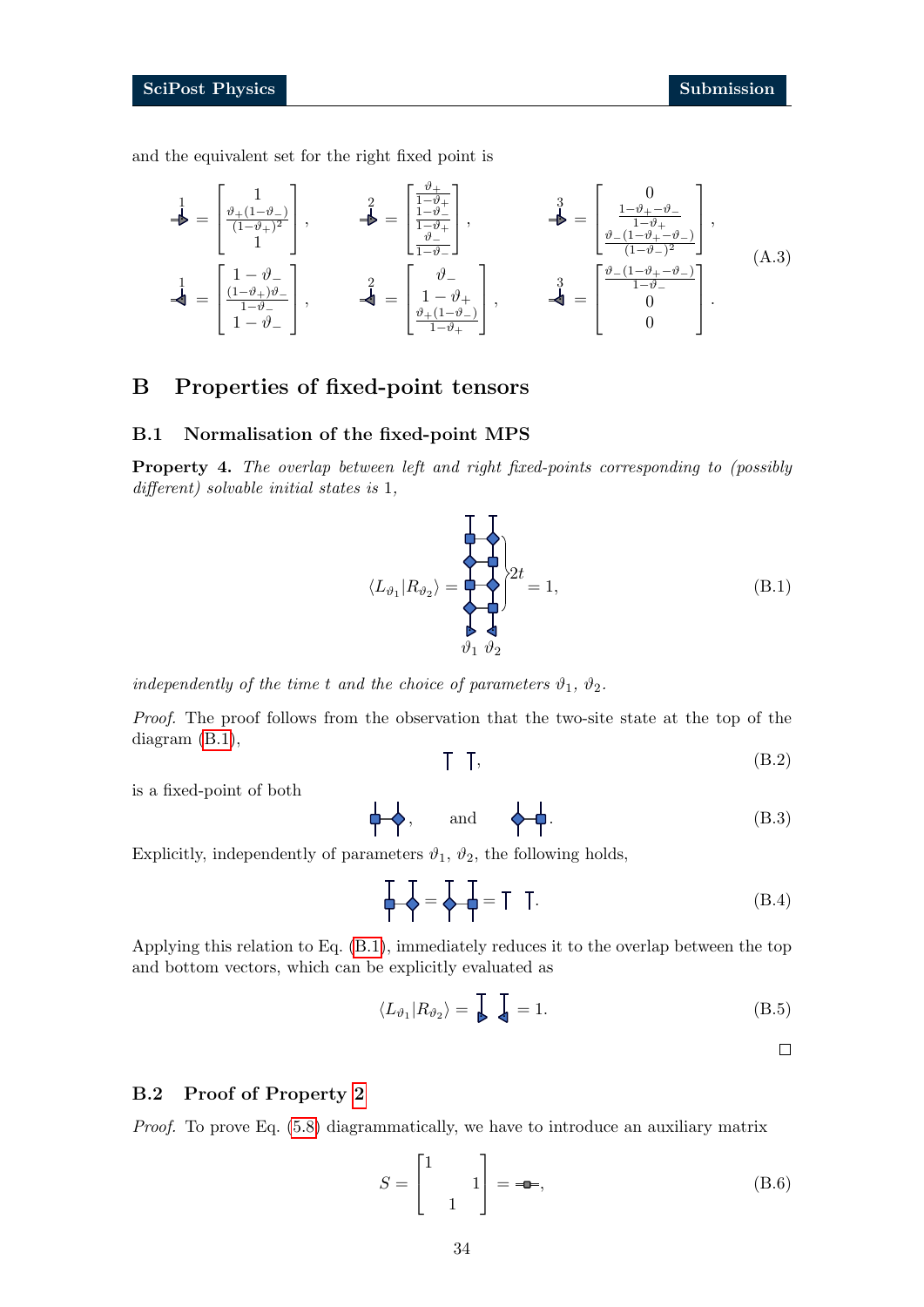and the equivalent set for the right fixed point is

$$
\overset{1}{\triangleright} = \begin{bmatrix} 1 \\ \frac{\vartheta_+(1-\vartheta_-)}{(1-\vartheta_+)^2} \\ 1 \end{bmatrix}, \qquad \overset{2}{\triangleright} = \begin{bmatrix} \frac{\vartheta_+}{1-\vartheta_+} \\ \frac{1-\vartheta_-}{1-\vartheta_+} \\ \frac{\vartheta_-}{1-\vartheta_-} \end{bmatrix}, \qquad \overset{3}{\triangleright} = \begin{bmatrix} 0 \\ \frac{1-\vartheta_+-\vartheta_-}{1-\vartheta_+} \\ \frac{\vartheta_-(1-\vartheta_+-\vartheta_-)}{(1-\vartheta_-)^2} \end{bmatrix},
$$
$$
\overset{1}{\triangleleft} = \begin{bmatrix} 1-\vartheta_- \\ \frac{(1-\vartheta_+)\vartheta_-}{1-\vartheta_-} \\ 1-\vartheta_- \end{bmatrix}, \qquad \overset{2}{\triangleleft} = \begin{bmatrix} \vartheta_- \\ 1-\vartheta_+ \\ \frac{\vartheta_+(1-\vartheta_-)}{1-\vartheta_+} \end{bmatrix}, \qquad \overset{3}{\triangleleft} = \begin{bmatrix} \frac{\vartheta_-(1-\vartheta_+-\vartheta_-)}{1-\vartheta_-} \\ 0 \\ 0 \end{bmatrix}. \tag{A.3}
$$

## B Properties of fixed-point tensors

### B.1 Normalisation of the fixed-point MPS

**Property 4.** *The overlap between left and right fixed-points corresponding to (possibly different) solvable initial states is* 1*,*

$$
\langle L_{\vartheta_1} | R_{\vartheta_2} \rangle = [\text{diagram}]\Big\}2t = 1, \tag{B.1}
$$

*independently of the time $t$ and the choice of parameters $\vartheta_1$, $\vartheta_2$.*

*Proof.* The proof follows from the observation that the two-site state at the top of the diagram (B.1),

$$
\top \;\; \top, \tag{B.2}
$$

is a fixed-point of both

$$
[\text{diagram}], \qquad \text{and} \qquad [\text{diagram}]. \tag{B.3}
$$

Explicitly, independently of parameters $\vartheta_1$, $\vartheta_2$, the following holds,

$$
[\text{diagram}] = [\text{diagram}] = \top \;\; \top. \tag{B.4}
$$

Applying this relation to Eq. (B.1), immediately reduces it to the overlap between the top and bottom vectors, which can be explicitly evaluated as

$$
\langle L_{\vartheta_1} | R_{\vartheta_2} \rangle = [\text{diagram}] = 1. \tag{B.5}
$$

□

### B.2 Proof of Property 2

*Proof.* To prove Eq. (5.8) diagrammatically, we have to introduce an auxiliary matrix

$$
S = \begin{bmatrix} 1 & & \\ & & 1 \\ & 1 & \end{bmatrix} = [\text{diagram}], \tag{B.6}
$$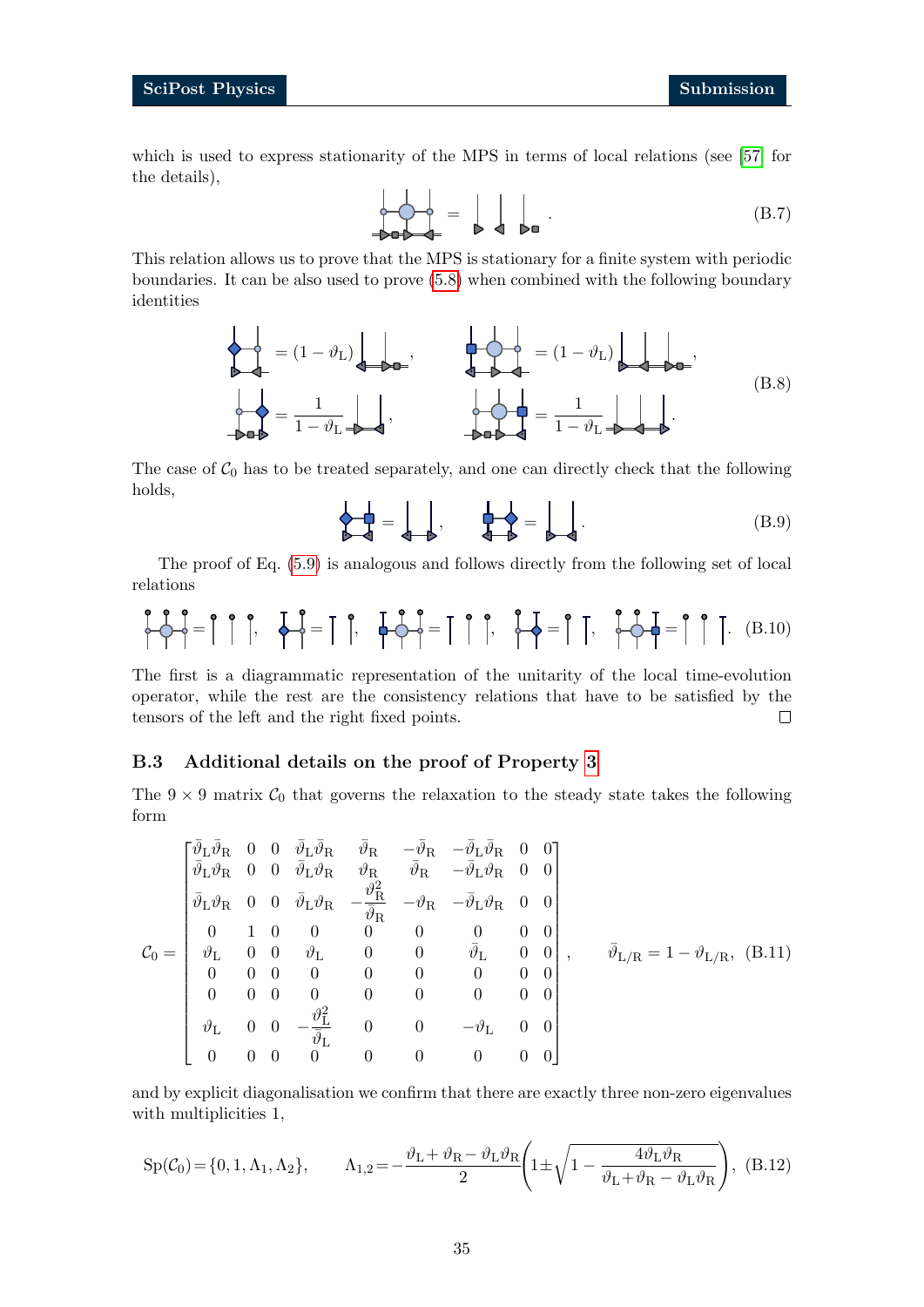which is used to express stationarity of the MPS in terms of local relations (see [57] for the details),

$$\text{[diagram]} = \text{[diagram]} . \tag{B.7}$$

This relation allows us to prove that the MPS is stationary for a finite system with periodic boundaries. It can be also used to prove (5.8) when combined with the following boundary identities

$$\text{[diagram]} = (1-\vartheta_{\rm L})\,\text{[diagram]}, \qquad \text{[diagram]} = (1-\vartheta_{\rm L})\,\text{[diagram]},$$
$$\text{[diagram]} = \frac{1}{1-\vartheta_{\rm L}}\,\text{[diagram]}, \qquad \text{[diagram]} = \frac{1}{1-\vartheta_{\rm L}}\,\text{[diagram]}. \tag{B.8}$$

The case of $\mathcal{C}_0$ has to be treated separately, and one can directly check that the following holds,

$$\text{[diagram]} = \text{[diagram]}, \qquad \text{[diagram]} = \text{[diagram]}. \tag{B.9}$$

The proof of Eq. (5.9) is analogous and follows directly from the following set of local relations

$$\text{[diagram]} = \text{[diagram]}, \quad \text{[diagram]} = \text{[diagram]}, \quad \text{[diagram]} = \text{[diagram]}, \quad \text{[diagram]} = \text{[diagram]}, \quad \text{[diagram]} = \text{[diagram]}. \tag{B.10}$$

The first is a diagrammatic representation of the unitarity of the local time-evolution operator, while the rest are the consistency relations that have to be satisfied by the tensors of the left and the right fixed points. □

### B.3 Additional details on the proof of Property 3

The $9\times 9$ matrix $\mathcal{C}_0$ that governs the relaxation to the steady state takes the following form

$$\mathcal{C}_0 = \begin{bmatrix}
\bar{\vartheta}_{\rm L}\bar{\vartheta}_{\rm R} & 0 & 0 & \bar{\vartheta}_{\rm L}\bar{\vartheta}_{\rm R} & \bar{\vartheta}_{\rm R} & -\bar{\vartheta}_{\rm R} & -\bar{\vartheta}_{\rm L}\bar{\vartheta}_{\rm R} & 0 & 0\\
\bar{\vartheta}_{\rm L}\vartheta_{\rm R} & 0 & 0 & \bar{\vartheta}_{\rm L}\vartheta_{\rm R} & \vartheta_{\rm R} & \bar{\vartheta}_{\rm R} & -\bar{\vartheta}_{\rm L}\vartheta_{\rm R} & 0 & 0\\
\bar{\vartheta}_{\rm L}\vartheta_{\rm R} & 0 & 0 & \bar{\vartheta}_{\rm L}\vartheta_{\rm R} & -\dfrac{\vartheta_{\rm R}^2}{\bar{\vartheta}_{\rm R}} & -\vartheta_{\rm R} & -\bar{\vartheta}_{\rm L}\vartheta_{\rm R} & 0 & 0\\
0 & 1 & 0 & 0 & 0 & 0 & 0 & 0 & 0\\
\vartheta_{\rm L} & 0 & 0 & \vartheta_{\rm L} & 0 & 0 & \bar{\vartheta}_{\rm L} & 0 & 0\\
0 & 0 & 0 & 0 & 0 & 0 & 0 & 0 & 0\\
0 & 0 & 0 & 0 & 0 & 0 & 0 & 0 & 0\\
\vartheta_{\rm L} & 0 & 0 & -\dfrac{\vartheta_{\rm L}^2}{\bar{\vartheta}_{\rm L}} & 0 & 0 & -\vartheta_{\rm L} & 0 & 0\\
0 & 0 & 0 & 0 & 0 & 0 & 0 & 0 & 0
\end{bmatrix}, \qquad \bar{\vartheta}_{\rm L/R} = 1-\vartheta_{\rm L/R}, \tag{B.11}$$

and by explicit diagonalisation we confirm that there are exactly three non-zero eigenvalues with multiplicities 1,

$$\mathrm{Sp}(\mathcal{C}_0) = \{0, 1, \Lambda_1, \Lambda_2\}, \qquad \Lambda_{1,2} = -\frac{\vartheta_{\rm L}+\vartheta_{\rm R}-\vartheta_{\rm L}\vartheta_{\rm R}}{2}\left(1 \pm \sqrt{1-\frac{4\vartheta_{\rm L}\vartheta_{\rm R}}{\vartheta_{\rm L}+\vartheta_{\rm R}-\vartheta_{\rm L}\vartheta_{\rm R}}}\right), \tag{B.12}$$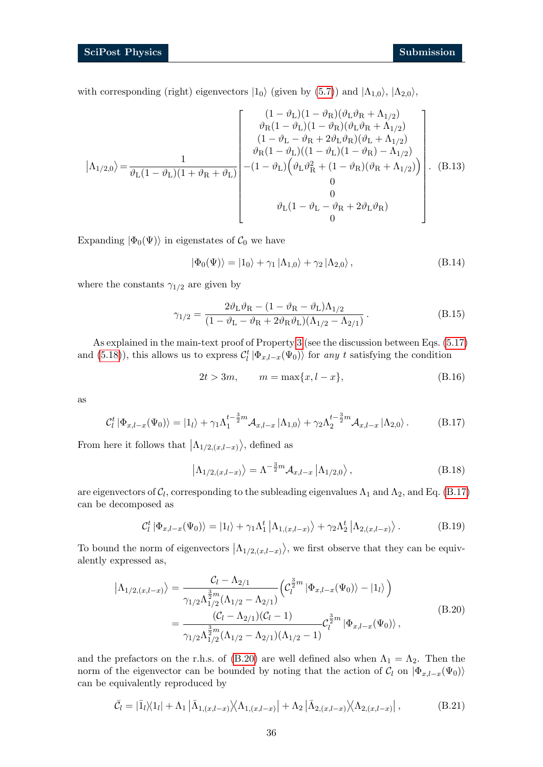with corresponding (right) eigenvectors $|1_0\rangle$ (given by (5.7)) and $|\Lambda_{1,0}\rangle$, $|\Lambda_{2,0}\rangle$,

$$
\left|\Lambda_{1/2,0}\right\rangle = \frac{1}{\vartheta_{\rm L}(1-\vartheta_{\rm L})(1+\vartheta_{\rm R}+\vartheta_{\rm L})} \begin{bmatrix} (1-\vartheta_{\rm L})(1-\vartheta_{\rm R})(\vartheta_{\rm L}\vartheta_{\rm R}+\Lambda_{1/2}) \\ \vartheta_{\rm R}(1-\vartheta_{\rm L})(1-\vartheta_{\rm R})(\vartheta_{\rm L}\vartheta_{\rm R}+\Lambda_{1/2}) \\ (1-\vartheta_{\rm L}-\vartheta_{\rm R}+2\vartheta_{\rm L}\vartheta_{\rm R})(\vartheta_{\rm L}+\Lambda_{1/2}) \\ \vartheta_{\rm R}(1-\vartheta_{\rm L})((1-\vartheta_{\rm L})(1-\vartheta_{\rm R})-\Lambda_{1/2}) \\ -(1-\vartheta_{\rm L})\Big(\vartheta_{\rm L}\vartheta_{\rm R}^2+(1-\vartheta_{\rm R})(\vartheta_{\rm R}+\Lambda_{1/2})\Big) \\ 0 \\ 0 \\ \vartheta_{\rm L}(1-\vartheta_{\rm L}-\vartheta_{\rm R}+2\vartheta_{\rm L}\vartheta_{\rm R}) \\ 0 \end{bmatrix}. \tag{B.13}
$$

Expanding $|\Phi_0(\Psi)\rangle$ in eigenstates of $\mathcal{C}_0$ we have

$$
|\Phi_0(\Psi)\rangle = |1_0\rangle + \gamma_1 |\Lambda_{1,0}\rangle + \gamma_2 |\Lambda_{2,0}\rangle , \tag{B.14}
$$

where the constants $\gamma_{1/2}$ are given by

$$
\gamma_{1/2} = \frac{2\vartheta_{\rm L}\vartheta_{\rm R}-(1-\vartheta_{\rm R}-\vartheta_{\rm L})\Lambda_{1/2}}{(1-\vartheta_{\rm L}-\vartheta_{\rm R}+2\vartheta_{\rm R}\vartheta_{\rm L})(\Lambda_{1/2}-\Lambda_{2/1})} . \tag{B.15}
$$

As explained in the main-text proof of Property 3 (see the discussion between Eqs. (5.17) and (5.18)), this allows us to express $\mathcal{C}_l^t\,|\Phi_{x,l-x}(\Psi_0)\rangle$ for *any* $t$ satisfying the condition

$$
2t > 3m, \qquad m = \max\{x, l-x\}, \tag{B.16}
$$

as

$$
\mathcal{C}_l^t\,|\Phi_{x,l-x}(\Psi_0)\rangle = |1_l\rangle + \gamma_1 \Lambda_1^{t-\frac{3}{2}m}\mathcal{A}_{x,l-x}\,|\Lambda_{1,0}\rangle + \gamma_2 \Lambda_2^{t-\frac{3}{2}m}\mathcal{A}_{x,l-x}\,|\Lambda_{2,0}\rangle . \tag{B.17}
$$

From here it follows that $\left|\Lambda_{1/2,(x,l-x)}\right\rangle$, defined as

$$
\left|\Lambda_{1/2,(x,l-x)}\right\rangle = \Lambda^{-\frac{3}{2}m}\mathcal{A}_{x,l-x}\left|\Lambda_{1/2,0}\right\rangle , \tag{B.18}
$$

are eigenvectors of $\mathcal{C}_l$, corresponding to the subleading eigenvalues $\Lambda_1$ and $\Lambda_2$, and Eq. (B.17) can be decomposed as

$$
\mathcal{C}_l^t\,|\Phi_{x,l-x}(\Psi_0)\rangle = |1_l\rangle + \gamma_1 \Lambda_1^t \left|\Lambda_{1,(x,l-x)}\right\rangle + \gamma_2 \Lambda_2^t \left|\Lambda_{2,(x,l-x)}\right\rangle . \tag{B.19}
$$

To bound the norm of eigenvectors $\left|\Lambda_{1/2,(x,l-x)}\right\rangle$, we first observe that they can be equivalently expressed as,

$$
\begin{aligned}
\left|\Lambda_{1/2,(x,l-x)}\right\rangle &= \frac{\mathcal{C}_l-\Lambda_{2/1}}{\gamma_{1/2}\Lambda_{1/2}^{\frac{3}{2}m}(\Lambda_{1/2}-\Lambda_{2/1})}\Big(\mathcal{C}_l^{\frac{3}{2}m}\,|\Phi_{x,l-x}(\Psi_0)\rangle - |1_l\rangle\Big) \\
&= \frac{(\mathcal{C}_l-\Lambda_{2/1})(\mathcal{C}_l-1)}{\gamma_{1/2}\Lambda_{1/2}^{\frac{3}{2}m}(\Lambda_{1/2}-\Lambda_{2/1})(\Lambda_{1/2}-1)}\mathcal{C}_l^{\frac{3}{2}m}\,|\Phi_{x,l-x}(\Psi_0)\rangle ,
\end{aligned} \tag{B.20}
$$

and the prefactors on the r.h.s. of (B.20) are well defined also when $\Lambda_1 = \Lambda_2$. Then the norm of the eigenvector can be bounded by noting that the action of $\mathcal{C}_l$ on $|\Phi_{x,l-x}(\Psi_0)\rangle$ can be equivalently reproduced by

$$
\bar{\mathcal{C}}_l = |\bar{1}_l\rangle\!\langle 1_l| + \Lambda_1 \left|\bar{\Lambda}_{1,(x,l-x)}\right\rangle\!\left\langle\Lambda_{1,(x,l-x)}\right| + \Lambda_2 \left|\bar{\Lambda}_{2,(x,l-x)}\right\rangle\!\left\langle\Lambda_{2,(x,l-x)}\right| , \tag{B.21}
$$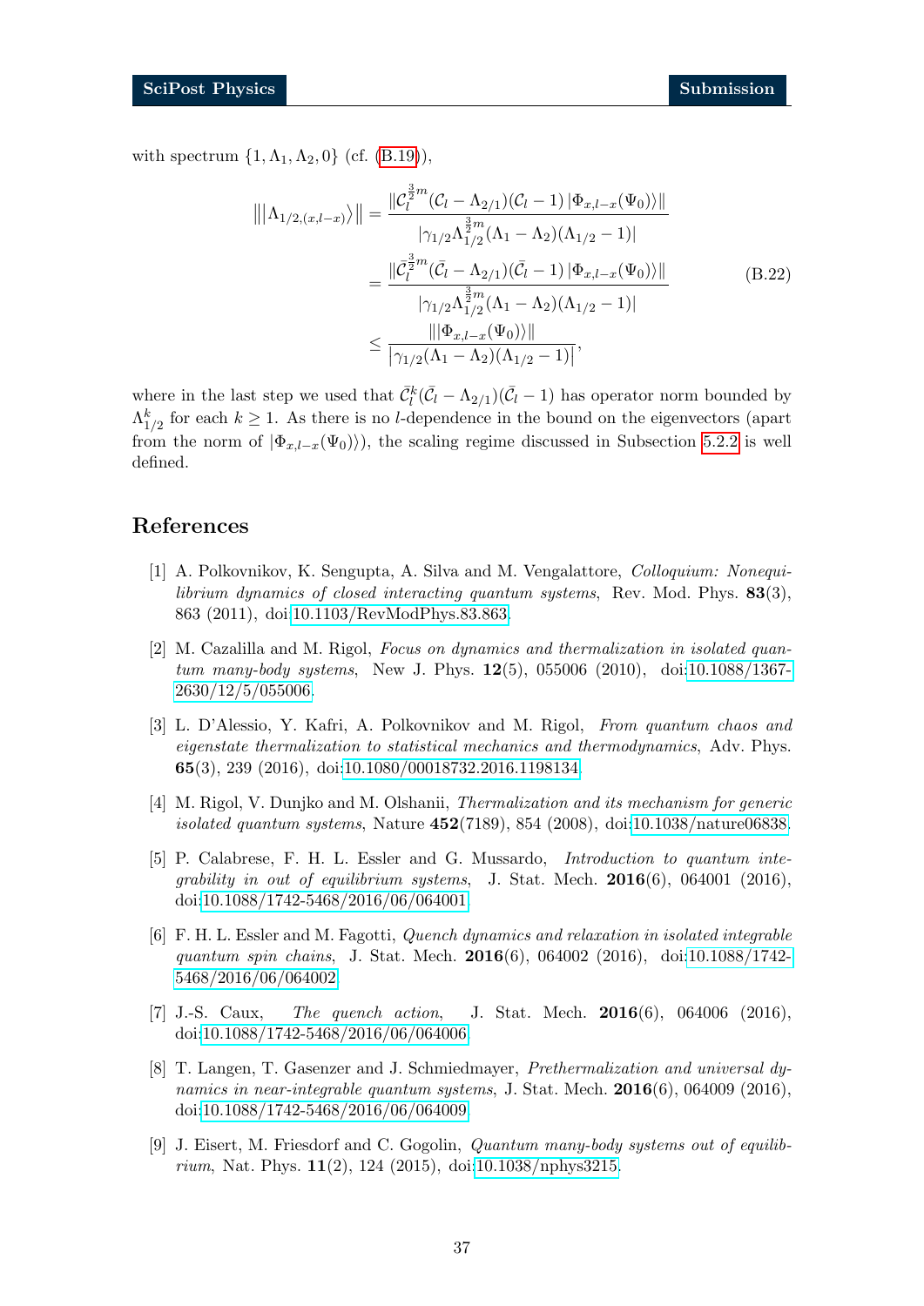with spectrum $\{1, \Lambda_1, \Lambda_2, 0\}$ (cf. (B.19)),

$$
\begin{aligned}
\left\| |\Lambda_{1/2,(x,l-x)}\rangle \right\| &= \frac{\| \mathcal{C}_l^{\frac{3}{2}m} (\mathcal{C}_l - \Lambda_{2/1})(\mathcal{C}_l - 1) |\Phi_{x,l-x}(\Psi_0)\rangle \|}{|\gamma_{1/2} \Lambda_{1/2}^{\frac{3}{2}m} (\Lambda_1 - \Lambda_2)(\Lambda_{1/2} - 1)|} \\
&= \frac{\| \bar{\mathcal{C}}_l^{\frac{3}{2}m} (\bar{\mathcal{C}}_l - \Lambda_{2/1})(\bar{\mathcal{C}}_l - 1) |\Phi_{x,l-x}(\Psi_0)\rangle \|}{|\gamma_{1/2} \Lambda_{1/2}^{\frac{3}{2}m} (\Lambda_1 - \Lambda_2)(\Lambda_{1/2} - 1)|} \\
&\leq \frac{\| |\Phi_{x,l-x}(\Psi_0)\rangle \|}{|\gamma_{1/2} (\Lambda_1 - \Lambda_2)(\Lambda_{1/2} - 1)|},
\end{aligned}
\tag{B.22}
$$

where in the last step we used that $\bar{\mathcal{C}}_l^k (\bar{\mathcal{C}}_l - \Lambda_{2/1})(\bar{\mathcal{C}}_l - 1)$ has operator norm bounded by $\Lambda_{1/2}^k$ for each $k \geq 1$. As there is no $l$-dependence in the bound on the eigenvectors (apart from the norm of $|\Phi_{x,l-x}(\Psi_0)\rangle$), the scaling regime discussed in Subsection 5.2.2 is well defined.

## References

[1] A. Polkovnikov, K. Sengupta, A. Silva and M. Vengalattore, *Colloquium: Nonequilibrium dynamics of closed interacting quantum systems*, Rev. Mod. Phys. **83**(3), 863 (2011), doi:10.1103/RevModPhys.83.863.

[2] M. Cazalilla and M. Rigol, *Focus on dynamics and thermalization in isolated quantum many-body systems*, New J. Phys. **12**(5), 055006 (2010), doi:10.1088/1367-2630/12/5/055006.

[3] L. D'Alessio, Y. Kafri, A. Polkovnikov and M. Rigol, *From quantum chaos and eigenstate thermalization to statistical mechanics and thermodynamics*, Adv. Phys. **65**(3), 239 (2016), doi:10.1080/00018732.2016.1198134.

[4] M. Rigol, V. Dunjko and M. Olshanii, *Thermalization and its mechanism for generic isolated quantum systems*, Nature **452**(7189), 854 (2008), doi:10.1038/nature06838.

[5] P. Calabrese, F. H. L. Essler and G. Mussardo, *Introduction to quantum integrability in out of equilibrium systems*, J. Stat. Mech. **2016**(6), 064001 (2016), doi:10.1088/1742-5468/2016/06/064001.

[6] F. H. L. Essler and M. Fagotti, *Quench dynamics and relaxation in isolated integrable quantum spin chains*, J. Stat. Mech. **2016**(6), 064002 (2016), doi:10.1088/1742-5468/2016/06/064002.

[7] J.-S. Caux, *The quench action*, J. Stat. Mech. **2016**(6), 064006 (2016), doi:10.1088/1742-5468/2016/06/064006.

[8] T. Langen, T. Gasenzer and J. Schmiedmayer, *Prethermalization and universal dynamics in near-integrable quantum systems*, J. Stat. Mech. **2016**(6), 064009 (2016), doi:10.1088/1742-5468/2016/06/064009.

[9] J. Eisert, M. Friesdorf and C. Gogolin, *Quantum many-body systems out of equilibrium*, Nat. Phys. **11**(2), 124 (2015), doi:10.1038/nphys3215.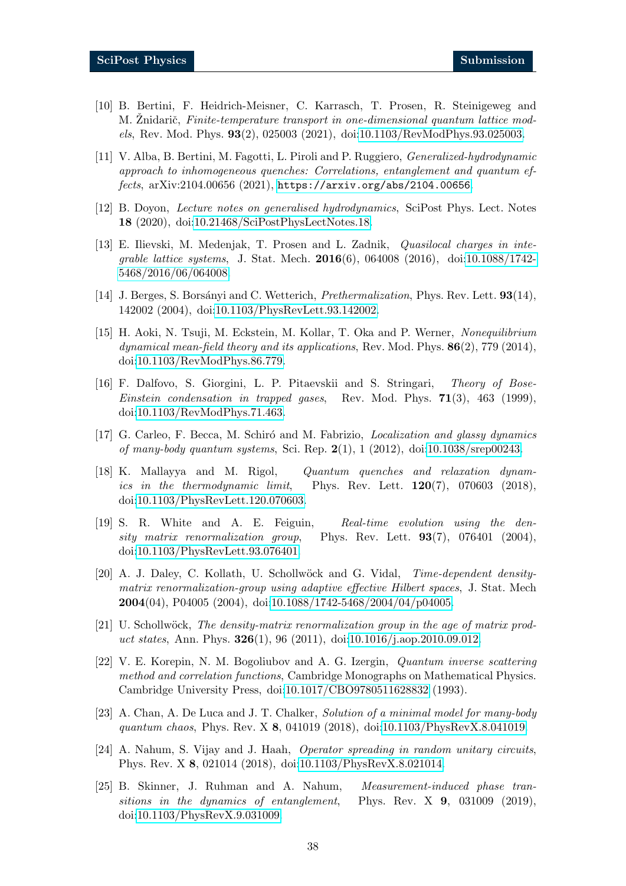[10] B. Bertini, F. Heidrich-Meisner, C. Karrasch, T. Prosen, R. Steinigeweg and M. Žnidarič, *Finite-temperature transport in one-dimensional quantum lattice models*, Rev. Mod. Phys. **93**(2), 025003 (2021), doi:10.1103/RevModPhys.93.025003.

[11] V. Alba, B. Bertini, M. Fagotti, L. Piroli and P. Ruggiero, *Generalized-hydrodynamic approach to inhomogeneous quenches: Correlations, entanglement and quantum effects*, arXiv:2104.00656 (2021), https://arxiv.org/abs/2104.00656.

[12] B. Doyon, *Lecture notes on generalised hydrodynamics*, SciPost Phys. Lect. Notes **18** (2020), doi:10.21468/SciPostPhysLectNotes.18.

[13] E. Ilievski, M. Medenjak, T. Prosen and L. Zadnik, *Quasilocal charges in integrable lattice systems*, J. Stat. Mech. **2016**(6), 064008 (2016), doi:10.1088/1742-5468/2016/06/064008.

[14] J. Berges, S. Borsányi and C. Wetterich, *Prethermalization*, Phys. Rev. Lett. **93**(14), 142002 (2004), doi:10.1103/PhysRevLett.93.142002.

[15] H. Aoki, N. Tsuji, M. Eckstein, M. Kollar, T. Oka and P. Werner, *Nonequilibrium dynamical mean-field theory and its applications*, Rev. Mod. Phys. **86**(2), 779 (2014), doi:10.1103/RevModPhys.86.779.

[16] F. Dalfovo, S. Giorgini, L. P. Pitaevskii and S. Stringari, *Theory of Bose-Einstein condensation in trapped gases*, Rev. Mod. Phys. **71**(3), 463 (1999), doi:10.1103/RevModPhys.71.463.

[17] G. Carleo, F. Becca, M. Schiró and M. Fabrizio, *Localization and glassy dynamics of many-body quantum systems*, Sci. Rep. **2**(1), 1 (2012), doi:10.1038/srep00243.

[18] K. Mallayya and M. Rigol, *Quantum quenches and relaxation dynamics in the thermodynamic limit*, Phys. Rev. Lett. **120**(7), 070603 (2018), doi:10.1103/PhysRevLett.120.070603.

[19] S. R. White and A. E. Feiguin, *Real-time evolution using the density matrix renormalization group*, Phys. Rev. Lett. **93**(7), 076401 (2004), doi:10.1103/PhysRevLett.93.076401.

[20] A. J. Daley, C. Kollath, U. Schollwöck and G. Vidal, *Time-dependent density-matrix renormalization-group using adaptive effective Hilbert spaces*, J. Stat. Mech **2004**(04), P04005 (2004), doi:10.1088/1742-5468/2004/04/p04005.

[21] U. Schollwöck, *The density-matrix renormalization group in the age of matrix product states*, Ann. Phys. **326**(1), 96 (2011), doi:10.1016/j.aop.2010.09.012.

[22] V. E. Korepin, N. M. Bogoliubov and A. G. Izergin, *Quantum inverse scattering method and correlation functions*, Cambridge Monographs on Mathematical Physics. Cambridge University Press, doi:10.1017/CBO9780511628832 (1993).

[23] A. Chan, A. De Luca and J. T. Chalker, *Solution of a minimal model for many-body quantum chaos*, Phys. Rev. X **8**, 041019 (2018), doi:10.1103/PhysRevX.8.041019.

[24] A. Nahum, S. Vijay and J. Haah, *Operator spreading in random unitary circuits*, Phys. Rev. X **8**, 021014 (2018), doi:10.1103/PhysRevX.8.021014.

[25] B. Skinner, J. Ruhman and A. Nahum, *Measurement-induced phase transitions in the dynamics of entanglement*, Phys. Rev. X **9**, 031009 (2019), doi:10.1103/PhysRevX.9.031009.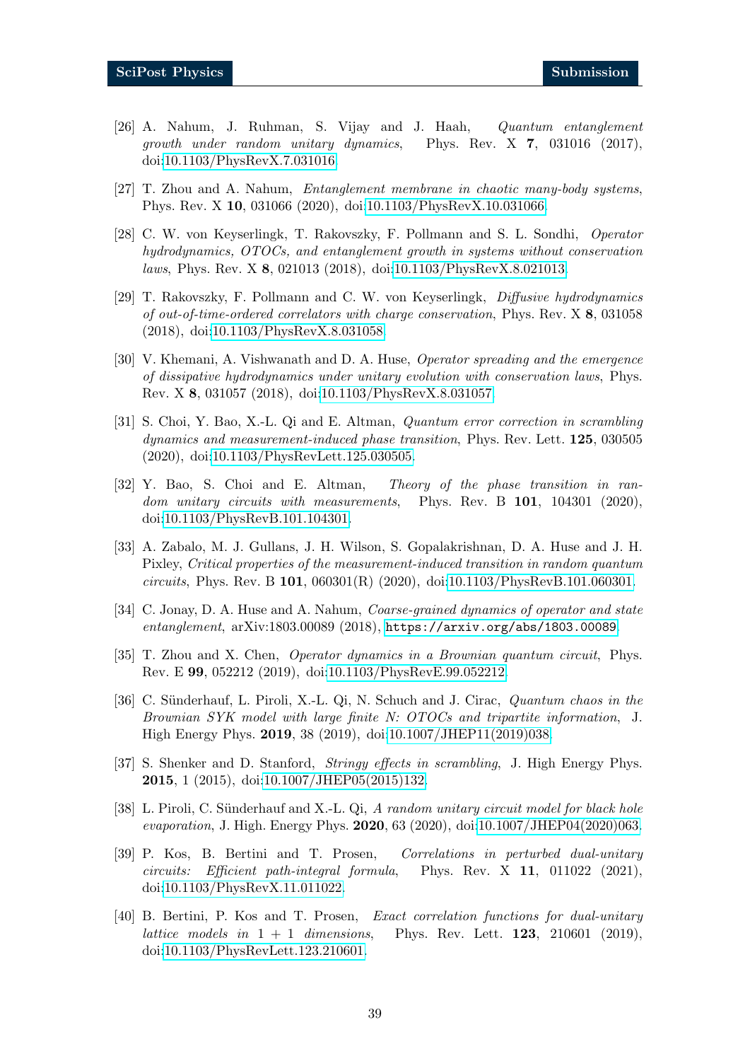[26] A. Nahum, J. Ruhman, S. Vijay and J. Haah, *Quantum entanglement growth under random unitary dynamics*, Phys. Rev. X **7**, 031016 (2017), doi:10.1103/PhysRevX.7.031016.

[27] T. Zhou and A. Nahum, *Entanglement membrane in chaotic many-body systems*, Phys. Rev. X **10**, 031066 (2020), doi:10.1103/PhysRevX.10.031066.

[28] C. W. von Keyserlingk, T. Rakovszky, F. Pollmann and S. L. Sondhi, *Operator hydrodynamics, OTOCs, and entanglement growth in systems without conservation laws*, Phys. Rev. X **8**, 021013 (2018), doi:10.1103/PhysRevX.8.021013.

[29] T. Rakovszky, F. Pollmann and C. W. von Keyserlingk, *Diffusive hydrodynamics of out-of-time-ordered correlators with charge conservation*, Phys. Rev. X **8**, 031058 (2018), doi:10.1103/PhysRevX.8.031058.

[30] V. Khemani, A. Vishwanath and D. A. Huse, *Operator spreading and the emergence of dissipative hydrodynamics under unitary evolution with conservation laws*, Phys. Rev. X **8**, 031057 (2018), doi:10.1103/PhysRevX.8.031057.

[31] S. Choi, Y. Bao, X.-L. Qi and E. Altman, *Quantum error correction in scrambling dynamics and measurement-induced phase transition*, Phys. Rev. Lett. **125**, 030505 (2020), doi:10.1103/PhysRevLett.125.030505.

[32] Y. Bao, S. Choi and E. Altman, *Theory of the phase transition in random unitary circuits with measurements*, Phys. Rev. B **101**, 104301 (2020), doi:10.1103/PhysRevB.101.104301.

[33] A. Zabalo, M. J. Gullans, J. H. Wilson, S. Gopalakrishnan, D. A. Huse and J. H. Pixley, *Critical properties of the measurement-induced transition in random quantum circuits*, Phys. Rev. B **101**, 060301(R) (2020), doi:10.1103/PhysRevB.101.060301.

[34] C. Jonay, D. A. Huse and A. Nahum, *Coarse-grained dynamics of operator and state entanglement*, arXiv:1803.00089 (2018), https://arxiv.org/abs/1803.00089.

[35] T. Zhou and X. Chen, *Operator dynamics in a Brownian quantum circuit*, Phys. Rev. E **99**, 052212 (2019), doi:10.1103/PhysRevE.99.052212.

[36] C. Sünderhauf, L. Piroli, X.-L. Qi, N. Schuch and J. Cirac, *Quantum chaos in the Brownian SYK model with large finite N: OTOCs and tripartite information*, J. High Energy Phys. **2019**, 38 (2019), doi:10.1007/JHEP11(2019)038.

[37] S. Shenker and D. Stanford, *Stringy effects in scrambling*, J. High Energy Phys. **2015**, 1 (2015), doi:10.1007/JHEP05(2015)132.

[38] L. Piroli, C. Sünderhauf and X.-L. Qi, *A random unitary circuit model for black hole evaporation*, J. High. Energy Phys. **2020**, 63 (2020), doi:10.1007/JHEP04(2020)063.

[39] P. Kos, B. Bertini and T. Prosen, *Correlations in perturbed dual-unitary circuits: Efficient path-integral formula*, Phys. Rev. X **11**, 011022 (2021), doi:10.1103/PhysRevX.11.011022.

[40] B. Bertini, P. Kos and T. Prosen, *Exact correlation functions for dual-unitary lattice models in 1 + 1 dimensions*, Phys. Rev. Lett. **123**, 210601 (2019), doi:10.1103/PhysRevLett.123.210601.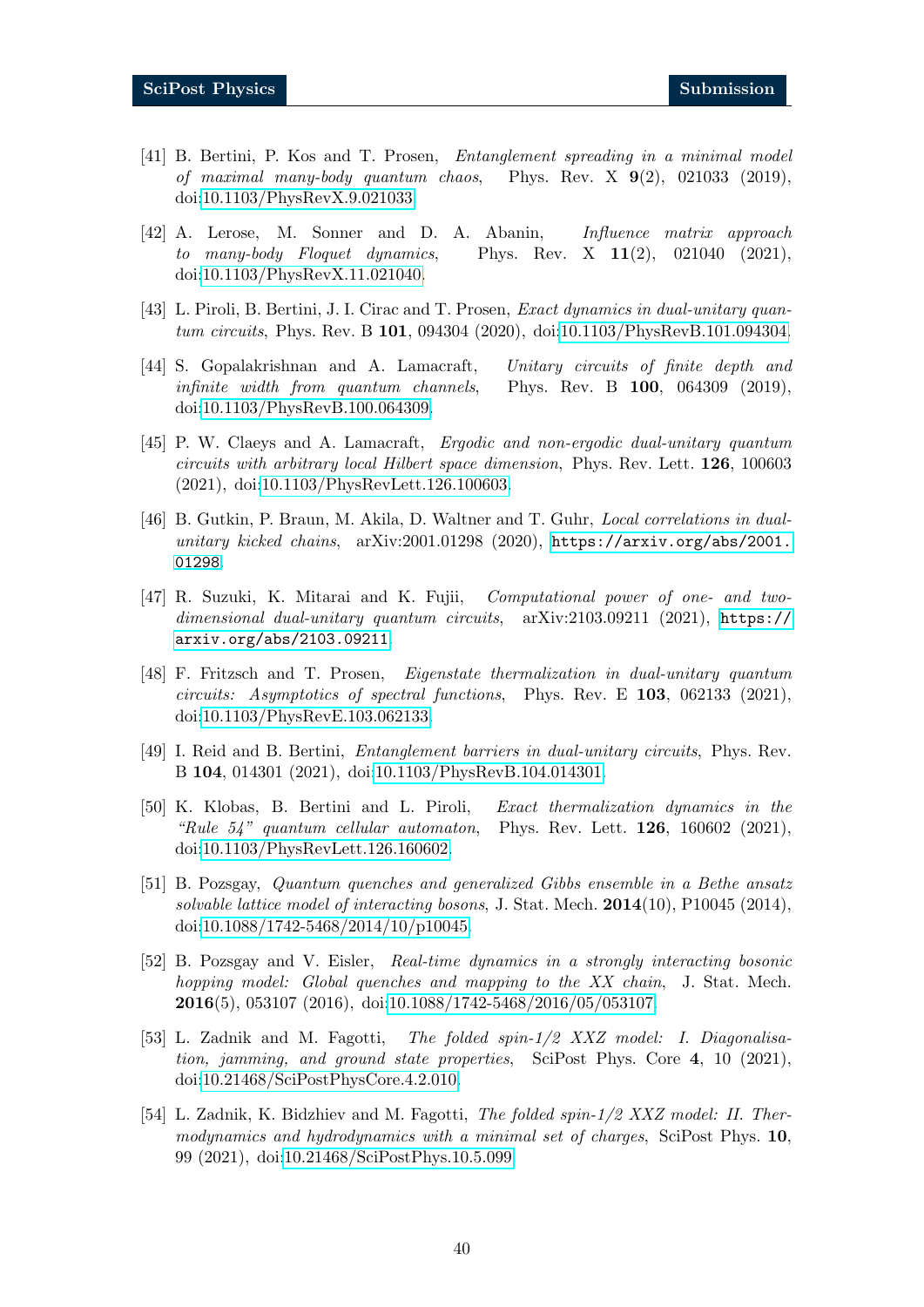[41] B. Bertini, P. Kos and T. Prosen, *Entanglement spreading in a minimal model of maximal many-body quantum chaos*, Phys. Rev. X **9**(2), 021033 (2019), doi:10.1103/PhysRevX.9.021033.

[42] A. Lerose, M. Sonner and D. A. Abanin, *Influence matrix approach to many-body Floquet dynamics*, Phys. Rev. X **11**(2), 021040 (2021), doi:10.1103/PhysRevX.11.021040.

[43] L. Piroli, B. Bertini, J. I. Cirac and T. Prosen, *Exact dynamics in dual-unitary quantum circuits*, Phys. Rev. B **101**, 094304 (2020), doi:10.1103/PhysRevB.101.094304.

[44] S. Gopalakrishnan and A. Lamacraft, *Unitary circuits of finite depth and infinite width from quantum channels*, Phys. Rev. B **100**, 064309 (2019), doi:10.1103/PhysRevB.100.064309.

[45] P. W. Claeys and A. Lamacraft, *Ergodic and non-ergodic dual-unitary quantum circuits with arbitrary local Hilbert space dimension*, Phys. Rev. Lett. **126**, 100603 (2021), doi:10.1103/PhysRevLett.126.100603.

[46] B. Gutkin, P. Braun, M. Akila, D. Waltner and T. Guhr, *Local correlations in dual-unitary kicked chains*, arXiv:2001.01298 (2020), `https://arxiv.org/abs/2001.01298`.

[47] R. Suzuki, K. Mitarai and K. Fujii, *Computational power of one- and two-dimensional dual-unitary quantum circuits*, arXiv:2103.09211 (2021), `https://arxiv.org/abs/2103.09211`.

[48] F. Fritzsch and T. Prosen, *Eigenstate thermalization in dual-unitary quantum circuits: Asymptotics of spectral functions*, Phys. Rev. E **103**, 062133 (2021), doi:10.1103/PhysRevE.103.062133.

[49] I. Reid and B. Bertini, *Entanglement barriers in dual-unitary circuits*, Phys. Rev. B **104**, 014301 (2021), doi:10.1103/PhysRevB.104.014301.

[50] K. Klobas, B. Bertini and L. Piroli, *Exact thermalization dynamics in the "Rule 54" quantum cellular automaton*, Phys. Rev. Lett. **126**, 160602 (2021), doi:10.1103/PhysRevLett.126.160602.

[51] B. Pozsgay, *Quantum quenches and generalized Gibbs ensemble in a Bethe ansatz solvable lattice model of interacting bosons*, J. Stat. Mech. **2014**(10), P10045 (2014), doi:10.1088/1742-5468/2014/10/p10045.

[52] B. Pozsgay and V. Eisler, *Real-time dynamics in a strongly interacting bosonic hopping model: Global quenches and mapping to the XX chain*, J. Stat. Mech. **2016**(5), 053107 (2016), doi:10.1088/1742-5468/2016/05/053107.

[53] L. Zadnik and M. Fagotti, *The folded spin-1/2 XXZ model: I. Diagonalisation, jamming, and ground state properties*, SciPost Phys. Core **4**, 10 (2021), doi:10.21468/SciPostPhysCore.4.2.010.

[54] L. Zadnik, K. Bidzhiev and M. Fagotti, *The folded spin-1/2 XXZ model: II. Thermodynamics and hydrodynamics with a minimal set of charges*, SciPost Phys. **10**, 99 (2021), doi:10.21468/SciPostPhys.10.5.099.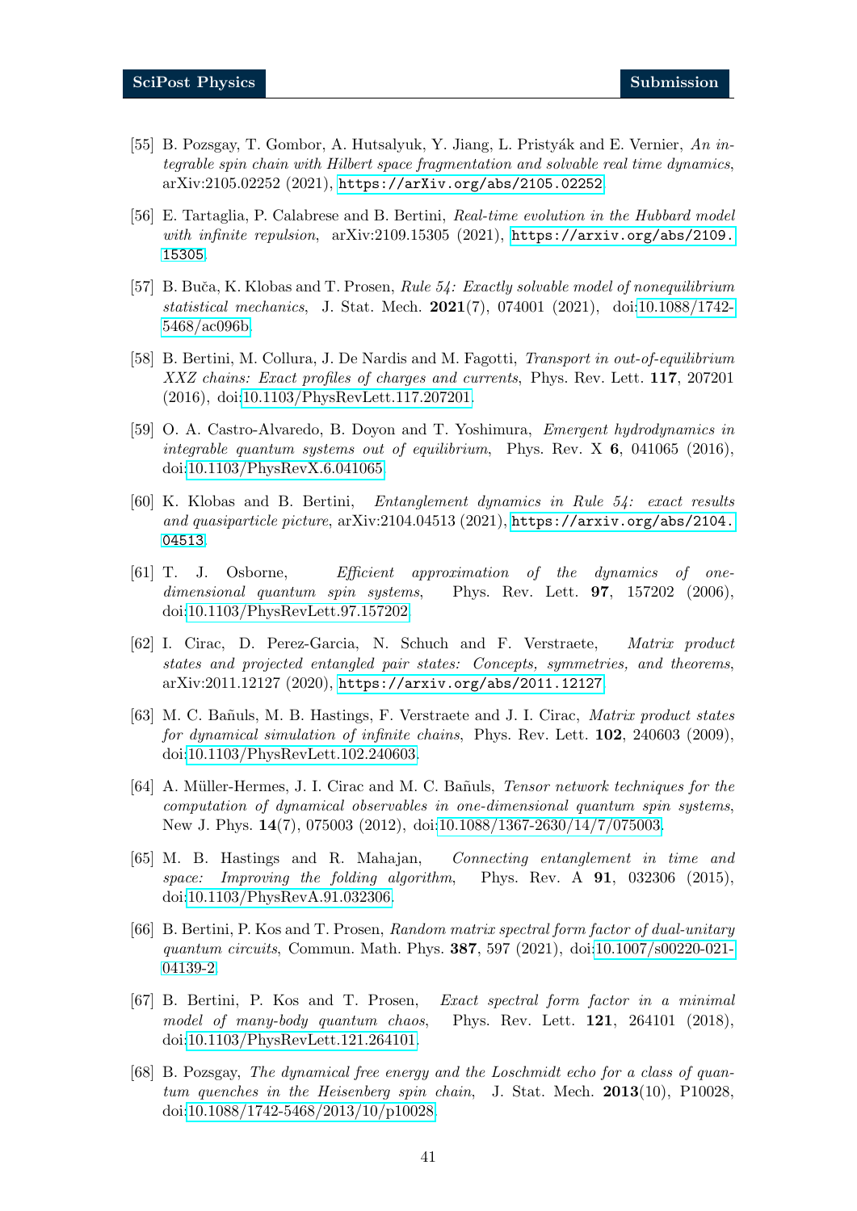[55] B. Pozsgay, T. Gombor, A. Hutsalyuk, Y. Jiang, L. Pristyák and E. Vernier, *An integrable spin chain with Hilbert space fragmentation and solvable real time dynamics*, arXiv:2105.02252 (2021), https://arXiv.org/abs/2105.02252.

[56] E. Tartaglia, P. Calabrese and B. Bertini, *Real-time evolution in the Hubbard model with infinite repulsion*, arXiv:2109.15305 (2021), https://arxiv.org/abs/2109.15305.

[57] B. Buča, K. Klobas and T. Prosen, *Rule 54: Exactly solvable model of nonequilibrium statistical mechanics*, J. Stat. Mech. **2021**(7), 074001 (2021), doi:10.1088/1742-5468/ac096b.

[58] B. Bertini, M. Collura, J. De Nardis and M. Fagotti, *Transport in out-of-equilibrium XXZ chains: Exact profiles of charges and currents*, Phys. Rev. Lett. **117**, 207201 (2016), doi:10.1103/PhysRevLett.117.207201.

[59] O. A. Castro-Alvaredo, B. Doyon and T. Yoshimura, *Emergent hydrodynamics in integrable quantum systems out of equilibrium*, Phys. Rev. X **6**, 041065 (2016), doi:10.1103/PhysRevX.6.041065.

[60] K. Klobas and B. Bertini, *Entanglement dynamics in Rule 54: exact results and quasiparticle picture*, arXiv:2104.04513 (2021), https://arxiv.org/abs/2104.04513.

[61] T. J. Osborne, *Efficient approximation of the dynamics of one-dimensional quantum spin systems*, Phys. Rev. Lett. **97**, 157202 (2006), doi:10.1103/PhysRevLett.97.157202.

[62] I. Cirac, D. Perez-Garcia, N. Schuch and F. Verstraete, *Matrix product states and projected entangled pair states: Concepts, symmetries, and theorems*, arXiv:2011.12127 (2020), https://arxiv.org/abs/2011.12127.

[63] M. C. Bañuls, M. B. Hastings, F. Verstraete and J. I. Cirac, *Matrix product states for dynamical simulation of infinite chains*, Phys. Rev. Lett. **102**, 240603 (2009), doi:10.1103/PhysRevLett.102.240603.

[64] A. Müller-Hermes, J. I. Cirac and M. C. Bañuls, *Tensor network techniques for the computation of dynamical observables in one-dimensional quantum spin systems*, New J. Phys. **14**(7), 075003 (2012), doi:10.1088/1367-2630/14/7/075003.

[65] M. B. Hastings and R. Mahajan, *Connecting entanglement in time and space: Improving the folding algorithm*, Phys. Rev. A **91**, 032306 (2015), doi:10.1103/PhysRevA.91.032306.

[66] B. Bertini, P. Kos and T. Prosen, *Random matrix spectral form factor of dual-unitary quantum circuits*, Commun. Math. Phys. **387**, 597 (2021), doi:10.1007/s00220-021-04139-2.

[67] B. Bertini, P. Kos and T. Prosen, *Exact spectral form factor in a minimal model of many-body quantum chaos*, Phys. Rev. Lett. **121**, 264101 (2018), doi:10.1103/PhysRevLett.121.264101.

[68] B. Pozsgay, *The dynamical free energy and the Loschmidt echo for a class of quantum quenches in the Heisenberg spin chain*, J. Stat. Mech. **2013**(10), P10028, doi:10.1088/1742-5468/2013/10/p10028.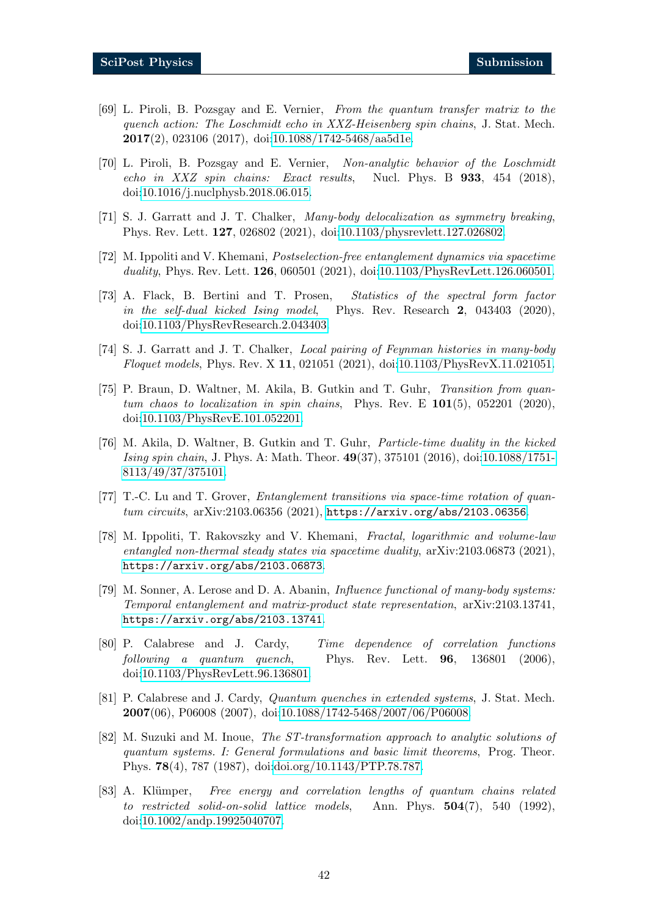[69] L. Piroli, B. Pozsgay and E. Vernier, *From the quantum transfer matrix to the quench action: The Loschmidt echo in XXZ-Heisenberg spin chains*, J. Stat. Mech. **2017**(2), 023106 (2017), doi:10.1088/1742-5468/aa5d1e.

[70] L. Piroli, B. Pozsgay and E. Vernier, *Non-analytic behavior of the Loschmidt echo in XXZ spin chains: Exact results*, Nucl. Phys. B **933**, 454 (2018), doi:10.1016/j.nuclphysb.2018.06.015.

[71] S. J. Garratt and J. T. Chalker, *Many-body delocalization as symmetry breaking*, Phys. Rev. Lett. **127**, 026802 (2021), doi:10.1103/physrevlett.127.026802.

[72] M. Ippoliti and V. Khemani, *Postselection-free entanglement dynamics via spacetime duality*, Phys. Rev. Lett. **126**, 060501 (2021), doi:10.1103/PhysRevLett.126.060501.

[73] A. Flack, B. Bertini and T. Prosen, *Statistics of the spectral form factor in the self-dual kicked Ising model*, Phys. Rev. Research **2**, 043403 (2020), doi:10.1103/PhysRevResearch.2.043403.

[74] S. J. Garratt and J. T. Chalker, *Local pairing of Feynman histories in many-body Floquet models*, Phys. Rev. X **11**, 021051 (2021), doi:10.1103/PhysRevX.11.021051.

[75] P. Braun, D. Waltner, M. Akila, B. Gutkin and T. Guhr, *Transition from quantum chaos to localization in spin chains*, Phys. Rev. E **101**(5), 052201 (2020), doi:10.1103/PhysRevE.101.052201.

[76] M. Akila, D. Waltner, B. Gutkin and T. Guhr, *Particle-time duality in the kicked Ising spin chain*, J. Phys. A: Math. Theor. **49**(37), 375101 (2016), doi:10.1088/1751-8113/49/37/375101.

[77] T.-C. Lu and T. Grover, *Entanglement transitions via space-time rotation of quantum circuits*, arXiv:2103.06356 (2021), https://arxiv.org/abs/2103.06356.

[78] M. Ippoliti, T. Rakovszky and V. Khemani, *Fractal, logarithmic and volume-law entangled non-thermal steady states via spacetime duality*, arXiv:2103.06873 (2021), https://arxiv.org/abs/2103.06873.

[79] M. Sonner, A. Lerose and D. A. Abanin, *Influence functional of many-body systems: Temporal entanglement and matrix-product state representation*, arXiv:2103.13741, https://arxiv.org/abs/2103.13741.

[80] P. Calabrese and J. Cardy, *Time dependence of correlation functions following a quantum quench*, Phys. Rev. Lett. **96**, 136801 (2006), doi:10.1103/PhysRevLett.96.136801.

[81] P. Calabrese and J. Cardy, *Quantum quenches in extended systems*, J. Stat. Mech. **2007**(06), P06008 (2007), doi:10.1088/1742-5468/2007/06/P06008.

[82] M. Suzuki and M. Inoue, *The ST-transformation approach to analytic solutions of quantum systems. I: General formulations and basic limit theorems*, Prog. Theor. Phys. **78**(4), 787 (1987), doi:doi.org/10.1143/PTP.78.787.

[83] A. Klümper, *Free energy and correlation lengths of quantum chains related to restricted solid-on-solid lattice models*, Ann. Phys. **504**(7), 540 (1992), doi:10.1002/andp.19925040707.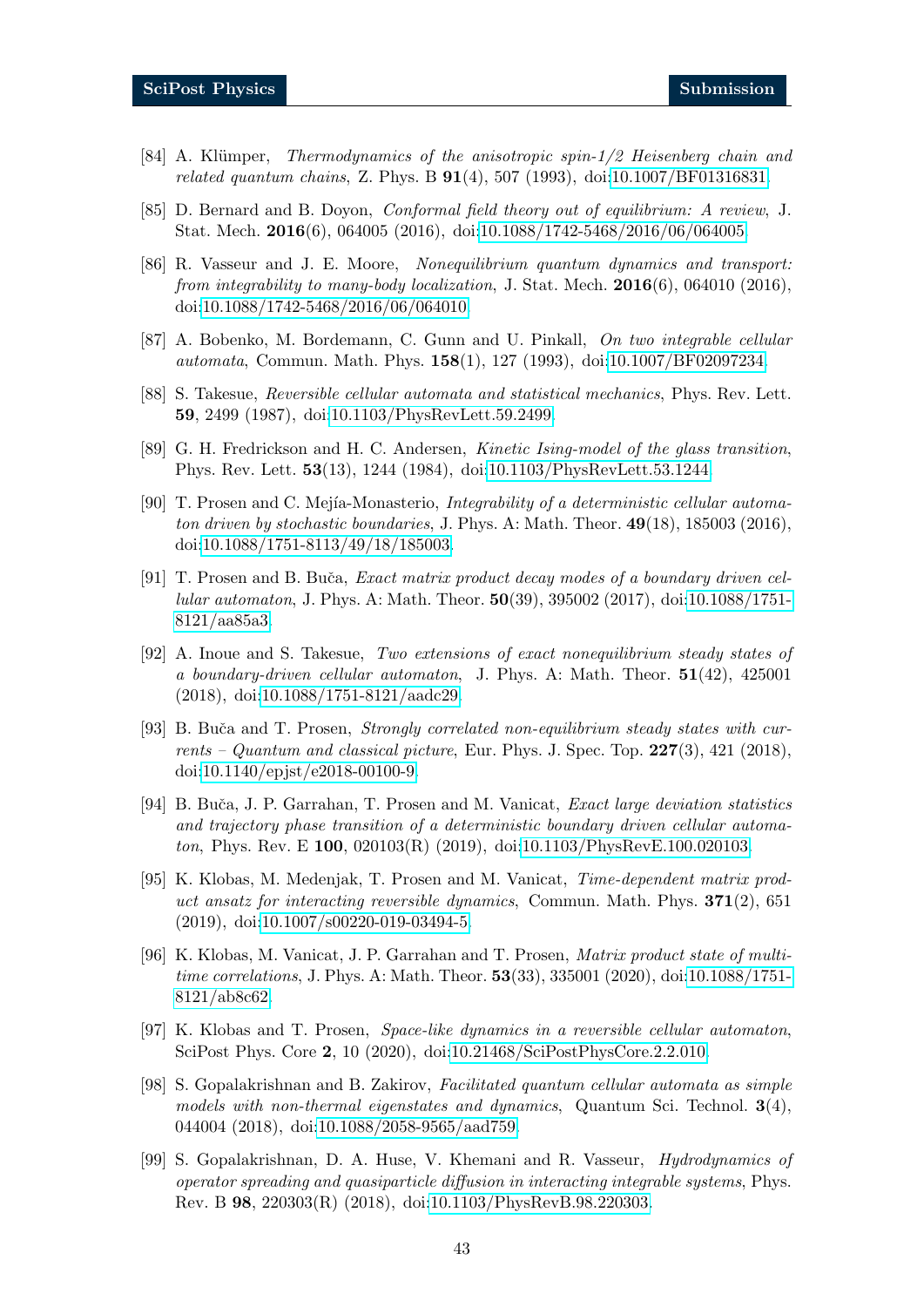[84] A. Klümper, *Thermodynamics of the anisotropic spin-1/2 Heisenberg chain and related quantum chains*, Z. Phys. B **91**(4), 507 (1993), doi:10.1007/BF01316831.

[85] D. Bernard and B. Doyon, *Conformal field theory out of equilibrium: A review*, J. Stat. Mech. **2016**(6), 064005 (2016), doi:10.1088/1742-5468/2016/06/064005.

[86] R. Vasseur and J. E. Moore, *Nonequilibrium quantum dynamics and transport: from integrability to many-body localization*, J. Stat. Mech. **2016**(6), 064010 (2016), doi:10.1088/1742-5468/2016/06/064010.

[87] A. Bobenko, M. Bordemann, C. Gunn and U. Pinkall, *On two integrable cellular automata*, Commun. Math. Phys. **158**(1), 127 (1993), doi:10.1007/BF02097234.

[88] S. Takesue, *Reversible cellular automata and statistical mechanics*, Phys. Rev. Lett. **59**, 2499 (1987), doi:10.1103/PhysRevLett.59.2499.

[89] G. H. Fredrickson and H. C. Andersen, *Kinetic Ising-model of the glass transition*, Phys. Rev. Lett. **53**(13), 1244 (1984), doi:10.1103/PhysRevLett.53.1244.

[90] T. Prosen and C. Mejía-Monasterio, *Integrability of a deterministic cellular automaton driven by stochastic boundaries*, J. Phys. A: Math. Theor. **49**(18), 185003 (2016), doi:10.1088/1751-8113/49/18/185003.

[91] T. Prosen and B. Buča, *Exact matrix product decay modes of a boundary driven cellular automaton*, J. Phys. A: Math. Theor. **50**(39), 395002 (2017), doi:10.1088/1751-8121/aa85a3.

[92] A. Inoue and S. Takesue, *Two extensions of exact nonequilibrium steady states of a boundary-driven cellular automaton*, J. Phys. A: Math. Theor. **51**(42), 425001 (2018), doi:10.1088/1751-8121/aadc29.

[93] B. Buča and T. Prosen, *Strongly correlated non-equilibrium steady states with currents – Quantum and classical picture*, Eur. Phys. J. Spec. Top. **227**(3), 421 (2018), doi:10.1140/epjst/e2018-00100-9.

[94] B. Buča, J. P. Garrahan, T. Prosen and M. Vanicat, *Exact large deviation statistics and trajectory phase transition of a deterministic boundary driven cellular automaton*, Phys. Rev. E **100**, 020103(R) (2019), doi:10.1103/PhysRevE.100.020103.

[95] K. Klobas, M. Medenjak, T. Prosen and M. Vanicat, *Time-dependent matrix product ansatz for interacting reversible dynamics*, Commun. Math. Phys. **371**(2), 651 (2019), doi:10.1007/s00220-019-03494-5.

[96] K. Klobas, M. Vanicat, J. P. Garrahan and T. Prosen, *Matrix product state of multi-time correlations*, J. Phys. A: Math. Theor. **53**(33), 335001 (2020), doi:10.1088/1751-8121/ab8c62.

[97] K. Klobas and T. Prosen, *Space-like dynamics in a reversible cellular automaton*, SciPost Phys. Core **2**, 10 (2020), doi:10.21468/SciPostPhysCore.2.2.010.

[98] S. Gopalakrishnan and B. Zakirov, *Facilitated quantum cellular automata as simple models with non-thermal eigenstates and dynamics*, Quantum Sci. Technol. **3**(4), 044004 (2018), doi:10.1088/2058-9565/aad759.

[99] S. Gopalakrishnan, D. A. Huse, V. Khemani and R. Vasseur, *Hydrodynamics of operator spreading and quasiparticle diffusion in interacting integrable systems*, Phys. Rev. B **98**, 220303(R) (2018), doi:10.1103/PhysRevB.98.220303.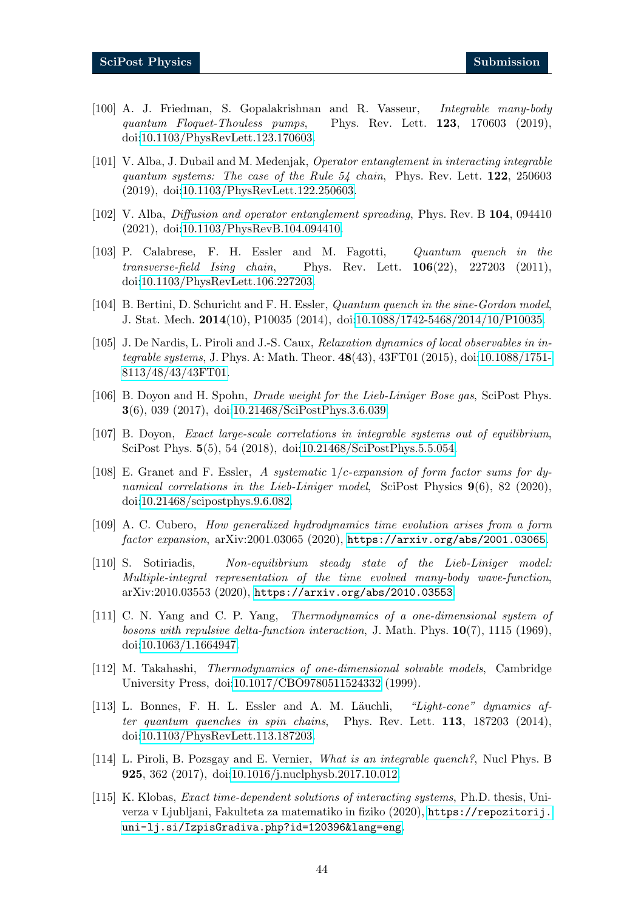[100] A. J. Friedman, S. Gopalakrishnan and R. Vasseur, *Integrable many-body quantum Floquet-Thouless pumps*, Phys. Rev. Lett. **123**, 170603 (2019), doi:10.1103/PhysRevLett.123.170603.

[101] V. Alba, J. Dubail and M. Medenjak, *Operator entanglement in interacting integrable quantum systems: The case of the Rule 54 chain*, Phys. Rev. Lett. **122**, 250603 (2019), doi:10.1103/PhysRevLett.122.250603.

[102] V. Alba, *Diffusion and operator entanglement spreading*, Phys. Rev. B **104**, 094410 (2021), doi:10.1103/PhysRevB.104.094410.

[103] P. Calabrese, F. H. Essler and M. Fagotti, *Quantum quench in the transverse-field Ising chain*, Phys. Rev. Lett. **106**(22), 227203 (2011), doi:10.1103/PhysRevLett.106.227203.

[104] B. Bertini, D. Schuricht and F. H. Essler, *Quantum quench in the sine-Gordon model*, J. Stat. Mech. **2014**(10), P10035 (2014), doi:10.1088/1742-5468/2014/10/P10035.

[105] J. De Nardis, L. Piroli and J.-S. Caux, *Relaxation dynamics of local observables in integrable systems*, J. Phys. A: Math. Theor. **48**(43), 43FT01 (2015), doi:10.1088/1751-8113/48/43/43FT01.

[106] B. Doyon and H. Spohn, *Drude weight for the Lieb-Liniger Bose gas*, SciPost Phys. **3**(6), 039 (2017), doi:10.21468/SciPostPhys.3.6.039.

[107] B. Doyon, *Exact large-scale correlations in integrable systems out of equilibrium*, SciPost Phys. **5**(5), 54 (2018), doi:10.21468/SciPostPhys.5.5.054.

[108] E. Granet and F. Essler, *A systematic $1/c$-expansion of form factor sums for dynamical correlations in the Lieb-Liniger model*, SciPost Physics **9**(6), 82 (2020), doi:10.21468/scipostphys.9.6.082.

[109] A. C. Cubero, *How generalized hydrodynamics time evolution arises from a form factor expansion*, arXiv:2001.03065 (2020), https://arxiv.org/abs/2001.03065.

[110] S. Sotiriadis, *Non-equilibrium steady state of the Lieb-Liniger model: Multiple-integral representation of the time evolved many-body wave-function*, arXiv:2010.03553 (2020), https://arxiv.org/abs/2010.03553.

[111] C. N. Yang and C. P. Yang, *Thermodynamics of a one-dimensional system of bosons with repulsive delta-function interaction*, J. Math. Phys. **10**(7), 1115 (1969), doi:10.1063/1.1664947.

[112] M. Takahashi, *Thermodynamics of one-dimensional solvable models*, Cambridge University Press, doi:10.1017/CBO9780511524332 (1999).

[113] L. Bonnes, F. H. L. Essler and A. M. Läuchli, *"Light-cone" dynamics after quantum quenches in spin chains*, Phys. Rev. Lett. **113**, 187203 (2014), doi:10.1103/PhysRevLett.113.187203.

[114] L. Piroli, B. Pozsgay and E. Vernier, *What is an integrable quench?*, Nucl Phys. B **925**, 362 (2017), doi:10.1016/j.nuclphysb.2017.10.012.

[115] K. Klobas, *Exact time-dependent solutions of interacting systems*, Ph.D. thesis, Univerza v Ljubljani, Fakulteta za matematiko in fiziko (2020), https://repozitorij.uni-lj.si/IzpisGradiva.php?id=120396&lang=eng.